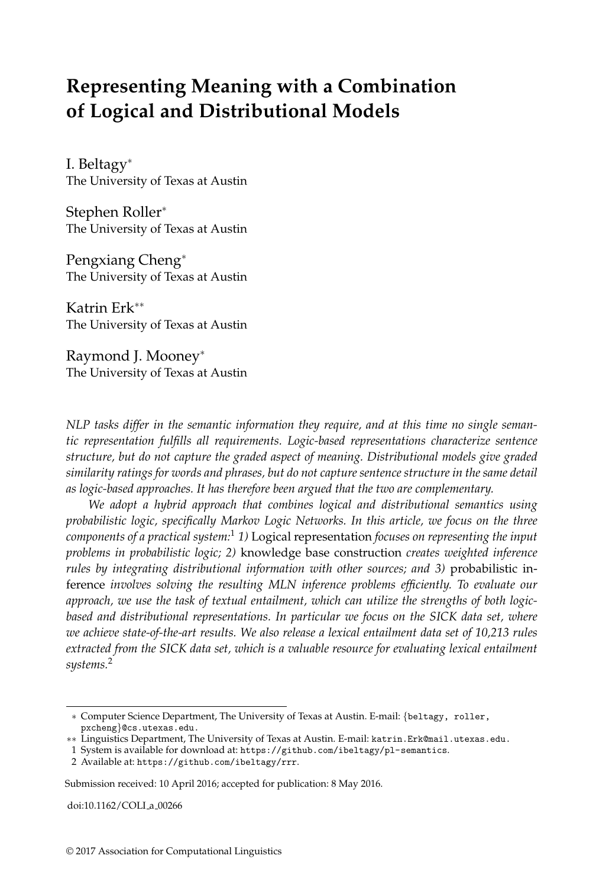# Representing Meaning with a Combination of Logical and Distributional Models

I. Beltagy*
The University of Texas at Austin

Stephen Roller*
The University of Texas at Austin

Pengxiang Cheng*
The University of Texas at Austin

Katrin Erk**
The University of Texas at Austin

Raymond J. Mooney*
The University of Texas at Austin

*NLP tasks differ in the semantic information they require, and at this time no single semantic representation fulfills all requirements. Logic-based representations characterize sentence structure, but do not capture the graded aspect of meaning. Distributional models give graded similarity ratings for words and phrases, but do not capture sentence structure in the same detail as logic-based approaches. It has therefore been argued that the two are complementary.*

*We adopt a hybrid approach that combines logical and distributional semantics using probabilistic logic, specifically Markov Logic Networks. In this article, we focus on the three components of a practical system:*[1] *1)* Logical representation *focuses on representing the input problems in probabilistic logic; 2)* knowledge base construction *creates weighted inference rules by integrating distributional information with other sources; and 3)* probabilistic inference *involves solving the resulting MLN inference problems efficiently. To evaluate our approach, we use the task of textual entailment, which can utilize the strengths of both logic-based and distributional representations. In particular we focus on the SICK data set, where we achieve state-of-the-art results. We also release a lexical entailment data set of 10,213 rules extracted from the SICK data set, which is a valuable resource for evaluating lexical entailment systems.*[2]

---

\* Computer Science Department, The University of Texas at Austin. E-mail: {beltagy, roller, pxcheng}@cs.utexas.edu.

\*\* Linguistics Department, The University of Texas at Austin. E-mail: katrin.Erk@mail.utexas.edu.

1 System is available for download at: https://github.com/ibeltagy/pl-semantics.

2 Available at: https://github.com/ibeltagy/rrr.

Submission received: 10 April 2016; accepted for publication: 8 May 2016.

doi:10.1162/COLI_a_00266

© 2017 Association for Computational Linguistics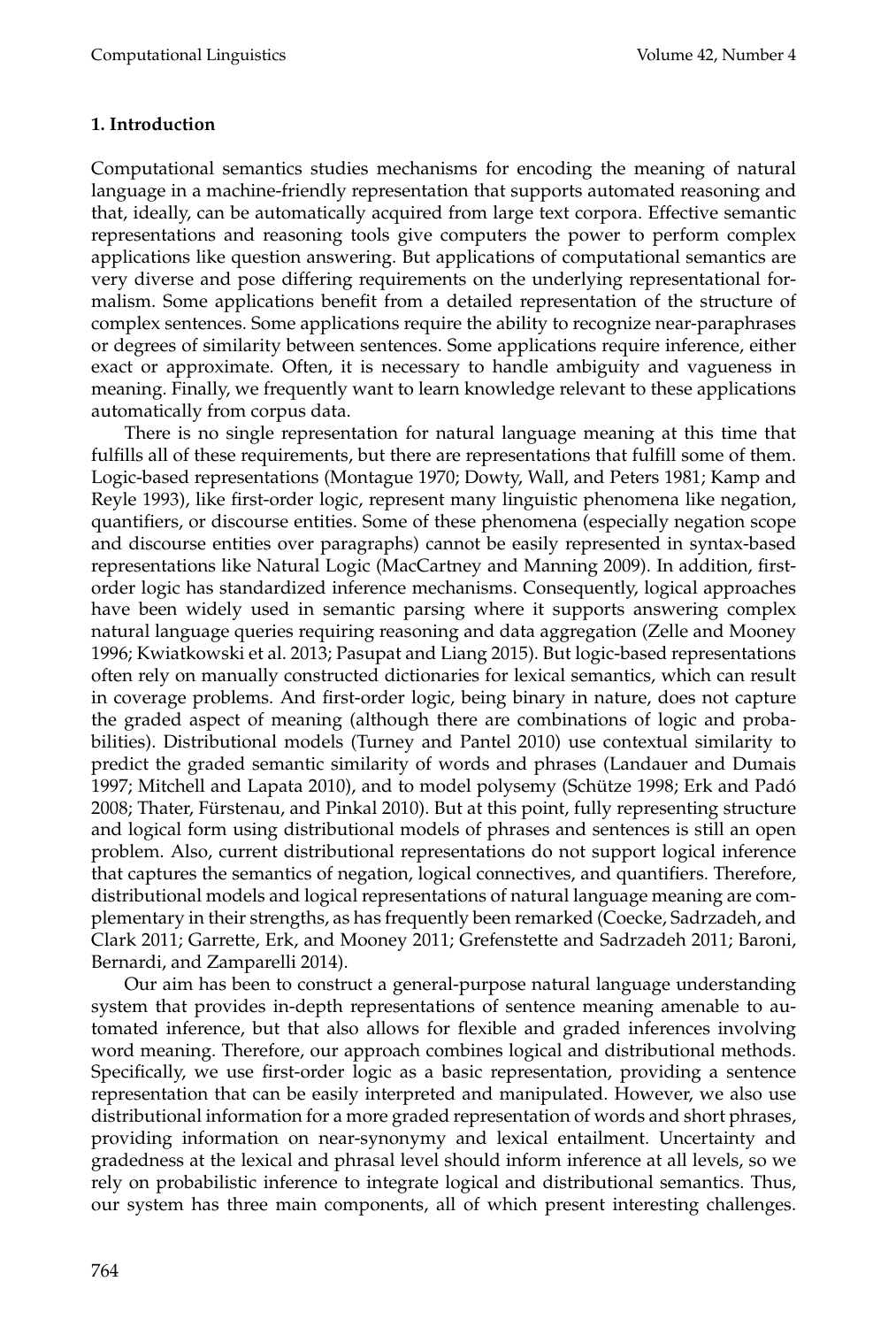## 1. Introduction

Computational semantics studies mechanisms for encoding the meaning of natural language in a machine-friendly representation that supports automated reasoning and that, ideally, can be automatically acquired from large text corpora. Effective semantic representations and reasoning tools give computers the power to perform complex applications like question answering. But applications of computational semantics are very diverse and pose differing requirements on the underlying representational formalism. Some applications benefit from a detailed representation of the structure of complex sentences. Some applications require the ability to recognize near-paraphrases or degrees of similarity between sentences. Some applications require inference, either exact or approximate. Often, it is necessary to handle ambiguity and vagueness in meaning. Finally, we frequently want to learn knowledge relevant to these applications automatically from corpus data.

There is no single representation for natural language meaning at this time that fulfills all of these requirements, but there are representations that fulfill some of them. Logic-based representations (Montague 1970; Dowty, Wall, and Peters 1981; Kamp and Reyle 1993), like first-order logic, represent many linguistic phenomena like negation, quantifiers, or discourse entities. Some of these phenomena (especially negation scope and discourse entities over paragraphs) cannot be easily represented in syntax-based representations like Natural Logic (MacCartney and Manning 2009). In addition, first-order logic has standardized inference mechanisms. Consequently, logical approaches have been widely used in semantic parsing where it supports answering complex natural language queries requiring reasoning and data aggregation (Zelle and Mooney 1996; Kwiatkowski et al. 2013; Pasupat and Liang 2015). But logic-based representations often rely on manually constructed dictionaries for lexical semantics, which can result in coverage problems. And first-order logic, being binary in nature, does not capture the graded aspect of meaning (although there are combinations of logic and probabilities). Distributional models (Turney and Pantel 2010) use contextual similarity to predict the graded semantic similarity of words and phrases (Landauer and Dumais 1997; Mitchell and Lapata 2010), and to model polysemy (Schütze 1998; Erk and Padó 2008; Thater, Fürstenau, and Pinkal 2010). But at this point, fully representing structure and logical form using distributional models of phrases and sentences is still an open problem. Also, current distributional representations do not support logical inference that captures the semantics of negation, logical connectives, and quantifiers. Therefore, distributional models and logical representations of natural language meaning are complementary in their strengths, as has frequently been remarked (Coecke, Sadrzadeh, and Clark 2011; Garrette, Erk, and Mooney 2011; Grefenstette and Sadrzadeh 2011; Baroni, Bernardi, and Zamparelli 2014).

Our aim has been to construct a general-purpose natural language understanding system that provides in-depth representations of sentence meaning amenable to automated inference, but that also allows for flexible and graded inferences involving word meaning. Therefore, our approach combines logical and distributional methods. Specifically, we use first-order logic as a basic representation, providing a sentence representation that can be easily interpreted and manipulated. However, we also use distributional information for a more graded representation of words and short phrases, providing information on near-synonymy and lexical entailment. Uncertainty and gradedness at the lexical and phrasal level should inform inference at all levels, so we rely on probabilistic inference to integrate logical and distributional semantics. Thus, our system has three main components, all of which present interesting challenges.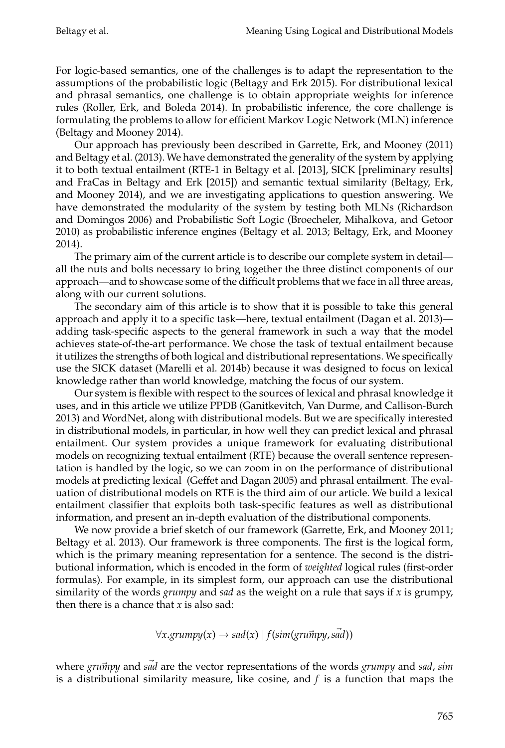For logic-based semantics, one of the challenges is to adapt the representation to the assumptions of the probabilistic logic (Beltagy and Erk 2015). For distributional lexical and phrasal semantics, one challenge is to obtain appropriate weights for inference rules (Roller, Erk, and Boleda 2014). In probabilistic inference, the core challenge is formulating the problems to allow for efficient Markov Logic Network (MLN) inference (Beltagy and Mooney 2014).

Our approach has previously been described in Garrette, Erk, and Mooney (2011) and Beltagy et al. (2013). We have demonstrated the generality of the system by applying it to both textual entailment (RTE-1 in Beltagy et al. [2013], SICK [preliminary results] and FraCas in Beltagy and Erk [2015]) and semantic textual similarity (Beltagy, Erk, and Mooney 2014), and we are investigating applications to question answering. We have demonstrated the modularity of the system by testing both MLNs (Richardson and Domingos 2006) and Probabilistic Soft Logic (Broecheler, Mihalkova, and Getoor 2010) as probabilistic inference engines (Beltagy et al. 2013; Beltagy, Erk, and Mooney 2014).

The primary aim of the current article is to describe our complete system in detail—all the nuts and bolts necessary to bring together the three distinct components of our approach—and to showcase some of the difficult problems that we face in all three areas, along with our current solutions.

The secondary aim of this article is to show that it is possible to take this general approach and apply it to a specific task—here, textual entailment (Dagan et al. 2013)—adding task-specific aspects to the general framework in such a way that the model achieves state-of-the-art performance. We chose the task of textual entailment because it utilizes the strengths of both logical and distributional representations. We specifically use the SICK dataset (Marelli et al. 2014b) because it was designed to focus on lexical knowledge rather than world knowledge, matching the focus of our system.

Our system is flexible with respect to the sources of lexical and phrasal knowledge it uses, and in this article we utilize PPDB (Ganitkevitch, Van Durme, and Callison-Burch 2013) and WordNet, along with distributional models. But we are specifically interested in distributional models, in particular, in how well they can predict lexical and phrasal entailment. Our system provides a unique framework for evaluating distributional models on recognizing textual entailment (RTE) because the overall sentence representation is handled by the logic, so we can zoom in on the performance of distributional models at predicting lexical (Geffet and Dagan 2005) and phrasal entailment. The evaluation of distributional models on RTE is the third aim of our article. We build a lexical entailment classifier that exploits both task-specific features as well as distributional information, and present an in-depth evaluation of the distributional components.

We now provide a brief sketch of our framework (Garrette, Erk, and Mooney 2011; Beltagy et al. 2013). Our framework is three components. The first is the logical form, which is the primary meaning representation for a sentence. The second is the distributional information, which is encoded in the form of *weighted* logical rules (first-order formulas). For example, in its simplest form, our approach can use the distributional similarity of the words *grumpy* and *sad* as the weight on a rule that says if $x$ is grumpy, then there is a chance that $x$ is also sad:

$$\forall x. grumpy(x) \rightarrow sad(x) \mid f(sim(\vec{grumpy}, \vec{sad}))$$

where $\vec{grumpy}$ and $\vec{sad}$ are the vector representations of the words *grumpy* and *sad*, *sim* is a distributional similarity measure, like cosine, and $f$ is a function that maps the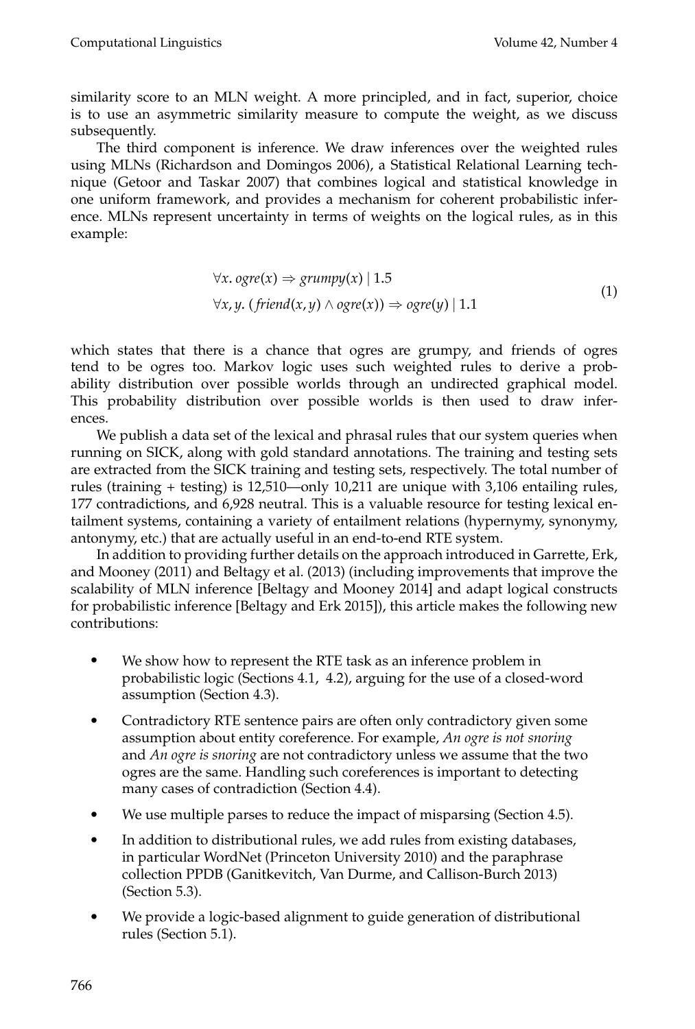similarity score to an MLN weight. A more principled, and in fact, superior, choice is to use an asymmetric similarity measure to compute the weight, as we discuss subsequently.

The third component is inference. We draw inferences over the weighted rules using MLNs (Richardson and Domingos 2006), a Statistical Relational Learning technique (Getoor and Taskar 2007) that combines logical and statistical knowledge in one uniform framework, and provides a mechanism for coherent probabilistic inference. MLNs represent uncertainty in terms of weights on the logical rules, as in this example:

$$
\begin{aligned}
&\forall x.\, ogre(x) \Rightarrow grumpy(x) \mid 1.5 \\
&\forall x, y.\, (friend(x, y) \wedge ogre(x)) \Rightarrow ogre(y) \mid 1.1
\end{aligned}
\tag{1}
$$

which states that there is a chance that ogres are grumpy, and friends of ogres tend to be ogres too. Markov logic uses such weighted rules to derive a probability distribution over possible worlds through an undirected graphical model. This probability distribution over possible worlds is then used to draw inferences.

We publish a data set of the lexical and phrasal rules that our system queries when running on SICK, along with gold standard annotations. The training and testing sets are extracted from the SICK training and testing sets, respectively. The total number of rules (training + testing) is 12,510—only 10,211 are unique with 3,106 entailing rules, 177 contradictions, and 6,928 neutral. This is a valuable resource for testing lexical entailment systems, containing a variety of entailment relations (hypernymy, synonymy, antonymy, etc.) that are actually useful in an end-to-end RTE system.

In addition to providing further details on the approach introduced in Garrette, Erk, and Mooney (2011) and Beltagy et al. (2013) (including improvements that improve the scalability of MLN inference [Beltagy and Mooney 2014] and adapt logical constructs for probabilistic inference [Beltagy and Erk 2015]), this article makes the following new contributions:

- We show how to represent the RTE task as an inference problem in probabilistic logic (Sections 4.1, 4.2), arguing for the use of a closed-word assumption (Section 4.3).
- Contradictory RTE sentence pairs are often only contradictory given some assumption about entity coreference. For example, *An ogre is not snoring* and *An ogre is snoring* are not contradictory unless we assume that the two ogres are the same. Handling such coreferences is important to detecting many cases of contradiction (Section 4.4).
- We use multiple parses to reduce the impact of misparsing (Section 4.5).
- In addition to distributional rules, we add rules from existing databases, in particular WordNet (Princeton University 2010) and the paraphrase collection PPDB (Ganitkevitch, Van Durme, and Callison-Burch 2013) (Section 5.3).
- We provide a logic-based alignment to guide generation of distributional rules (Section 5.1).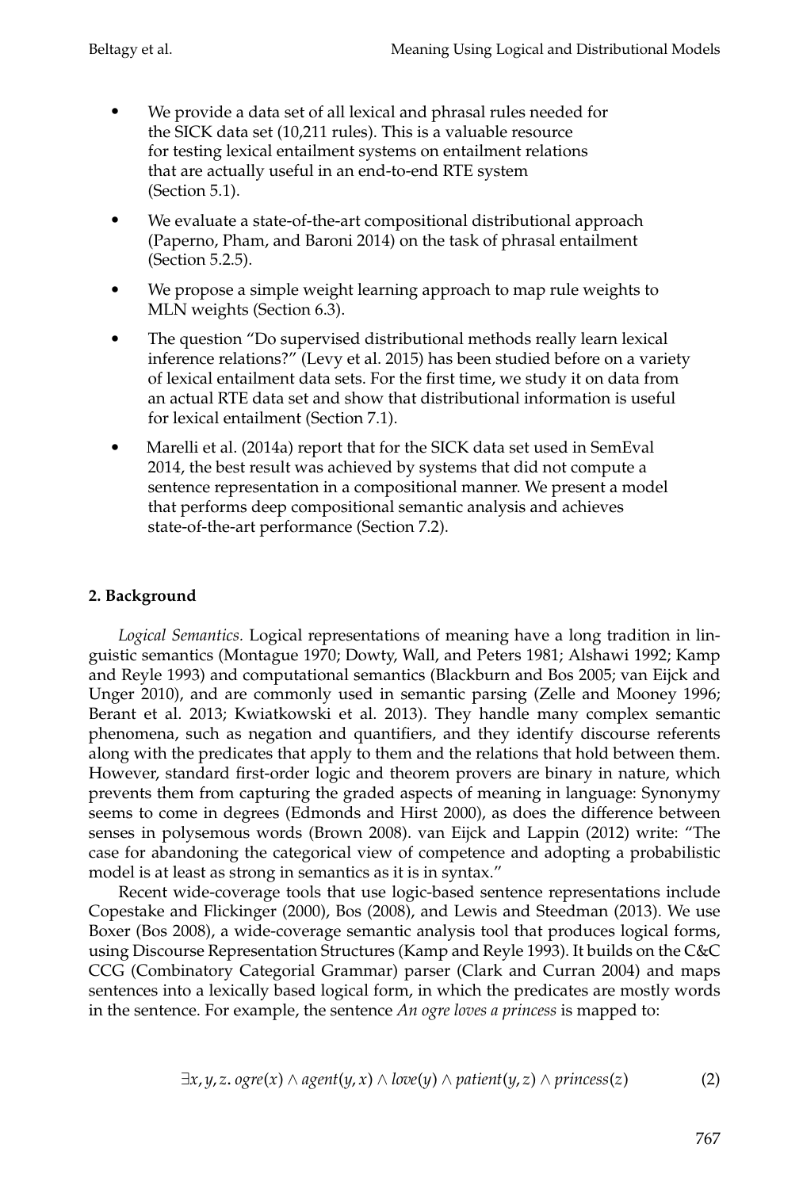- We provide a data set of all lexical and phrasal rules needed for the SICK data set (10,211 rules). This is a valuable resource for testing lexical entailment systems on entailment relations that are actually useful in an end-to-end RTE system (Section 5.1).
- We evaluate a state-of-the-art compositional distributional approach (Paperno, Pham, and Baroni 2014) on the task of phrasal entailment (Section 5.2.5).
- We propose a simple weight learning approach to map rule weights to MLN weights (Section 6.3).
- The question "Do supervised distributional methods really learn lexical inference relations?" (Levy et al. 2015) has been studied before on a variety of lexical entailment data sets. For the first time, we study it on data from an actual RTE data set and show that distributional information is useful for lexical entailment (Section 7.1).
- Marelli et al. (2014a) report that for the SICK data set used in SemEval 2014, the best result was achieved by systems that did not compute a sentence representation in a compositional manner. We present a model that performs deep compositional semantic analysis and achieves state-of-the-art performance (Section 7.2).

## 2. Background

*Logical Semantics.* Logical representations of meaning have a long tradition in linguistic semantics (Montague 1970; Dowty, Wall, and Peters 1981; Alshawi 1992; Kamp and Reyle 1993) and computational semantics (Blackburn and Bos 2005; van Eijck and Unger 2010), and are commonly used in semantic parsing (Zelle and Mooney 1996; Berant et al. 2013; Kwiatkowski et al. 2013). They handle many complex semantic phenomena, such as negation and quantifiers, and they identify discourse referents along with the predicates that apply to them and the relations that hold between them. However, standard first-order logic and theorem provers are binary in nature, which prevents them from capturing the graded aspects of meaning in language: Synonymy seems to come in degrees (Edmonds and Hirst 2000), as does the difference between senses in polysemous words (Brown 2008). van Eijck and Lappin (2012) write: "The case for abandoning the categorical view of competence and adopting a probabilistic model is at least as strong in semantics as it is in syntax."

Recent wide-coverage tools that use logic-based sentence representations include Copestake and Flickinger (2000), Bos (2008), and Lewis and Steedman (2013). We use Boxer (Bos 2008), a wide-coverage semantic analysis tool that produces logical forms, using Discourse Representation Structures (Kamp and Reyle 1993). It builds on the C&C CCG (Combinatory Categorial Grammar) parser (Clark and Curran 2004) and maps sentences into a lexically based logical form, in which the predicates are mostly words in the sentence. For example, the sentence *An ogre loves a princess* is mapped to:

$$\exists x, y, z.\ ogre(x) \land agent(y, x) \land love(y) \land patient(y, z) \land princess(z) \tag{2}$$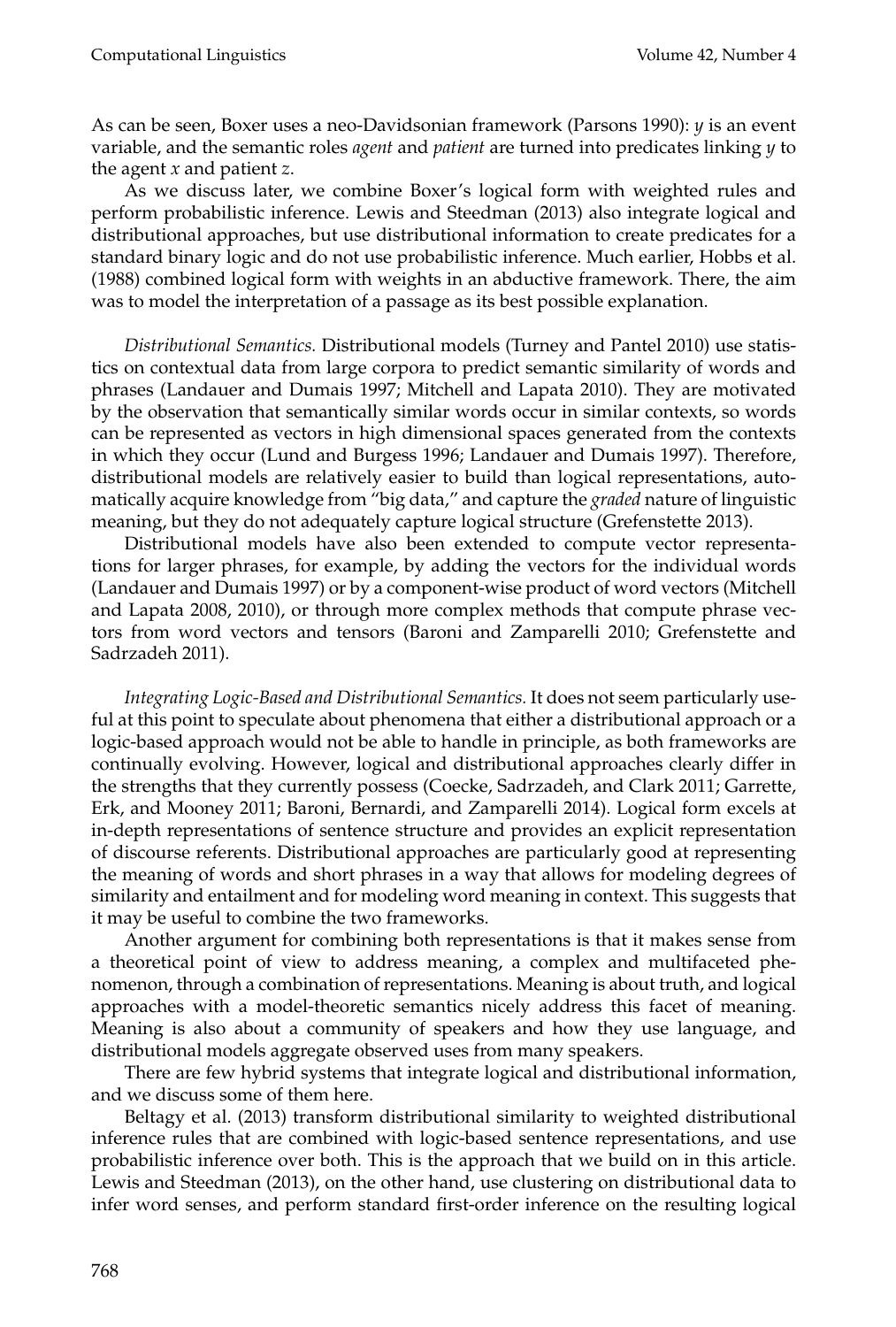As can be seen, Boxer uses a neo-Davidsonian framework (Parsons 1990): $y$ is an event variable, and the semantic roles *agent* and *patient* are turned into predicates linking $y$ to the agent $x$ and patient $z$.

As we discuss later, we combine Boxer's logical form with weighted rules and perform probabilistic inference. Lewis and Steedman (2013) also integrate logical and distributional approaches, but use distributional information to create predicates for a standard binary logic and do not use probabilistic inference. Much earlier, Hobbs et al. (1988) combined logical form with weights in an abductive framework. There, the aim was to model the interpretation of a passage as its best possible explanation.

*Distributional Semantics.* Distributional models (Turney and Pantel 2010) use statistics on contextual data from large corpora to predict semantic similarity of words and phrases (Landauer and Dumais 1997; Mitchell and Lapata 2010). They are motivated by the observation that semantically similar words occur in similar contexts, so words can be represented as vectors in high dimensional spaces generated from the contexts in which they occur (Lund and Burgess 1996; Landauer and Dumais 1997). Therefore, distributional models are relatively easier to build than logical representations, automatically acquire knowledge from "big data," and capture the *graded* nature of linguistic meaning, but they do not adequately capture logical structure (Grefenstette 2013).

Distributional models have also been extended to compute vector representations for larger phrases, for example, by adding the vectors for the individual words (Landauer and Dumais 1997) or by a component-wise product of word vectors (Mitchell and Lapata 2008, 2010), or through more complex methods that compute phrase vectors from word vectors and tensors (Baroni and Zamparelli 2010; Grefenstette and Sadrzadeh 2011).

*Integrating Logic-Based and Distributional Semantics.* It does not seem particularly useful at this point to speculate about phenomena that either a distributional approach or a logic-based approach would not be able to handle in principle, as both frameworks are continually evolving. However, logical and distributional approaches clearly differ in the strengths that they currently possess (Coecke, Sadrzadeh, and Clark 2011; Garrette, Erk, and Mooney 2011; Baroni, Bernardi, and Zamparelli 2014). Logical form excels at in-depth representations of sentence structure and provides an explicit representation of discourse referents. Distributional approaches are particularly good at representing the meaning of words and short phrases in a way that allows for modeling degrees of similarity and entailment and for modeling word meaning in context. This suggests that it may be useful to combine the two frameworks.

Another argument for combining both representations is that it makes sense from a theoretical point of view to address meaning, a complex and multifaceted phenomenon, through a combination of representations. Meaning is about truth, and logical approaches with a model-theoretic semantics nicely address this facet of meaning. Meaning is also about a community of speakers and how they use language, and distributional models aggregate observed uses from many speakers.

There are few hybrid systems that integrate logical and distributional information, and we discuss some of them here.

Beltagy et al. (2013) transform distributional similarity to weighted distributional inference rules that are combined with logic-based sentence representations, and use probabilistic inference over both. This is the approach that we build on in this article. Lewis and Steedman (2013), on the other hand, use clustering on distributional data to infer word senses, and perform standard first-order inference on the resulting logical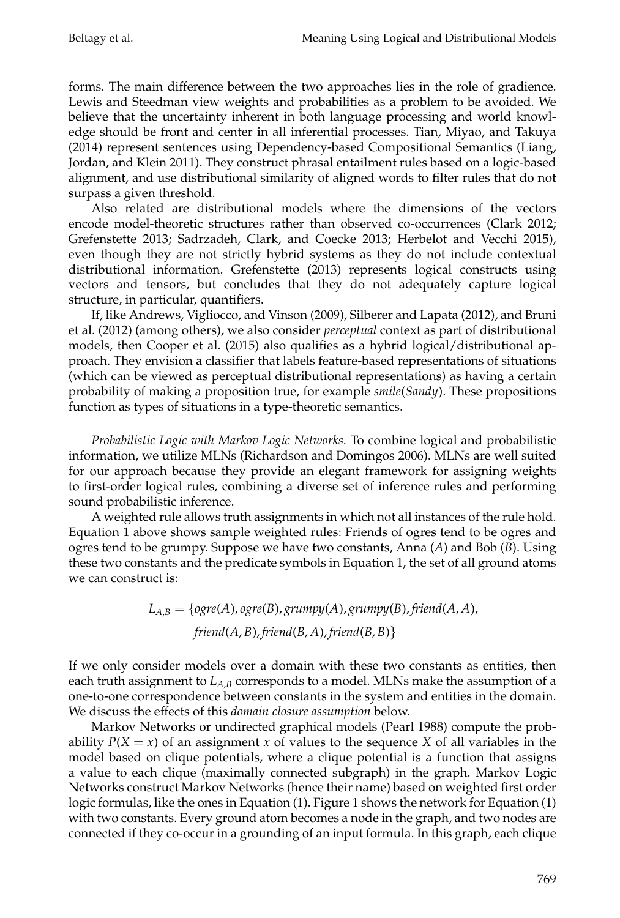forms. The main difference between the two approaches lies in the role of gradience. Lewis and Steedman view weights and probabilities as a problem to be avoided. We believe that the uncertainty inherent in both language processing and world knowledge should be front and center in all inferential processes. Tian, Miyao, and Takuya (2014) represent sentences using Dependency-based Compositional Semantics (Liang, Jordan, and Klein 2011). They construct phrasal entailment rules based on a logic-based alignment, and use distributional similarity of aligned words to filter rules that do not surpass a given threshold.

Also related are distributional models where the dimensions of the vectors encode model-theoretic structures rather than observed co-occurrences (Clark 2012; Grefenstette 2013; Sadrzadeh, Clark, and Coecke 2013; Herbelot and Vecchi 2015), even though they are not strictly hybrid systems as they do not include contextual distributional information. Grefenstette (2013) represents logical constructs using vectors and tensors, but concludes that they do not adequately capture logical structure, in particular, quantifiers.

If, like Andrews, Vigliocco, and Vinson (2009), Silberer and Lapata (2012), and Bruni et al. (2012) (among others), we also consider *perceptual* context as part of distributional models, then Cooper et al. (2015) also qualifies as a hybrid logical/distributional approach. They envision a classifier that labels feature-based representations of situations (which can be viewed as perceptual distributional representations) as having a certain probability of making a proposition true, for example *smile*(*Sandy*). These propositions function as types of situations in a type-theoretic semantics.

*Probabilistic Logic with Markov Logic Networks.* To combine logical and probabilistic information, we utilize MLNs (Richardson and Domingos 2006). MLNs are well suited for our approach because they provide an elegant framework for assigning weights to first-order logical rules, combining a diverse set of inference rules and performing sound probabilistic inference.

A weighted rule allows truth assignments in which not all instances of the rule hold. Equation 1 above shows sample weighted rules: Friends of ogres tend to be ogres and ogres tend to be grumpy. Suppose we have two constants, Anna ($A$) and Bob ($B$). Using these two constants and the predicate symbols in Equation 1, the set of all ground atoms we can construct is:

$$L_{A,B} = \{ogre(A), ogre(B), grumpy(A), grumpy(B), friend(A, A), friend(A, B), friend(B, A), friend(B, B)\}$$

If we only consider models over a domain with these two constants as entities, then each truth assignment to $L_{A,B}$ corresponds to a model. MLNs make the assumption of a one-to-one correspondence between constants in the system and entities in the domain. We discuss the effects of this *domain closure assumption* below.

Markov Networks or undirected graphical models (Pearl 1988) compute the probability $P(X = x)$ of an assignment $x$ of values to the sequence $X$ of all variables in the model based on clique potentials, where a clique potential is a function that assigns a value to each clique (maximally connected subgraph) in the graph. Markov Logic Networks construct Markov Networks (hence their name) based on weighted first order logic formulas, like the ones in Equation (1). Figure 1 shows the network for Equation (1) with two constants. Every ground atom becomes a node in the graph, and two nodes are connected if they co-occur in a grounding of an input formula. In this graph, each clique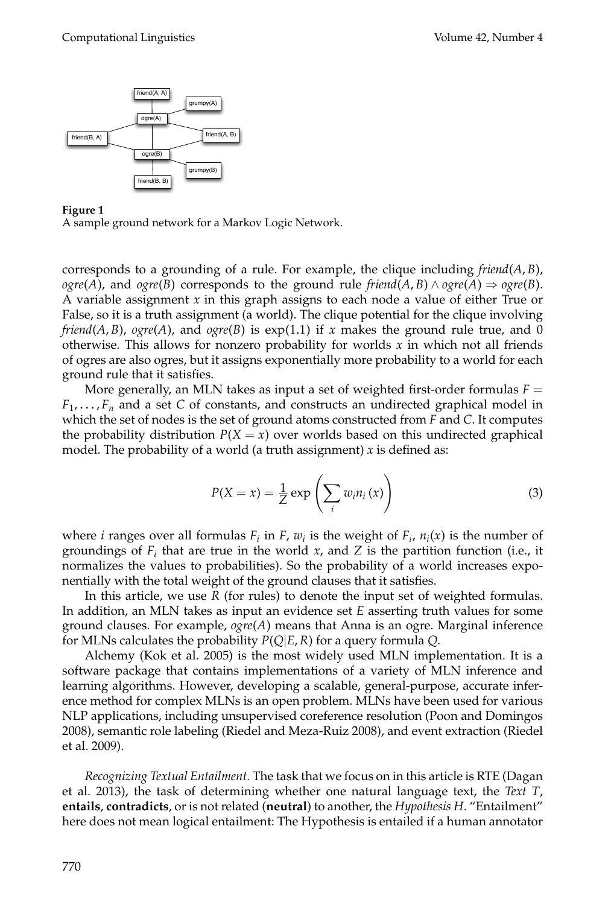**Figure 1**
A sample ground network for a Markov Logic Network.

corresponds to a grounding of a rule. For example, the clique including $friend(A, B)$, $ogre(A)$, and $ogre(B)$ corresponds to the ground rule $friend(A, B) \wedge ogre(A) \Rightarrow ogre(B)$. A variable assignment $x$ in this graph assigns to each node a value of either True or False, so it is a truth assignment (a world). The clique potential for the clique involving $friend(A, B)$, $ogre(A)$, and $ogre(B)$ is $\exp(1.1)$ if $x$ makes the ground rule true, and 0 otherwise. This allows for nonzero probability for worlds $x$ in which not all friends of ogres are also ogres, but it assigns exponentially more probability to a world for each ground rule that it satisfies.

More generally, an MLN takes as input a set of weighted first-order formulas $F = F_1, \ldots, F_n$ and a set $C$ of constants, and constructs an undirected graphical model in which the set of nodes is the set of ground atoms constructed from $F$ and $C$. It computes the probability distribution $P(X = x)$ over worlds based on this undirected graphical model. The probability of a world (a truth assignment) $x$ is defined as:

$$P(X = x) = \frac{1}{Z} \exp\left(\sum_i w_i n_i(x)\right) \tag{3}$$

where $i$ ranges over all formulas $F_i$ in $F$, $w_i$ is the weight of $F_i$, $n_i(x)$ is the number of groundings of $F_i$ that are true in the world $x$, and $Z$ is the partition function (i.e., it normalizes the values to probabilities). So the probability of a world increases exponentially with the total weight of the ground clauses that it satisfies.

In this article, we use $R$ (for rules) to denote the input set of weighted formulas. In addition, an MLN takes as input an evidence set $E$ asserting truth values for some ground clauses. For example, $ogre(A)$ means that Anna is an ogre. Marginal inference for MLNs calculates the probability $P(Q|E, R)$ for a query formula $Q$.

Alchemy (Kok et al. 2005) is the most widely used MLN implementation. It is a software package that contains implementations of a variety of MLN inference and learning algorithms. However, developing a scalable, general-purpose, accurate inference method for complex MLNs is an open problem. MLNs have been used for various NLP applications, including unsupervised coreference resolution (Poon and Domingos 2008), semantic role labeling (Riedel and Meza-Ruiz 2008), and event extraction (Riedel et al. 2009).

*Recognizing Textual Entailment.* The task that we focus on in this article is RTE (Dagan et al. 2013), the task of determining whether one natural language text, the *Text T*, **entails**, **contradicts**, or is not related (**neutral**) to another, the *Hypothesis H*. "Entailment" here does not mean logical entailment: The Hypothesis is entailed if a human annotator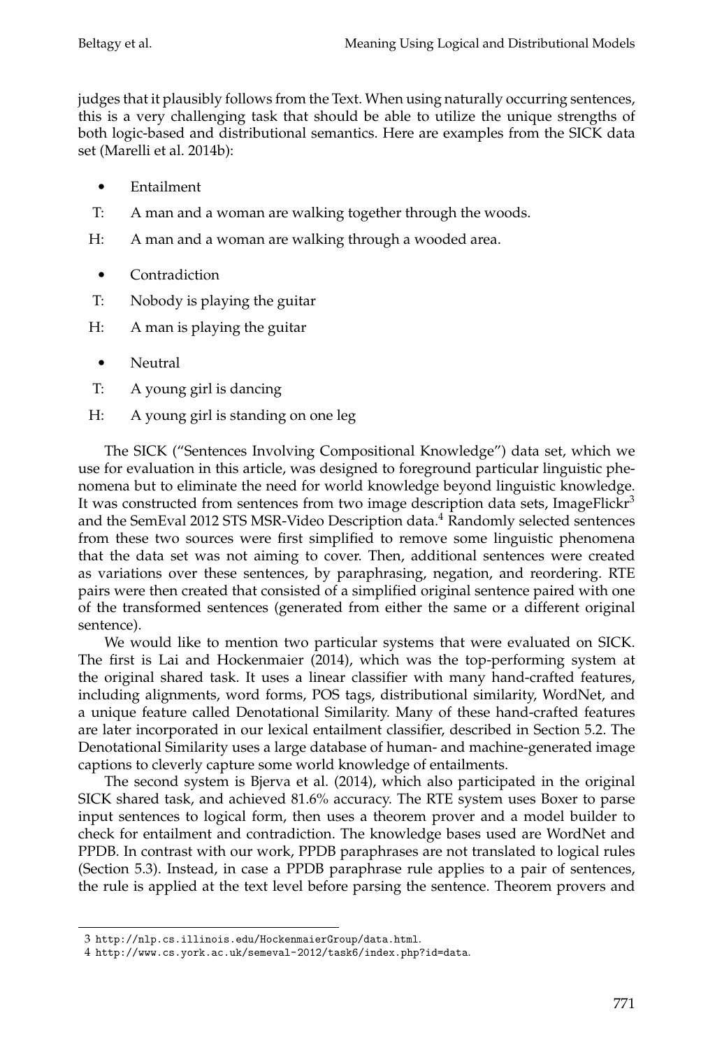judges that it plausibly follows from the Text. When using naturally occurring sentences, this is a very challenging task that should be able to utilize the unique strengths of both logic-based and distributional semantics. Here are examples from the SICK data set (Marelli et al. 2014b):

- Entailment

T: A man and a woman are walking together through the woods.

H: A man and a woman are walking through a wooded area.

- Contradiction

T: Nobody is playing the guitar

H: A man is playing the guitar

- Neutral

T: A young girl is dancing

H: A young girl is standing on one leg

The SICK ("Sentences Involving Compositional Knowledge") data set, which we use for evaluation in this article, was designed to foreground particular linguistic phenomena but to eliminate the need for world knowledge beyond linguistic knowledge. It was constructed from sentences from two image description data sets, ImageFlickr[3] and the SemEval 2012 STS MSR-Video Description data.[4] Randomly selected sentences from these two sources were first simplified to remove some linguistic phenomena that the data set was not aiming to cover. Then, additional sentences were created as variations over these sentences, by paraphrasing, negation, and reordering. RTE pairs were then created that consisted of a simplified original sentence paired with one of the transformed sentences (generated from either the same or a different original sentence).

We would like to mention two particular systems that were evaluated on SICK. The first is Lai and Hockenmaier (2014), which was the top-performing system at the original shared task. It uses a linear classifier with many hand-crafted features, including alignments, word forms, POS tags, distributional similarity, WordNet, and a unique feature called Denotational Similarity. Many of these hand-crafted features are later incorporated in our lexical entailment classifier, described in Section 5.2. The Denotational Similarity uses a large database of human- and machine-generated image captions to cleverly capture some world knowledge of entailments.

The second system is Bjerva et al. (2014), which also participated in the original SICK shared task, and achieved 81.6% accuracy. The RTE system uses Boxer to parse input sentences to logical form, then uses a theorem prover and a model builder to check for entailment and contradiction. The knowledge bases used are WordNet and PPDB. In contrast with our work, PPDB paraphrases are not translated to logical rules (Section 5.3). Instead, in case a PPDB paraphrase rule applies to a pair of sentences, the rule is applied at the text level before parsing the sentence. Theorem provers and

[3] http://nlp.cs.illinois.edu/HockenmaierGroup/data.html.

[4] http://www.cs.york.ac.uk/semeval-2012/task6/index.php?id=data.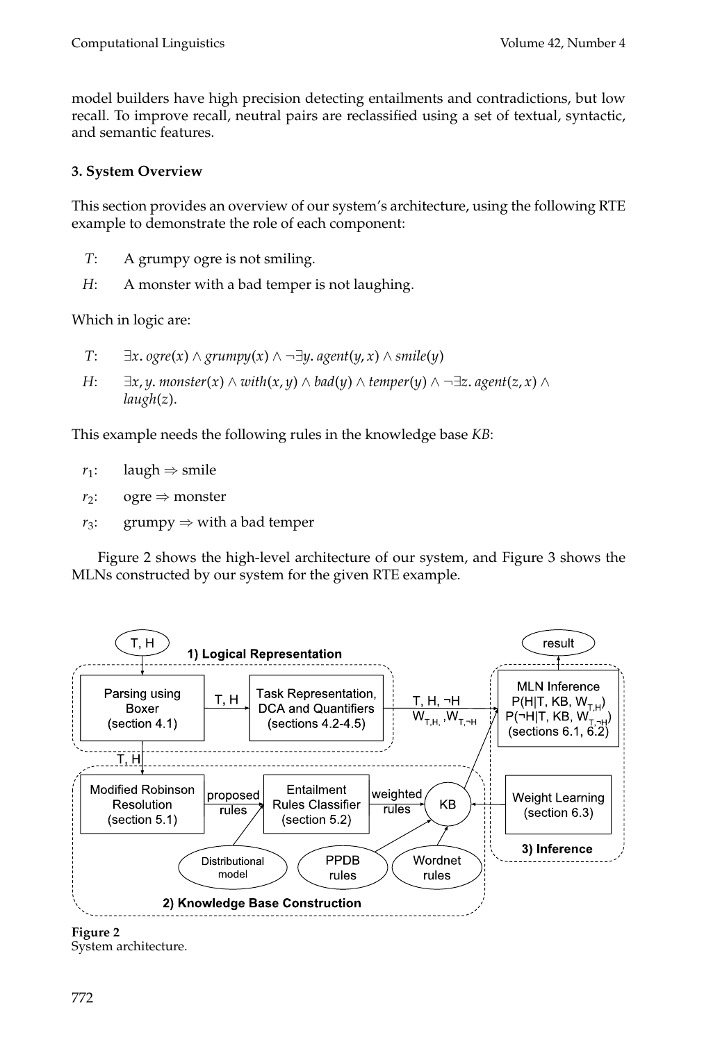model builders have high precision detecting entailments and contradictions, but low recall. To improve recall, neutral pairs are reclassified using a set of textual, syntactic, and semantic features.

## 3. System Overview

This section provides an overview of our system's architecture, using the following RTE example to demonstrate the role of each component:

*T*: A grumpy ogre is not smiling.

*H*: A monster with a bad temper is not laughing.

Which in logic are:

*T*: $\exists x.\ ogre(x) \land grumpy(x) \land \neg\exists y.\ agent(y, x) \land smile(y)$

*H*: $\exists x, y.\ monster(x) \land with(x, y) \land bad(y) \land temper(y) \land \neg\exists z.\ agent(z, x) \land laugh(z)$.

This example needs the following rules in the knowledge base *KB*:

$r_1$: laugh $\Rightarrow$ smile

$r_2$: ogre $\Rightarrow$ monster

$r_3$: grumpy $\Rightarrow$ with a bad temper

Figure 2 shows the high-level architecture of our system, and Figure 3 shows the MLNs constructed by our system for the given RTE example.

**Figure 2**
System architecture.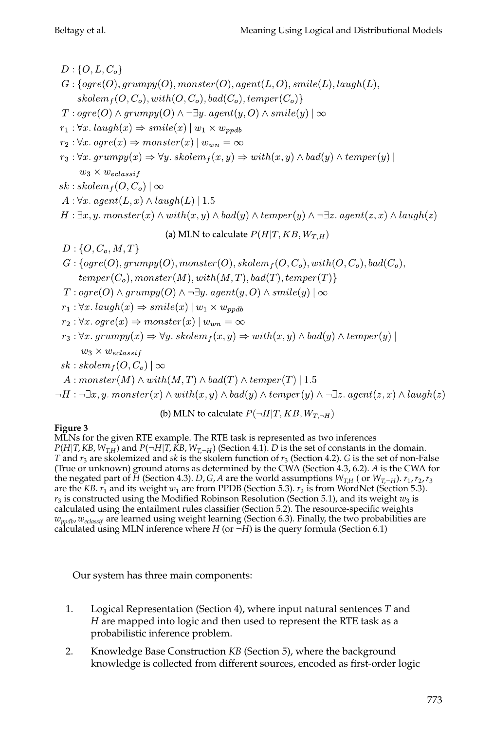$D : \{O, L, C_o\}$

$G : \{ogre(O), grumpy(O), monster(O), agent(L, O), smile(L), laugh(L),$
$\quad skolem_f(O, C_o), with(O, C_o), bad(C_o), temper(C_o)\}$

$T : ogre(O) \wedge grumpy(O) \wedge \neg\exists y.\ agent(y, O) \wedge smile(y) \mid \infty$

$r_1 : \forall x.\ laugh(x) \Rightarrow smile(x) \mid w_1 \times w_{ppdb}$

$r_2 : \forall x.\ ogre(x) \Rightarrow monster(x) \mid w_{wn} = \infty$

$r_3 : \forall x.\ grumpy(x) \Rightarrow \forall y.\ skolem_f(x, y) \Rightarrow with(x, y) \wedge bad(y) \wedge temper(y) \mid$
$\quad w_3 \times w_{eclassif}$

$sk : skolem_f(O, C_o) \mid \infty$

$A : \forall x.\ agent(L, x) \wedge laugh(L) \mid 1.5$

$H : \exists x, y.\ monster(x) \wedge with(x, y) \wedge bad(y) \wedge temper(y) \wedge \neg\exists z.\ agent(z, x) \wedge laugh(z)$

(a) MLN to calculate $P(H|T, KB, W_{T,H})$

$D : \{O, C_o, M, T\}$

$G : \{ogre(O), grumpy(O), monster(O), skolem_f(O, C_o), with(O, C_o), bad(C_o),$
$\quad temper(C_o), monster(M), with(M, T), bad(T), temper(T)\}$

$T : ogre(O) \wedge grumpy(O) \wedge \neg\exists y.\ agent(y, O) \wedge smile(y) \mid \infty$

$r_1 : \forall x.\ laugh(x) \Rightarrow smile(x) \mid w_1 \times w_{ppdb}$

$r_2 : \forall x.\ ogre(x) \Rightarrow monster(x) \mid w_{wn} = \infty$

$r_3 : \forall x.\ grumpy(x) \Rightarrow \forall y.\ skolem_f(x, y) \Rightarrow with(x, y) \wedge bad(y) \wedge temper(y) \mid$
$\quad w_3 \times w_{eclassif}$

$sk : skolem_f(O, C_o) \mid \infty$

$A : monster(M) \wedge with(M, T) \wedge bad(T) \wedge temper(T) \mid 1.5$

$\neg H : \neg\exists x, y.\ monster(x) \wedge with(x, y) \wedge bad(y) \wedge temper(y) \wedge \neg\exists z.\ agent(z, x) \wedge laugh(z)$

(b) MLN to calculate $P(\neg H|T, KB, W_{T,\neg H})$

**Figure 3**
MLNs for the given RTE example. The RTE task is represented as two inferences $P(H|T, KB, W_{T,H})$ and $P(\neg H|T, KB, W_{T,\neg H})$ (Section 4.1). $D$ is the set of constants in the domain. $T$ and $r_3$ are skolemized and $sk$ is the skolem function of $r_3$ (Section 4.2). $G$ is the set of non-False (True or unknown) ground atoms as determined by the CWA (Section 4.3, 6.2). $A$ is the CWA for the negated part of $H$ (Section 4.3). $D, G, A$ are the world assumptions $W_{T,H}$ ( or $W_{T,\neg H}$). $r_1, r_2, r_3$ are the $KB$. $r_1$ and its weight $w_1$ are from PPDB (Section 5.3). $r_2$ is from WordNet (Section 5.3). $r_3$ is constructed using the Modified Robinson Resolution (Section 5.1), and its weight $w_3$ is calculated using the entailment rules classifier (Section 5.2). The resource-specific weights $w_{ppdb}, w_{eclassif}$ are learned using weight learning (Section 6.3). Finally, the two probabilities are calculated using MLN inference where $H$ (or $\neg H$) is the query formula (Section 6.1)

Our system has three main components:

1. Logical Representation (Section 4), where input natural sentences $T$ and $H$ are mapped into logic and then used to represent the RTE task as a probabilistic inference problem.
2. Knowledge Base Construction $KB$ (Section 5), where the background knowledge is collected from different sources, encoded as first-order logic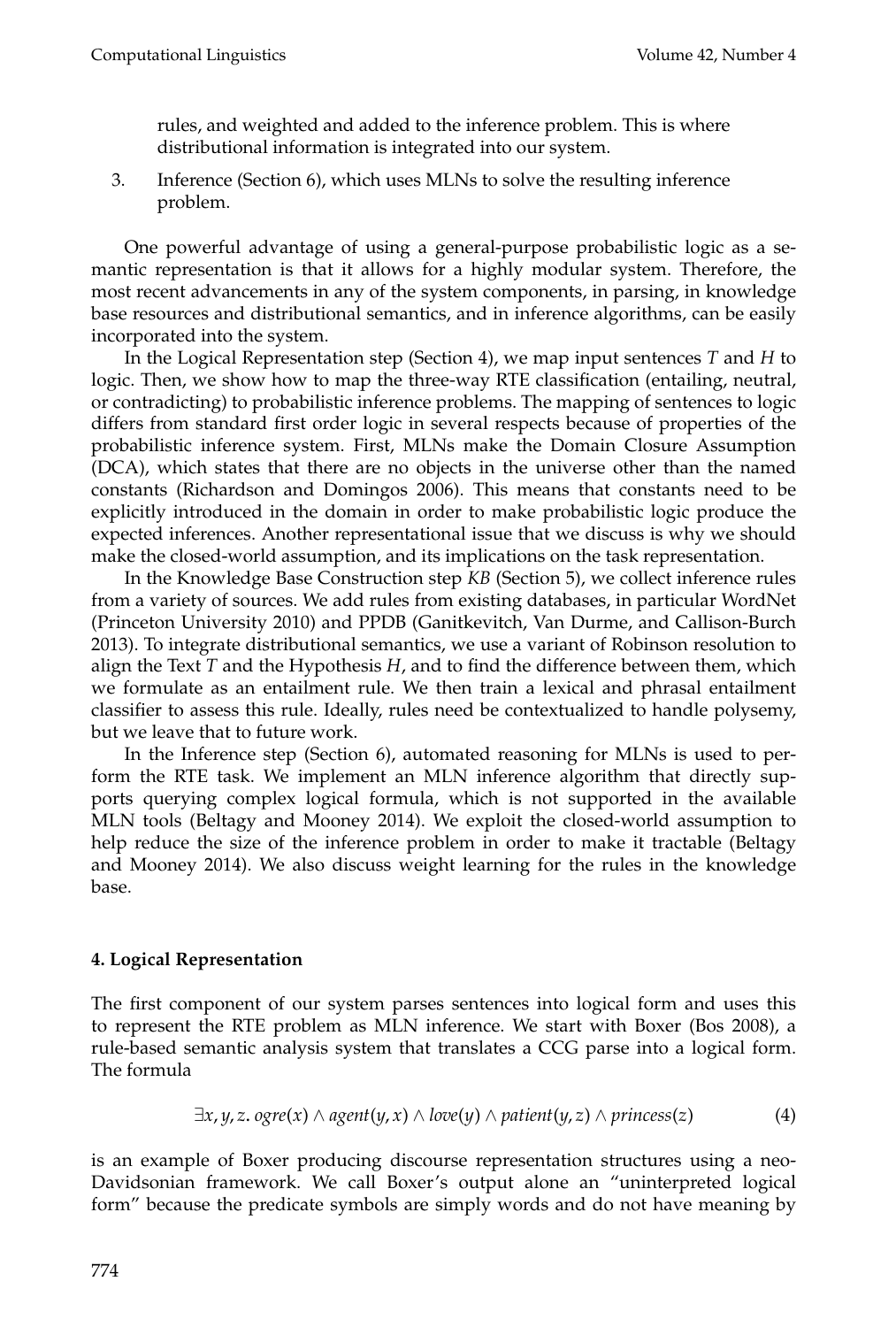rules, and weighted and added to the inference problem. This is where distributional information is integrated into our system.

3. Inference (Section 6), which uses MLNs to solve the resulting inference problem.

One powerful advantage of using a general-purpose probabilistic logic as a semantic representation is that it allows for a highly modular system. Therefore, the most recent advancements in any of the system components, in parsing, in knowledge base resources and distributional semantics, and in inference algorithms, can be easily incorporated into the system.

In the Logical Representation step (Section 4), we map input sentences *T* and *H* to logic. Then, we show how to map the three-way RTE classification (entailing, neutral, or contradicting) to probabilistic inference problems. The mapping of sentences to logic differs from standard first order logic in several respects because of properties of the probabilistic inference system. First, MLNs make the Domain Closure Assumption (DCA), which states that there are no objects in the universe other than the named constants (Richardson and Domingos 2006). This means that constants need to be explicitly introduced in the domain in order to make probabilistic logic produce the expected inferences. Another representational issue that we discuss is why we should make the closed-world assumption, and its implications on the task representation.

In the Knowledge Base Construction step *KB* (Section 5), we collect inference rules from a variety of sources. We add rules from existing databases, in particular WordNet (Princeton University 2010) and PPDB (Ganitkevitch, Van Durme, and Callison-Burch 2013). To integrate distributional semantics, we use a variant of Robinson resolution to align the Text *T* and the Hypothesis *H*, and to find the difference between them, which we formulate as an entailment rule. We then train a lexical and phrasal entailment classifier to assess this rule. Ideally, rules need be contextualized to handle polysemy, but we leave that to future work.

In the Inference step (Section 6), automated reasoning for MLNs is used to perform the RTE task. We implement an MLN inference algorithm that directly supports querying complex logical formula, which is not supported in the available MLN tools (Beltagy and Mooney 2014). We exploit the closed-world assumption to help reduce the size of the inference problem in order to make it tractable (Beltagy and Mooney 2014). We also discuss weight learning for the rules in the knowledge base.

#### 4. Logical Representation

The first component of our system parses sentences into logical form and uses this to represent the RTE problem as MLN inference. We start with Boxer (Bos 2008), a rule-based semantic analysis system that translates a CCG parse into a logical form. The formula

$$\exists x, y, z.\ ogre(x) \wedge agent(y, x) \wedge love(y) \wedge patient(y, z) \wedge princess(z) \tag{4}$$

is an example of Boxer producing discourse representation structures using a neo-Davidsonian framework. We call Boxer's output alone an "uninterpreted logical form" because the predicate symbols are simply words and do not have meaning by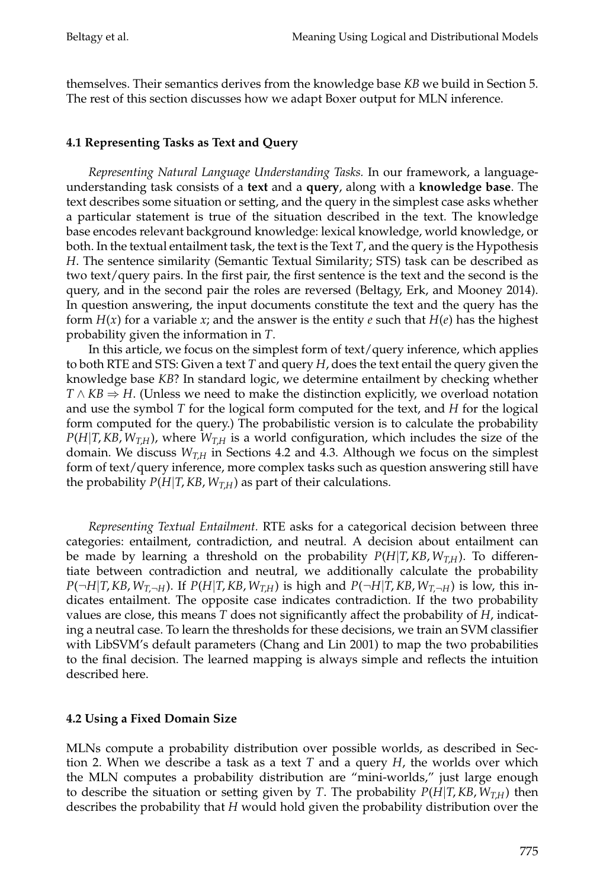themselves. Their semantics derives from the knowledge base *KB* we build in Section 5. The rest of this section discusses how we adapt Boxer output for MLN inference.

### 4.1 Representing Tasks as Text and Query

*Representing Natural Language Understanding Tasks.* In our framework, a language-understanding task consists of a **text** and a **query**, along with a **knowledge base**. The text describes some situation or setting, and the query in the simplest case asks whether a particular statement is true of the situation described in the text. The knowledge base encodes relevant background knowledge: lexical knowledge, world knowledge, or both. In the textual entailment task, the text is the Text $T$, and the query is the Hypothesis $H$. The sentence similarity (Semantic Textual Similarity; STS) task can be described as two text/query pairs. In the first pair, the first sentence is the text and the second is the query, and in the second pair the roles are reversed (Beltagy, Erk, and Mooney 2014). In question answering, the input documents constitute the text and the query has the form $H(x)$ for a variable $x$; and the answer is the entity $e$ such that $H(e)$ has the highest probability given the information in $T$.

In this article, we focus on the simplest form of text/query inference, which applies to both RTE and STS: Given a text $T$ and query $H$, does the text entail the query given the knowledge base $KB$? In standard logic, we determine entailment by checking whether $T \wedge KB \Rightarrow H$. (Unless we need to make the distinction explicitly, we overload notation and use the symbol $T$ for the logical form computed for the text, and $H$ for the logical form computed for the query.) The probabilistic version is to calculate the probability $P(H|T, KB, W_{T,H})$, where $W_{T,H}$ is a world configuration, which includes the size of the domain. We discuss $W_{T,H}$ in Sections 4.2 and 4.3. Although we focus on the simplest form of text/query inference, more complex tasks such as question answering still have the probability $P(H|T, KB, W_{T,H})$ as part of their calculations.

*Representing Textual Entailment.* RTE asks for a categorical decision between three categories: entailment, contradiction, and neutral. A decision about entailment can be made by learning a threshold on the probability $P(H|T, KB, W_{T,H})$. To differentiate between contradiction and neutral, we additionally calculate the probability $P(\neg H|T, KB, W_{T,\neg H})$. If $P(H|T, KB, W_{T,H})$ is high and $P(\neg H|T, KB, W_{T,\neg H})$ is low, this indicates entailment. The opposite case indicates contradiction. If the two probability values are close, this means $T$ does not significantly affect the probability of $H$, indicating a neutral case. To learn the thresholds for these decisions, we train an SVM classifier with LibSVM's default parameters (Chang and Lin 2001) to map the two probabilities to the final decision. The learned mapping is always simple and reflects the intuition described here.

### 4.2 Using a Fixed Domain Size

MLNs compute a probability distribution over possible worlds, as described in Section 2. When we describe a task as a text $T$ and a query $H$, the worlds over which the MLN computes a probability distribution are "mini-worlds," just large enough to describe the situation or setting given by $T$. The probability $P(H|T, KB, W_{T,H})$ then describes the probability that $H$ would hold given the probability distribution over the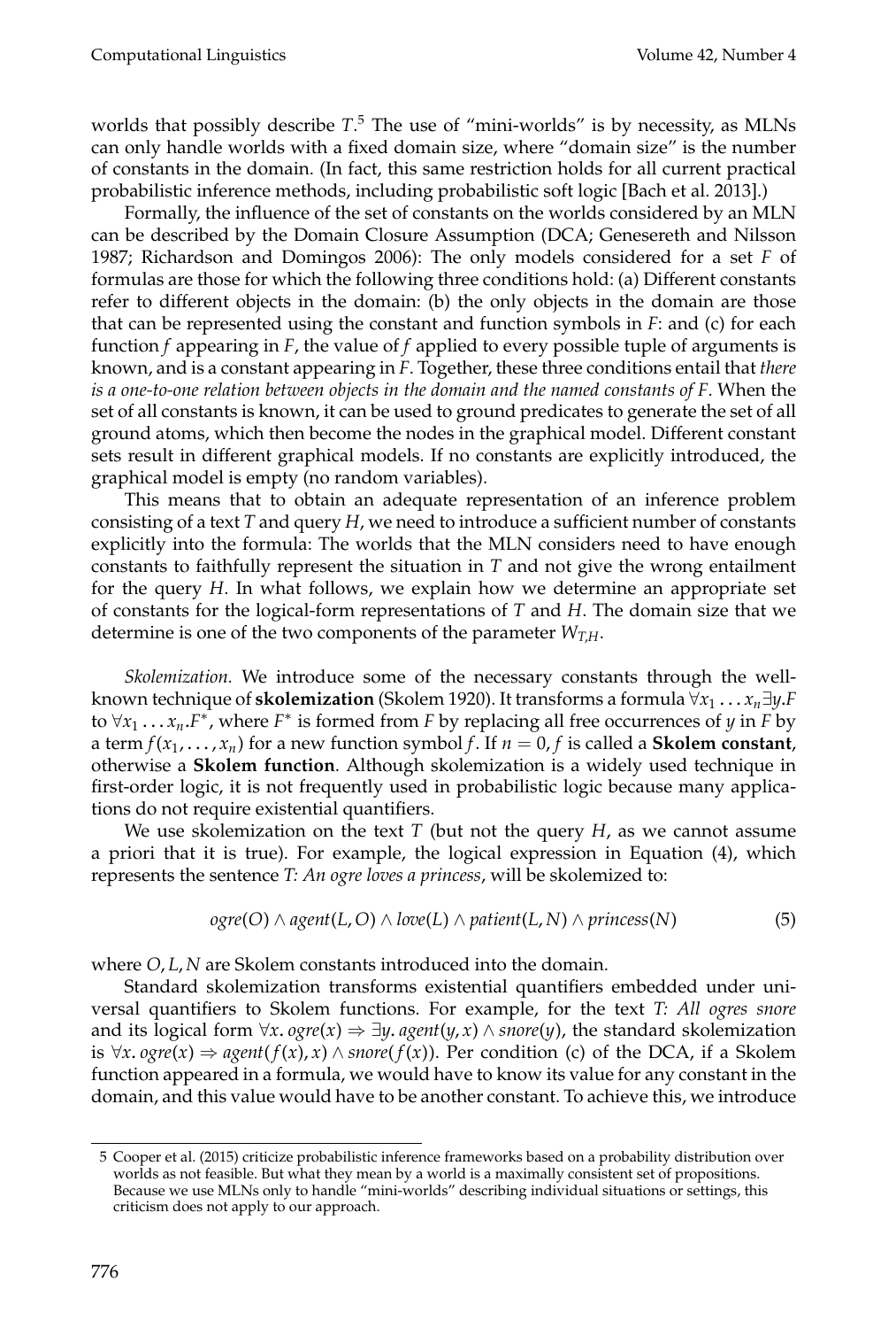worlds that possibly describe $T$.[5] The use of "mini-worlds" is by necessity, as MLNs can only handle worlds with a fixed domain size, where "domain size" is the number of constants in the domain. (In fact, this same restriction holds for all current practical probabilistic inference methods, including probabilistic soft logic [Bach et al. 2013].)

Formally, the influence of the set of constants on the worlds considered by an MLN can be described by the Domain Closure Assumption (DCA; Genesereth and Nilsson 1987; Richardson and Domingos 2006): The only models considered for a set $F$ of formulas are those for which the following three conditions hold: (a) Different constants refer to different objects in the domain: (b) the only objects in the domain are those that can be represented using the constant and function symbols in $F$: and (c) for each function $f$ appearing in $F$, the value of $f$ applied to every possible tuple of arguments is known, and is a constant appearing in $F$. Together, these three conditions entail that *there is a one-to-one relation between objects in the domain and the named constants of F*. When the set of all constants is known, it can be used to ground predicates to generate the set of all ground atoms, which then become the nodes in the graphical model. Different constant sets result in different graphical models. If no constants are explicitly introduced, the graphical model is empty (no random variables).

This means that to obtain an adequate representation of an inference problem consisting of a text $T$ and query $H$, we need to introduce a sufficient number of constants explicitly into the formula: The worlds that the MLN considers need to have enough constants to faithfully represent the situation in $T$ and not give the wrong entailment for the query $H$. In what follows, we explain how we determine an appropriate set of constants for the logical-form representations of $T$ and $H$. The domain size that we determine is one of the two components of the parameter $W_{T,H}$.

*Skolemization.* We introduce some of the necessary constants through the well-known technique of **skolemization** (Skolem 1920). It transforms a formula $\forall x_1 \ldots x_n \exists y.F$ to $\forall x_1 \ldots x_n.F^*$, where $F^*$ is formed from $F$ by replacing all free occurrences of $y$ in $F$ by a term $f(x_1, \ldots, x_n)$ for a new function symbol $f$. If $n = 0$, $f$ is called a **Skolem constant**, otherwise a **Skolem function**. Although skolemization is a widely used technique in first-order logic, it is not frequently used in probabilistic logic because many applications do not require existential quantifiers.

We use skolemization on the text $T$ (but not the query $H$, as we cannot assume a priori that it is true). For example, the logical expression in Equation (4), which represents the sentence *T: An ogre loves a princess*, will be skolemized to:

$$ogre(O) \wedge agent(L, O) \wedge love(L) \wedge patient(L, N) \wedge princess(N) \tag{5}$$

where $O, L, N$ are Skolem constants introduced into the domain.

Standard skolemization transforms existential quantifiers embedded under universal quantifiers to Skolem functions. For example, for the text *T: All ogres snore* and its logical form $\forall x.\, ogre(x) \Rightarrow \exists y.\, agent(y, x) \wedge snore(y)$, the standard skolemization is $\forall x.\, ogre(x) \Rightarrow agent(f(x), x) \wedge snore(f(x))$. Per condition (c) of the DCA, if a Skolem function appeared in a formula, we would have to know its value for any constant in the domain, and this value would have to be another constant. To achieve this, we introduce

[5] Cooper et al. (2015) criticize probabilistic inference frameworks based on a probability distribution over worlds as not feasible. But what they mean by a world is a maximally consistent set of propositions. Because we use MLNs only to handle "mini-worlds" describing individual situations or settings, this criticism does not apply to our approach.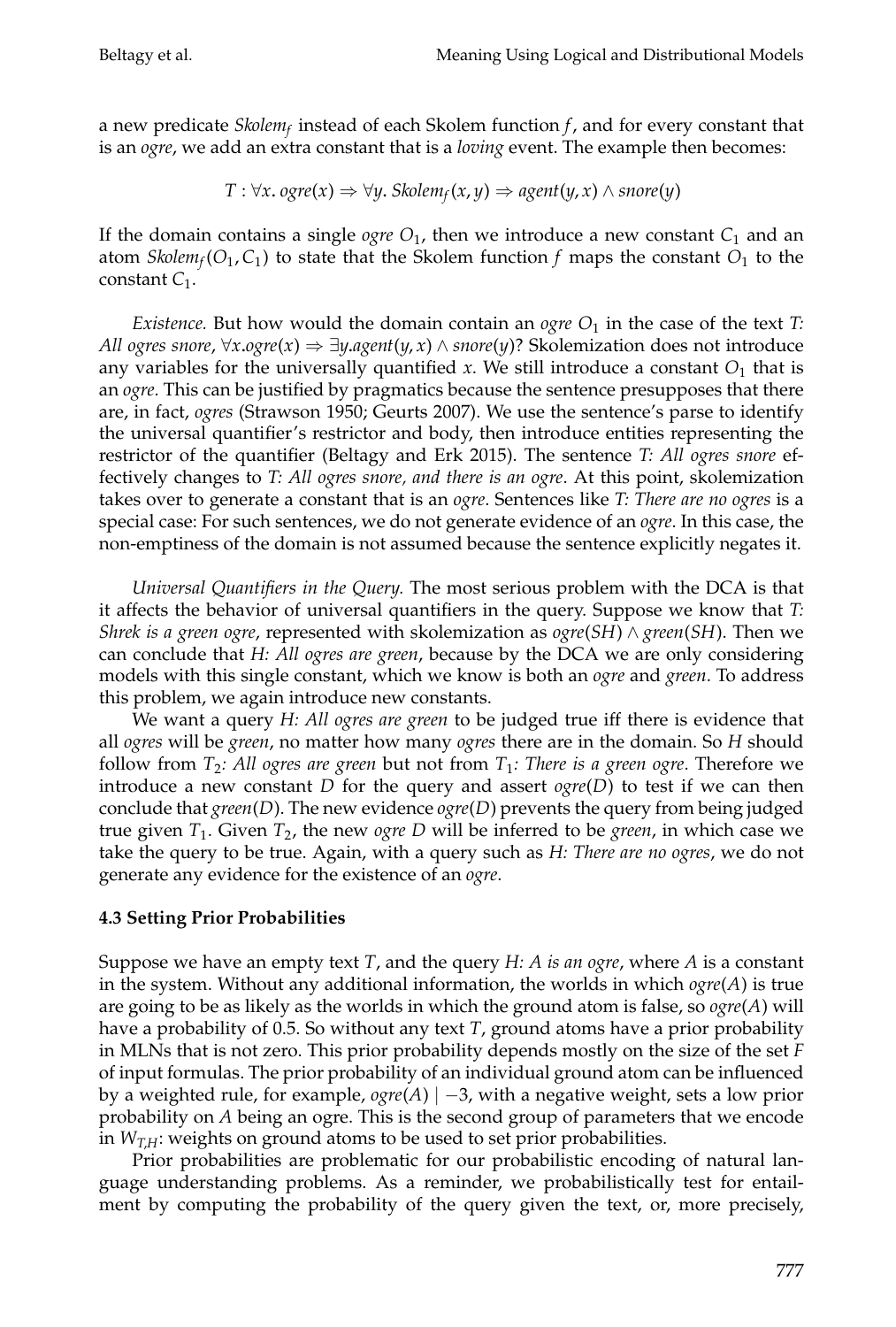a new predicate $Skolem_f$ instead of each Skolem function $f$, and for every constant that is an *ogre*, we add an extra constant that is a *loving* event. The example then becomes:

$$T : \forall x.\ ogre(x) \Rightarrow \forall y.\ Skolem_f(x, y) \Rightarrow agent(y, x) \land snore(y)$$

If the domain contains a single *ogre* $O_1$, then we introduce a new constant $C_1$ and an atom $Skolem_f(O_1, C_1)$ to state that the Skolem function $f$ maps the constant $O_1$ to the constant $C_1$.

*Existence.* But how would the domain contain an *ogre* $O_1$ in the case of the text *T: All ogres snore*, $\forall x.ogre(x) \Rightarrow \exists y.agent(y, x) \land snore(y)$? Skolemization does not introduce any variables for the universally quantified $x$. We still introduce a constant $O_1$ that is an *ogre*. This can be justified by pragmatics because the sentence presupposes that there are, in fact, *ogres* (Strawson 1950; Geurts 2007). We use the sentence's parse to identify the universal quantifier's restrictor and body, then introduce entities representing the restrictor of the quantifier (Beltagy and Erk 2015). The sentence *T: All ogres snore* effectively changes to *T: All ogres snore, and there is an ogre*. At this point, skolemization takes over to generate a constant that is an *ogre*. Sentences like *T: There are no ogres* is a special case: For such sentences, we do not generate evidence of an *ogre*. In this case, the non-emptiness of the domain is not assumed because the sentence explicitly negates it.

*Universal Quantifiers in the Query.* The most serious problem with the DCA is that it affects the behavior of universal quantifiers in the query. Suppose we know that *T: Shrek is a green ogre*, represented with skolemization as $ogre(SH) \land green(SH)$. Then we can conclude that *H: All ogres are green*, because by the DCA we are only considering models with this single constant, which we know is both an *ogre* and *green*. To address this problem, we again introduce new constants.

We want a query *H: All ogres are green* to be judged true iff there is evidence that all *ogres* will be *green*, no matter how many *ogres* there are in the domain. So *H* should follow from $T_2$*: All ogres are green* but not from $T_1$*: There is a green ogre*. Therefore we introduce a new constant $D$ for the query and assert $ogre(D)$ to test if we can then conclude that $green(D)$. The new evidence $ogre(D)$ prevents the query from being judged true given $T_1$. Given $T_2$, the new *ogre D* will be inferred to be *green*, in which case we take the query to be true. Again, with a query such as *H: There are no ogres*, we do not generate any evidence for the existence of an *ogre*.

### 4.3 Setting Prior Probabilities

Suppose we have an empty text $T$, and the query *H: A is an ogre*, where $A$ is a constant in the system. Without any additional information, the worlds in which $ogre(A)$ is true are going to be as likely as the worlds in which the ground atom is false, so $ogre(A)$ will have a probability of 0.5. So without any text $T$, ground atoms have a prior probability in MLNs that is not zero. This prior probability depends mostly on the size of the set $F$ of input formulas. The prior probability of an individual ground atom can be influenced by a weighted rule, for example, $ogre(A) \mid -3$, with a negative weight, sets a low prior probability on $A$ being an ogre. This is the second group of parameters that we encode in $W_{T,H}$: weights on ground atoms to be used to set prior probabilities.

Prior probabilities are problematic for our probabilistic encoding of natural language understanding problems. As a reminder, we probabilistically test for entailment by computing the probability of the query given the text, or, more precisely,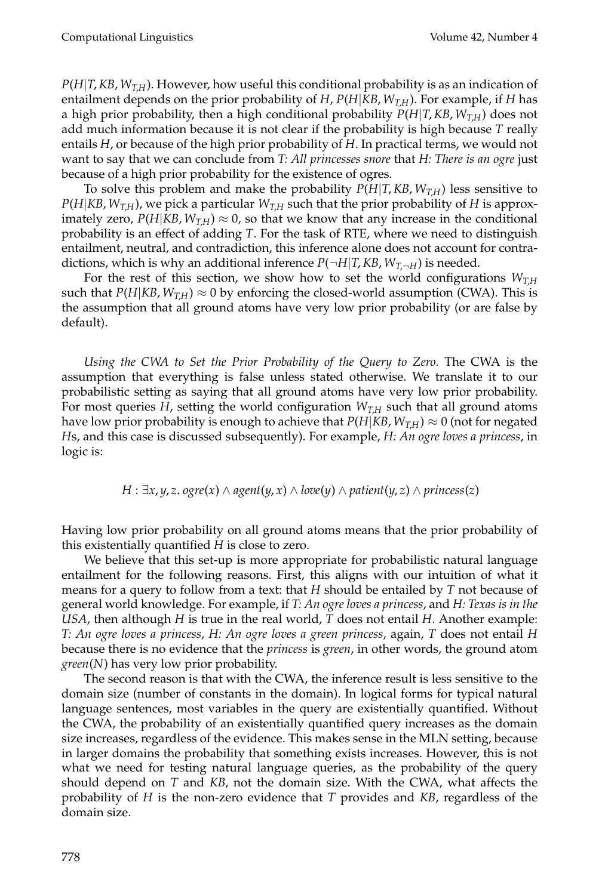$P(H|T, KB, W_{T,H})$. However, how useful this conditional probability is as an indication of entailment depends on the prior probability of $H$, $P(H|KB, W_{T,H})$. For example, if $H$ has a high prior probability, then a high conditional probability $P(H|T, KB, W_{T,H})$ does not add much information because it is not clear if the probability is high because $T$ really entails $H$, or because of the high prior probability of $H$. In practical terms, we would not want to say that we can conclude from *T: All princesses snore* that *H: There is an ogre* just because of a high prior probability for the existence of ogres.

To solve this problem and make the probability $P(H|T, KB, W_{T,H})$ less sensitive to $P(H|KB, W_{T,H})$, we pick a particular $W_{T,H}$ such that the prior probability of $H$ is approximately zero, $P(H|KB, W_{T,H}) \approx 0$, so that we know that any increase in the conditional probability is an effect of adding $T$. For the task of RTE, where we need to distinguish entailment, neutral, and contradiction, this inference alone does not account for contradictions, which is why an additional inference $P(\neg H|T, KB, W_{T,\neg H})$ is needed.

For the rest of this section, we show how to set the world configurations $W_{T,H}$ such that $P(H|KB, W_{T,H}) \approx 0$ by enforcing the closed-world assumption (CWA). This is the assumption that all ground atoms have very low prior probability (or are false by default).

*Using the CWA to Set the Prior Probability of the Query to Zero.* The CWA is the assumption that everything is false unless stated otherwise. We translate it to our probabilistic setting as saying that all ground atoms have very low prior probability. For most queries $H$, setting the world configuration $W_{T,H}$ such that all ground atoms have low prior probability is enough to achieve that $P(H|KB, W_{T,H}) \approx 0$ (not for negated $H$s, and this case is discussed subsequently). For example, *H: An ogre loves a princess*, in logic is:

$$H : \exists x, y, z.\ ogre(x) \wedge agent(y, x) \wedge love(y) \wedge patient(y, z) \wedge princess(z)$$

Having low prior probability on all ground atoms means that the prior probability of this existentially quantified $H$ is close to zero.

We believe that this set-up is more appropriate for probabilistic natural language entailment for the following reasons. First, this aligns with our intuition of what it means for a query to follow from a text: that $H$ should be entailed by $T$ not because of general world knowledge. For example, if *T: An ogre loves a princess*, and *H: Texas is in the USA*, then although $H$ is true in the real world, $T$ does not entail $H$. Another example: *T: An ogre loves a princess*, *H: An ogre loves a green princess*, again, $T$ does not entail $H$ because there is no evidence that the *princess* is *green*, in other words, the ground atom $green(N)$ has very low prior probability.

The second reason is that with the CWA, the inference result is less sensitive to the domain size (number of constants in the domain). In logical forms for typical natural language sentences, most variables in the query are existentially quantified. Without the CWA, the probability of an existentially quantified query increases as the domain size increases, regardless of the evidence. This makes sense in the MLN setting, because in larger domains the probability that something exists increases. However, this is not what we need for testing natural language queries, as the probability of the query should depend on $T$ and $KB$, not the domain size. With the CWA, what affects the probability of $H$ is the non-zero evidence that $T$ provides and $KB$, regardless of the domain size.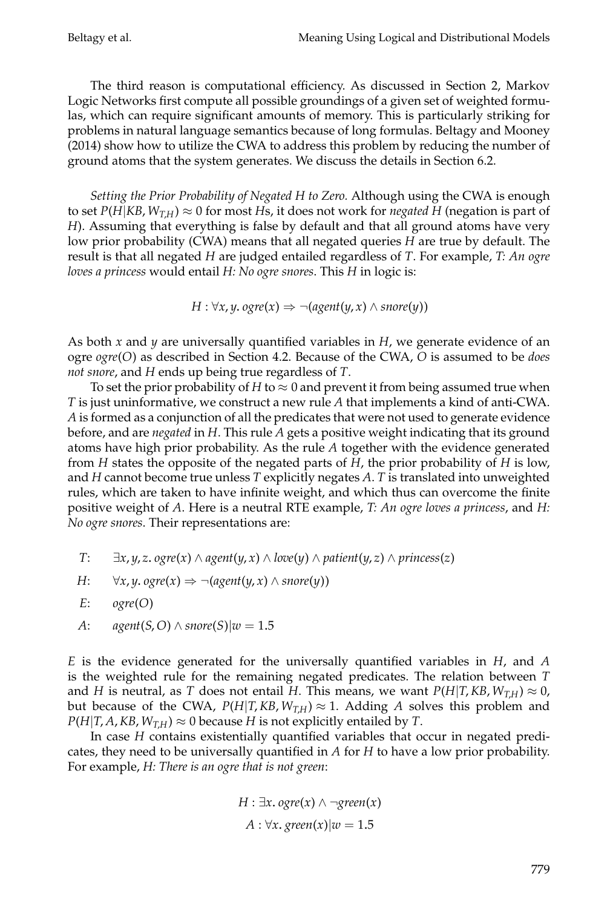The third reason is computational efficiency. As discussed in Section 2, Markov Logic Networks first compute all possible groundings of a given set of weighted formulas, which can require significant amounts of memory. This is particularly striking for problems in natural language semantics because of long formulas. Beltagy and Mooney (2014) show how to utilize the CWA to address this problem by reducing the number of ground atoms that the system generates. We discuss the details in Section 6.2.

*Setting the Prior Probability of Negated H to Zero.* Although using the CWA is enough to set $P(H|KB, W_{T,H}) \approx 0$ for most $H$s, it does not work for *negated H* (negation is part of $H$). Assuming that everything is false by default and that all ground atoms have very low prior probability (CWA) means that all negated queries $H$ are true by default. The result is that all negated $H$ are judged entailed regardless of $T$. For example, *T: An ogre loves a princess* would entail *H: No ogre snores*. This $H$ in logic is:

$$H : \forall x, y.\ ogre(x) \Rightarrow \neg(agent(y, x) \wedge snore(y))$$

As both $x$ and $y$ are universally quantified variables in $H$, we generate evidence of an ogre $ogre(O)$ as described in Section 4.2. Because of the CWA, $O$ is assumed to be *does not snore*, and $H$ ends up being true regardless of $T$.

To set the prior probability of $H$ to $\approx 0$ and prevent it from being assumed true when $T$ is just uninformative, we construct a new rule $A$ that implements a kind of anti-CWA. $A$ is formed as a conjunction of all the predicates that were not used to generate evidence before, and are *negated* in $H$. This rule $A$ gets a positive weight indicating that its ground atoms have high prior probability. As the rule $A$ together with the evidence generated from $H$ states the opposite of the negated parts of $H$, the prior probability of $H$ is low, and $H$ cannot become true unless $T$ explicitly negates $A$. $T$ is translated into unweighted rules, which are taken to have infinite weight, and which thus can overcome the finite positive weight of $A$. Here is a neutral RTE example, *T: An ogre loves a princess*, and *H: No ogre snores*. Their representations are:

- $T$: $\exists x, y, z.\ ogre(x) \wedge agent(y, x) \wedge love(y) \wedge patient(y, z) \wedge princess(z)$
- $H$: $\forall x, y.\ ogre(x) \Rightarrow \neg(agent(y, x) \wedge snore(y))$
- $E$: $ogre(O)$
- $A$: $agent(S, O) \wedge snore(S) | w = 1.5$

$E$ is the evidence generated for the universally quantified variables in $H$, and $A$ is the weighted rule for the remaining negated predicates. The relation between $T$ and $H$ is neutral, as $T$ does not entail $H$. This means, we want $P(H|T, KB, W_{T,H}) \approx 0$, but because of the CWA, $P(H|T, KB, W_{T,H}) \approx 1$. Adding $A$ solves this problem and $P(H|T, A, KB, W_{T,H}) \approx 0$ because $H$ is not explicitly entailed by $T$.

In case $H$ contains existentially quantified variables that occur in negated predicates, they need to be universally quantified in $A$ for $H$ to have a low prior probability. For example, *H: There is an ogre that is not green*:

$$H : \exists x.\ ogre(x) \wedge \neg green(x)$$

$$A : \forall x.\ green(x) | w = 1.5$$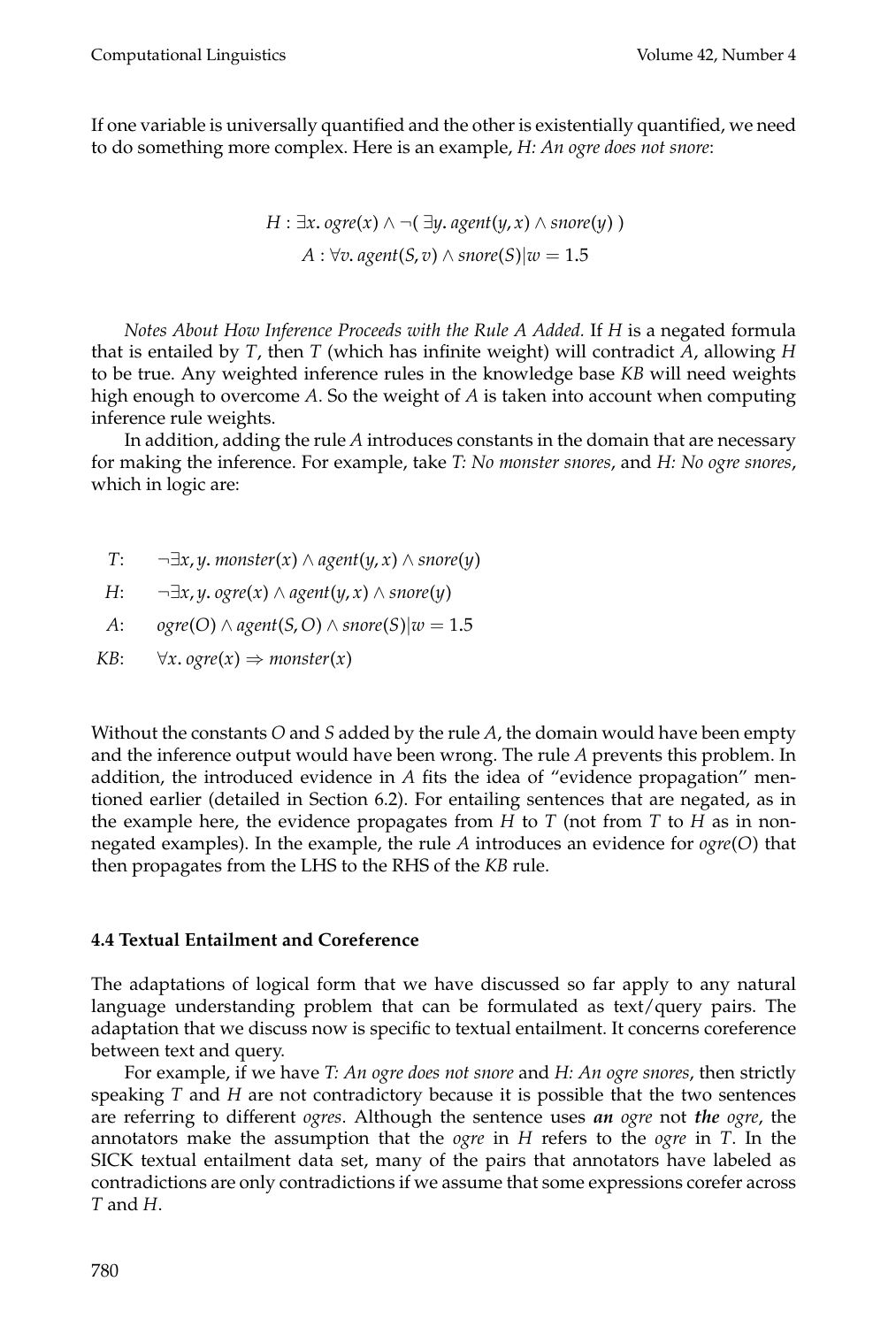If one variable is universally quantified and the other is existentially quantified, we need to do something more complex. Here is an example, *H: An ogre does not snore*:

$$H : \exists x.\ ogre(x) \wedge \neg(\ \exists y.\ agent(y, x) \wedge snore(y)\ )$$
$$A : \forall v.\ agent(S, v) \wedge snore(S) | w = 1.5$$

*Notes About How Inference Proceeds with the Rule A Added.* If $H$ is a negated formula that is entailed by $T$, then $T$ (which has infinite weight) will contradict $A$, allowing $H$ to be true. Any weighted inference rules in the knowledge base $KB$ will need weights high enough to overcome $A$. So the weight of $A$ is taken into account when computing inference rule weights.

In addition, adding the rule $A$ introduces constants in the domain that are necessary for making the inference. For example, take *T: No monster snores*, and *H: No ogre snores*, which in logic are:

- $T$: $\neg\exists x, y.\ monster(x) \wedge agent(y, x) \wedge snore(y)$
- $H$: $\neg\exists x, y.\ ogre(x) \wedge agent(y, x) \wedge snore(y)$
- $A$: $ogre(O) \wedge agent(S, O) \wedge snore(S) | w = 1.5$
- $KB$: $\forall x.\ ogre(x) \Rightarrow monster(x)$

Without the constants $O$ and $S$ added by the rule $A$, the domain would have been empty and the inference output would have been wrong. The rule $A$ prevents this problem. In addition, the introduced evidence in $A$ fits the idea of "evidence propagation" mentioned earlier (detailed in Section 6.2). For entailing sentences that are negated, as in the example here, the evidence propagates from $H$ to $T$ (not from $T$ to $H$ as in non-negated examples). In the example, the rule $A$ introduces an evidence for $ogre(O)$ that then propagates from the LHS to the RHS of the $KB$ rule.

### 4.4 Textual Entailment and Coreference

The adaptations of logical form that we have discussed so far apply to any natural language understanding problem that can be formulated as text/query pairs. The adaptation that we discuss now is specific to textual entailment. It concerns coreference between text and query.

For example, if we have *T: An ogre does not snore* and *H: An ogre snores*, then strictly speaking $T$ and $H$ are not contradictory because it is possible that the two sentences are referring to different *ogres*. Although the sentence uses ***an*** *ogre* not ***the*** *ogre*, the annotators make the assumption that the *ogre* in $H$ refers to the *ogre* in $T$. In the SICK textual entailment data set, many of the pairs that annotators have labeled as contradictions are only contradictions if we assume that some expressions corefer across $T$ and $H$.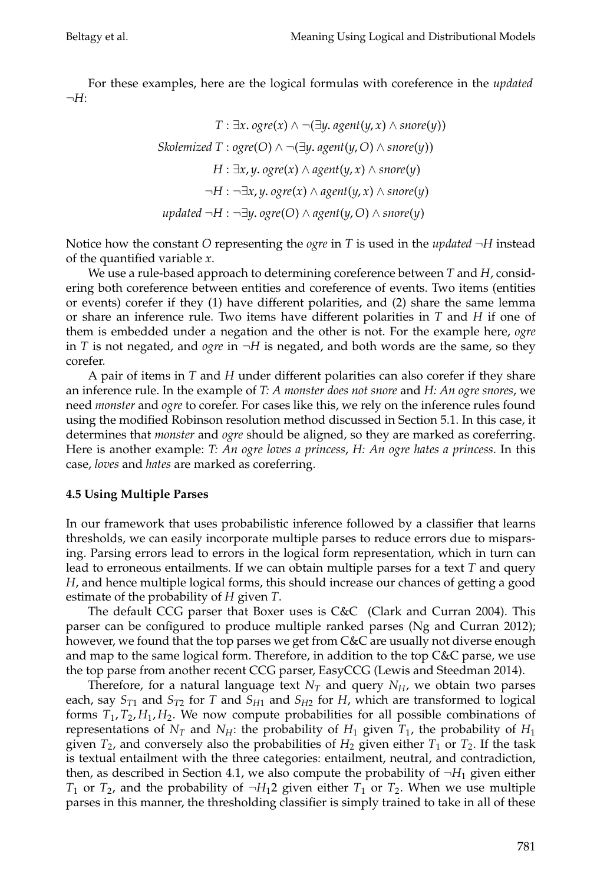For these examples, here are the logical formulas with coreference in the *updated* $\neg H$:

$$T : \exists x.\ ogre(x) \land \neg(\exists y.\ agent(y, x) \land snore(y))$$

$$Skolemized\ T : ogre(O) \land \neg(\exists y.\ agent(y, O) \land snore(y))$$

$$H : \exists x, y.\ ogre(x) \land agent(y, x) \land snore(y)$$

$$\neg H : \neg\exists x, y.\ ogre(x) \land agent(y, x) \land snore(y)$$

$$updated\ \neg H : \neg\exists y.\ ogre(O) \land agent(y, O) \land snore(y)$$

Notice how the constant $O$ representing the *ogre* in $T$ is used in the *updated* $\neg H$ instead of the quantified variable $x$.

We use a rule-based approach to determining coreference between $T$ and $H$, considering both coreference between entities and coreference of events. Two items (entities or events) corefer if they (1) have different polarities, and (2) share the same lemma or share an inference rule. Two items have different polarities in $T$ and $H$ if one of them is embedded under a negation and the other is not. For the example here, *ogre* in $T$ is not negated, and *ogre* in $\neg H$ is negated, and both words are the same, so they corefer.

A pair of items in $T$ and $H$ under different polarities can also corefer if they share an inference rule. In the example of *T: A monster does not snore* and *H: An ogre snores*, we need *monster* and *ogre* to corefer. For cases like this, we rely on the inference rules found using the modified Robinson resolution method discussed in Section 5.1. In this case, it determines that *monster* and *ogre* should be aligned, so they are marked as coreferring. Here is another example: *T: An ogre loves a princess*, *H: An ogre hates a princess*. In this case, *loves* and *hates* are marked as coreferring.

#### 4.5 Using Multiple Parses

In our framework that uses probabilistic inference followed by a classifier that learns thresholds, we can easily incorporate multiple parses to reduce errors due to misparsing. Parsing errors lead to errors in the logical form representation, which in turn can lead to erroneous entailments. If we can obtain multiple parses for a text $T$ and query $H$, and hence multiple logical forms, this should increase our chances of getting a good estimate of the probability of $H$ given $T$.

The default CCG parser that Boxer uses is C&C (Clark and Curran 2004). This parser can be configured to produce multiple ranked parses (Ng and Curran 2012); however, we found that the top parses we get from C&C are usually not diverse enough and map to the same logical form. Therefore, in addition to the top C&C parse, we use the top parse from another recent CCG parser, EasyCCG (Lewis and Steedman 2014).

Therefore, for a natural language text $N_T$ and query $N_H$, we obtain two parses each, say $S_{T1}$ and $S_{T2}$ for $T$ and $S_{H1}$ and $S_{H2}$ for $H$, which are transformed to logical forms $T_1, T_2, H_1, H_2$. We now compute probabilities for all possible combinations of representations of $N_T$ and $N_H$: the probability of $H_1$ given $T_1$, the probability of $H_1$ given $T_2$, and conversely also the probabilities of $H_2$ given either $T_1$ or $T_2$. If the task is textual entailment with the three categories: entailment, neutral, and contradiction, then, as described in Section 4.1, we also compute the probability of $\neg H_1$ given either $T_1$ or $T_2$, and the probability of $\neg H_1 2$ given either $T_1$ or $T_2$. When we use multiple parses in this manner, the thresholding classifier is simply trained to take in all of these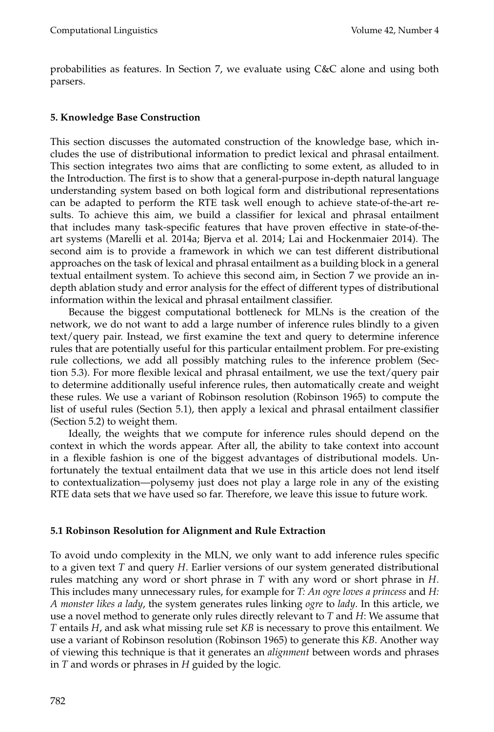probabilities as features. In Section 7, we evaluate using C&C alone and using both parsers.

## 5. Knowledge Base Construction

This section discusses the automated construction of the knowledge base, which includes the use of distributional information to predict lexical and phrasal entailment. This section integrates two aims that are conflicting to some extent, as alluded to in the Introduction. The first is to show that a general-purpose in-depth natural language understanding system based on both logical form and distributional representations can be adapted to perform the RTE task well enough to achieve state-of-the-art results. To achieve this aim, we build a classifier for lexical and phrasal entailment that includes many task-specific features that have proven effective in state-of-the-art systems (Marelli et al. 2014a; Bjerva et al. 2014; Lai and Hockenmaier 2014). The second aim is to provide a framework in which we can test different distributional approaches on the task of lexical and phrasal entailment as a building block in a general textual entailment system. To achieve this second aim, in Section 7 we provide an in-depth ablation study and error analysis for the effect of different types of distributional information within the lexical and phrasal entailment classifier.

Because the biggest computational bottleneck for MLNs is the creation of the network, we do not want to add a large number of inference rules blindly to a given text/query pair. Instead, we first examine the text and query to determine inference rules that are potentially useful for this particular entailment problem. For pre-existing rule collections, we add all possibly matching rules to the inference problem (Section 5.3). For more flexible lexical and phrasal entailment, we use the text/query pair to determine additionally useful inference rules, then automatically create and weight these rules. We use a variant of Robinson resolution (Robinson 1965) to compute the list of useful rules (Section 5.1), then apply a lexical and phrasal entailment classifier (Section 5.2) to weight them.

Ideally, the weights that we compute for inference rules should depend on the context in which the words appear. After all, the ability to take context into account in a flexible fashion is one of the biggest advantages of distributional models. Unfortunately the textual entailment data that we use in this article does not lend itself to contextualization—polysemy just does not play a large role in any of the existing RTE data sets that we have used so far. Therefore, we leave this issue to future work.

### 5.1 Robinson Resolution for Alignment and Rule Extraction

To avoid undo complexity in the MLN, we only want to add inference rules specific to a given text *T* and query *H*. Earlier versions of our system generated distributional rules matching any word or short phrase in *T* with any word or short phrase in *H*. This includes many unnecessary rules, for example for *T: An ogre loves a princess* and *H: A monster likes a lady*, the system generates rules linking *ogre* to *lady*. In this article, we use a novel method to generate only rules directly relevant to *T* and *H*: We assume that *T* entails *H*, and ask what missing rule set *KB* is necessary to prove this entailment. We use a variant of Robinson resolution (Robinson 1965) to generate this *KB*. Another way of viewing this technique is that it generates an *alignment* between words and phrases in *T* and words or phrases in *H* guided by the logic.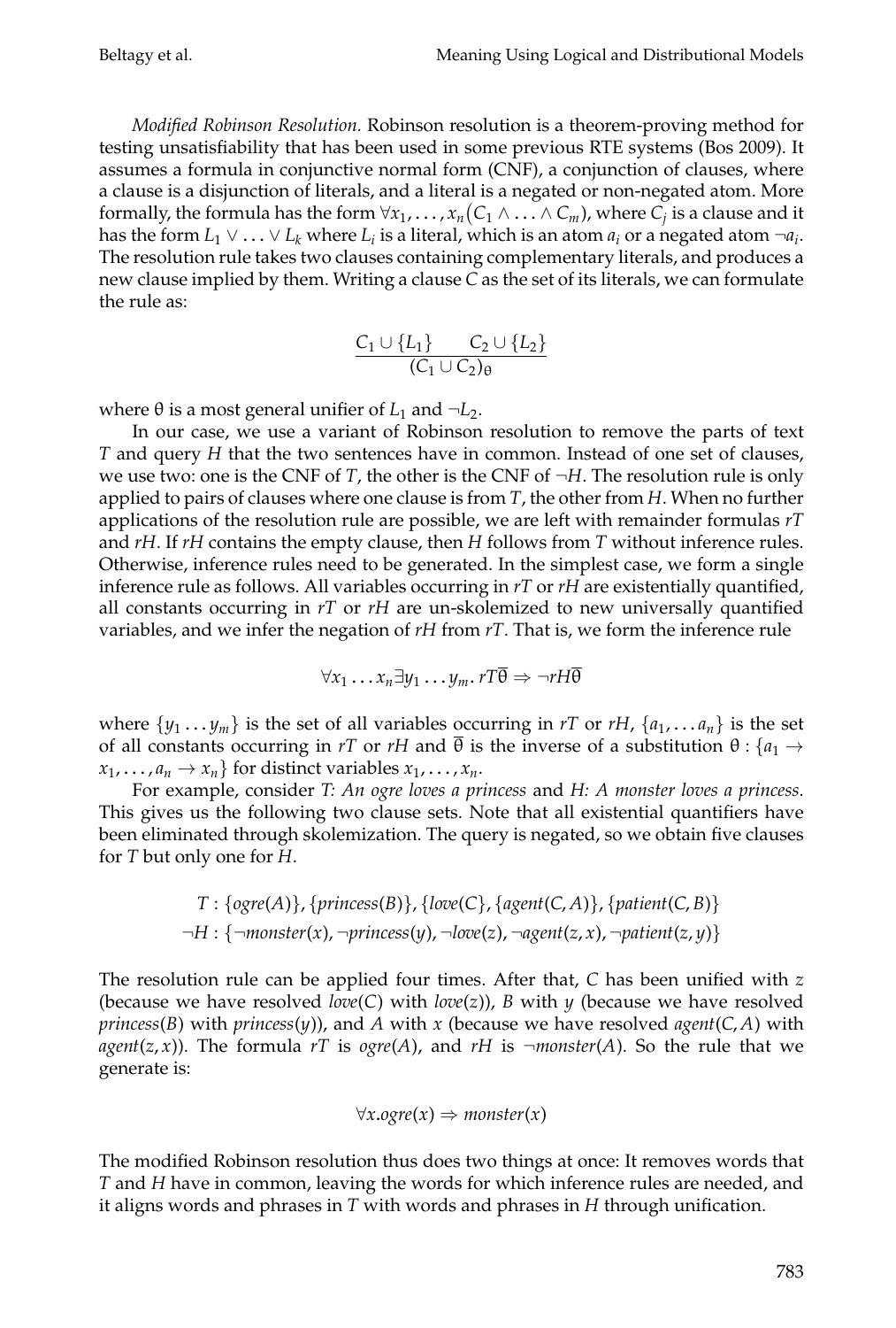*Modified Robinson Resolution.* Robinson resolution is a theorem-proving method for testing unsatisfiability that has been used in some previous RTE systems (Bos 2009). It assumes a formula in conjunctive normal form (CNF), a conjunction of clauses, where a clause is a disjunction of literals, and a literal is a negated or non-negated atom. More formally, the formula has the form $\forall x_1, \ldots, x_n \big(C_1 \wedge \ldots \wedge C_m\big)$, where $C_j$ is a clause and it has the form $L_1 \vee \ldots \vee L_k$ where $L_i$ is a literal, which is an atom $a_i$ or a negated atom $\neg a_i$. The resolution rule takes two clauses containing complementary literals, and produces a new clause implied by them. Writing a clause $C$ as the set of its literals, we can formulate the rule as:

$$\frac{C_1 \cup \{L_1\} \qquad C_2 \cup \{L_2\}}{(C_1 \cup C_2)_\theta}$$

where $\theta$ is a most general unifier of $L_1$ and $\neg L_2$.

In our case, we use a variant of Robinson resolution to remove the parts of text $T$ and query $H$ that the two sentences have in common. Instead of one set of clauses, we use two: one is the CNF of $T$, the other is the CNF of $\neg H$. The resolution rule is only applied to pairs of clauses where one clause is from $T$, the other from $H$. When no further applications of the resolution rule are possible, we are left with remainder formulas $rT$ and $rH$. If $rH$ contains the empty clause, then $H$ follows from $T$ without inference rules. Otherwise, inference rules need to be generated. In the simplest case, we form a single inference rule as follows. All variables occurring in $rT$ or $rH$ are existentially quantified, all constants occurring in $rT$ or $rH$ are un-skolemized to new universally quantified variables, and we infer the negation of $rH$ from $rT$. That is, we form the inference rule

$$\forall x_1 \ldots x_n \exists y_1 \ldots y_m.\, rT\overline{\theta} \Rightarrow \neg rH\overline{\theta}$$

where $\{y_1 \ldots y_m\}$ is the set of all variables occurring in $rT$ or $rH$, $\{a_1, \ldots a_n\}$ is the set of all constants occurring in $rT$ or $rH$ and $\overline{\theta}$ is the inverse of a substitution $\theta : \{a_1 \to x_1, \ldots, a_n \to x_n\}$ for distinct variables $x_1, \ldots, x_n$.

For example, consider *T: An ogre loves a princess* and *H: A monster loves a princess*. This gives us the following two clause sets. Note that all existential quantifiers have been eliminated through skolemization. The query is negated, so we obtain five clauses for $T$ but only one for $H$.

$$T : \{ogre(A)\}, \{princess(B)\}, \{love(C\}, \{agent(C, A)\}, \{patient(C, B)\}$$
$$\neg H : \{\neg monster(x), \neg princess(y), \neg love(z), \neg agent(z, x), \neg patient(z, y)\}$$

The resolution rule can be applied four times. After that, $C$ has been unified with $z$ (because we have resolved $love(C)$ with $love(z)$), $B$ with $y$ (because we have resolved $princess(B)$ with $princess(y)$), and $A$ with $x$ (because we have resolved $agent(C, A)$ with $agent(z, x)$). The formula $rT$ is $ogre(A)$, and $rH$ is $\neg monster(A)$. So the rule that we generate is:

$$\forall x. ogre(x) \Rightarrow monster(x)$$

The modified Robinson resolution thus does two things at once: It removes words that $T$ and $H$ have in common, leaving the words for which inference rules are needed, and it aligns words and phrases in $T$ with words and phrases in $H$ through unification.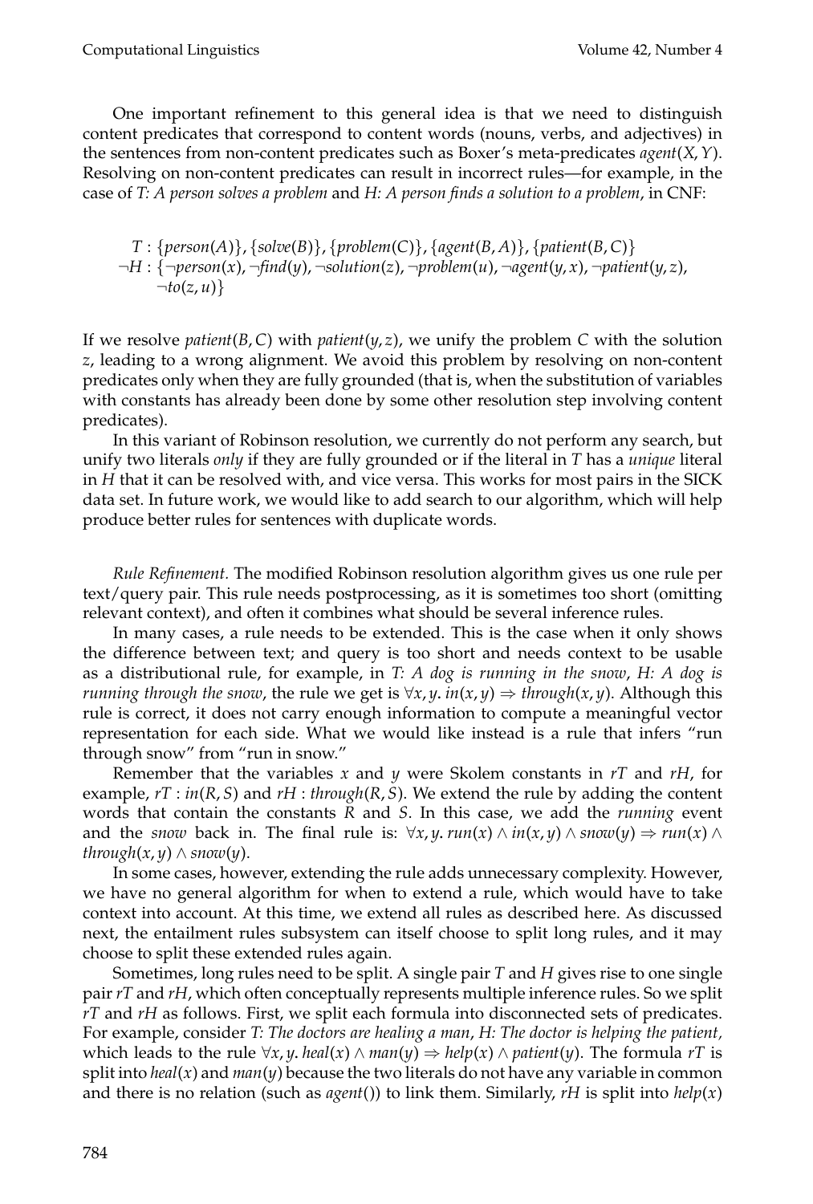One important refinement to this general idea is that we need to distinguish content predicates that correspond to content words (nouns, verbs, and adjectives) in the sentences from non-content predicates such as Boxer's meta-predicates $agent(X, Y)$. Resolving on non-content predicates can result in incorrect rules—for example, in the case of *T: A person solves a problem* and *H: A person finds a solution to a problem*, in CNF:

$$T : \{person(A)\}, \{solve(B)\}, \{problem(C)\}, \{agent(B, A)\}, \{patient(B, C)\}$$
$$\neg H : \{\neg person(x), \neg find(y), \neg solution(z), \neg problem(u), \neg agent(y, x), \neg patient(y, z), \neg to(z, u)\}$$

If we resolve $patient(B, C)$ with $patient(y, z)$, we unify the problem $C$ with the solution $z$, leading to a wrong alignment. We avoid this problem by resolving on non-content predicates only when they are fully grounded (that is, when the substitution of variables with constants has already been done by some other resolution step involving content predicates).

In this variant of Robinson resolution, we currently do not perform any search, but unify two literals *only* if they are fully grounded or if the literal in $T$ has a *unique* literal in $H$ that it can be resolved with, and vice versa. This works for most pairs in the SICK data set. In future work, we would like to add search to our algorithm, which will help produce better rules for sentences with duplicate words.

*Rule Refinement.* The modified Robinson resolution algorithm gives us one rule per text/query pair. This rule needs postprocessing, as it is sometimes too short (omitting relevant context), and often it combines what should be several inference rules.

In many cases, a rule needs to be extended. This is the case when it only shows the difference between text; and query is too short and needs context to be usable as a distributional rule, for example, in *T: A dog is running in the snow*, *H: A dog is running through the snow*, the rule we get is $\forall x, y.\ in(x, y) \Rightarrow through(x, y)$. Although this rule is correct, it does not carry enough information to compute a meaningful vector representation for each side. What we would like instead is a rule that infers "run through snow" from "run in snow."

Remember that the variables $x$ and $y$ were Skolem constants in $rT$ and $rH$, for example, $rT : in(R, S)$ and $rH : through(R, S)$. We extend the rule by adding the content words that contain the constants $R$ and $S$. In this case, we add the *running* event and the *snow* back in. The final rule is: $\forall x, y.\ run(x) \wedge in(x, y) \wedge snow(y) \Rightarrow run(x) \wedge through(x, y) \wedge snow(y)$.

In some cases, however, extending the rule adds unnecessary complexity. However, we have no general algorithm for when to extend a rule, which would have to take context into account. At this time, we extend all rules as described here. As discussed next, the entailment rules subsystem can itself choose to split long rules, and it may choose to split these extended rules again.

Sometimes, long rules need to be split. A single pair $T$ and $H$ gives rise to one single pair $rT$ and $rH$, which often conceptually represents multiple inference rules. So we split $rT$ and $rH$ as follows. First, we split each formula into disconnected sets of predicates. For example, consider *T: The doctors are healing a man*, *H: The doctor is helping the patient,* which leads to the rule $\forall x, y.\ heal(x) \wedge man(y) \Rightarrow help(x) \wedge patient(y)$. The formula $rT$ is split into $heal(x)$ and $man(y)$ because the two literals do not have any variable in common and there is no relation (such as $agent()$) to link them. Similarly, $rH$ is split into $help(x)$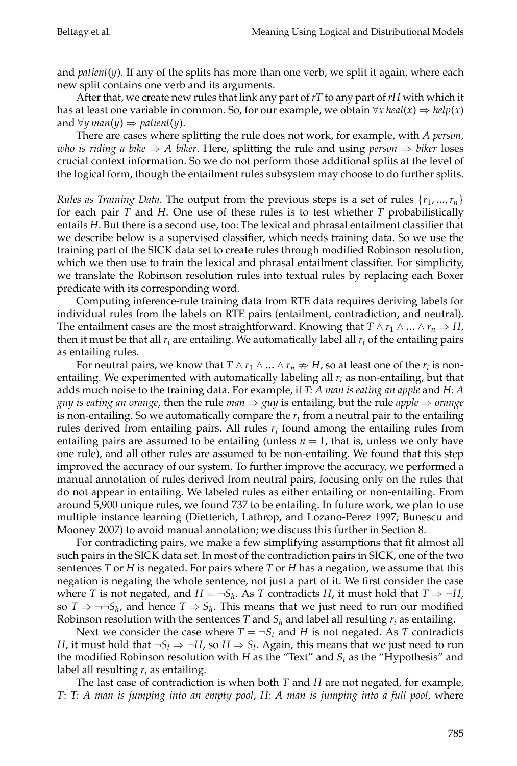and *patient*($y$). If any of the splits has more than one verb, we split it again, where each new split contains one verb and its arguments.

After that, we create new rules that link any part of *rT* to any part of *rH* with which it has at least one variable in common. So, for our example, we obtain $\forall x\ heal(x) \Rightarrow help(x)$ and $\forall y\ man(y) \Rightarrow patient(y)$.

There are cases where splitting the rule does not work, for example, with *A person, who is riding a bike* $\Rightarrow$ *A biker*. Here, splitting the rule and using *person* $\Rightarrow$ *biker* loses crucial context information. So we do not perform those additional splits at the level of the logical form, though the entailment rules subsystem may choose to do further splits.

*Rules as Training Data.* The output from the previous steps is a set of rules $\{r_1, ..., r_n\}$ for each pair $T$ and $H$. One use of these rules is to test whether $T$ probabilistically entails $H$. But there is a second use, too: The lexical and phrasal entailment classifier that we describe below is a supervised classifier, which needs training data. So we use the training part of the SICK data set to create rules through modified Robinson resolution, which we then use to train the lexical and phrasal entailment classifier. For simplicity, we translate the Robinson resolution rules into textual rules by replacing each Boxer predicate with its corresponding word.

Computing inference-rule training data from RTE data requires deriving labels for individual rules from the labels on RTE pairs (entailment, contradiction, and neutral). The entailment cases are the most straightforward. Knowing that $T \wedge r_1 \wedge ... \wedge r_n \Rightarrow H$, then it must be that all $r_i$ are entailing. We automatically label all $r_i$ of the entailing pairs as entailing rules.

For neutral pairs, we know that $T \wedge r_1 \wedge ... \wedge r_n \not\Rightarrow H$, so at least one of the $r_i$ is non-entailing. We experimented with automatically labeling all $r_i$ as non-entailing, but that adds much noise to the training data. For example, if *T: A man is eating an apple* and *H: A guy is eating an orange*, then the rule *man* $\Rightarrow$ *guy* is entailing, but the rule *apple* $\Rightarrow$ *orange* is non-entailing. So we automatically compare the $r_i$ from a neutral pair to the entailing rules derived from entailing pairs. All rules $r_i$ found among the entailing rules from entailing pairs are assumed to be entailing (unless $n = 1$, that is, unless we only have one rule), and all other rules are assumed to be non-entailing. We found that this step improved the accuracy of our system. To further improve the accuracy, we performed a manual annotation of rules derived from neutral pairs, focusing only on the rules that do not appear in entailing. We labeled rules as either entailing or non-entailing. From around 5,900 unique rules, we found 737 to be entailing. In future work, we plan to use multiple instance learning (Dietterich, Lathrop, and Lozano-Perez 1997; Bunescu and Mooney 2007) to avoid manual annotation; we discuss this further in Section 8.

For contradicting pairs, we make a few simplifying assumptions that fit almost all such pairs in the SICK data set. In most of the contradiction pairs in SICK, one of the two sentences $T$ or $H$ is negated. For pairs where $T$ or $H$ has a negation, we assume that this negation is negating the whole sentence, not just a part of it. We first consider the case where $T$ is not negated, and $H = \neg S_h$. As $T$ contradicts $H$, it must hold that $T \Rightarrow \neg H$, so $T \Rightarrow \neg\neg S_h$, and hence $T \Rightarrow S_h$. This means that we just need to run our modified Robinson resolution with the sentences $T$ and $S_h$ and label all resulting $r_i$ as entailing.

Next we consider the case where $T = \neg S_t$ and $H$ is not negated. As $T$ contradicts $H$, it must hold that $\neg S_t \Rightarrow \neg H$, so $H \Rightarrow S_t$. Again, this means that we just need to run the modified Robinson resolution with $H$ as the "Text" and $S_t$ as the "Hypothesis" and label all resulting $r_i$ as entailing.

The last case of contradiction is when both $T$ and $H$ are not negated, for example, *T*: *T: A man is jumping into an empty pool*, *H: A man is jumping into a full pool*, where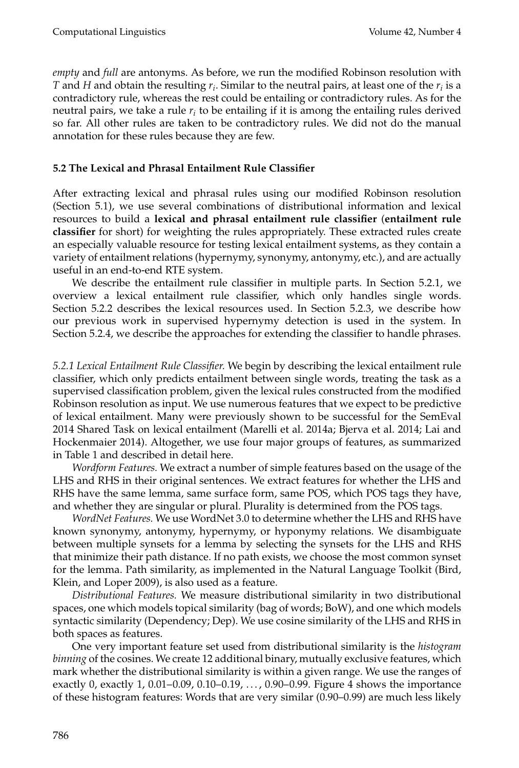*empty* and *full* are antonyms. As before, we run the modified Robinson resolution with $T$ and $H$ and obtain the resulting $r_i$. Similar to the neutral pairs, at least one of the $r_i$ is a contradictory rule, whereas the rest could be entailing or contradictory rules. As for the neutral pairs, we take a rule $r_i$ to be entailing if it is among the entailing rules derived so far. All other rules are taken to be contradictory rules. We did not do the manual annotation for these rules because they are few.

### 5.2 The Lexical and Phrasal Entailment Rule Classifier

After extracting lexical and phrasal rules using our modified Robinson resolution (Section 5.1), we use several combinations of distributional information and lexical resources to build a **lexical and phrasal entailment rule classifier** (**entailment rule classifier** for short) for weighting the rules appropriately. These extracted rules create an especially valuable resource for testing lexical entailment systems, as they contain a variety of entailment relations (hypernymy, synonymy, antonymy, etc.), and are actually useful in an end-to-end RTE system.

We describe the entailment rule classifier in multiple parts. In Section 5.2.1, we overview a lexical entailment rule classifier, which only handles single words. Section 5.2.2 describes the lexical resources used. In Section 5.2.3, we describe how our previous work in supervised hypernymy detection is used in the system. In Section 5.2.4, we describe the approaches for extending the classifier to handle phrases.

*5.2.1 Lexical Entailment Rule Classifier.* We begin by describing the lexical entailment rule classifier, which only predicts entailment between single words, treating the task as a supervised classification problem, given the lexical rules constructed from the modified Robinson resolution as input. We use numerous features that we expect to be predictive of lexical entailment. Many were previously shown to be successful for the SemEval 2014 Shared Task on lexical entailment (Marelli et al. 2014a; Bjerva et al. 2014; Lai and Hockenmaier 2014). Altogether, we use four major groups of features, as summarized in Table 1 and described in detail here.

*Wordform Features.* We extract a number of simple features based on the usage of the LHS and RHS in their original sentences. We extract features for whether the LHS and RHS have the same lemma, same surface form, same POS, which POS tags they have, and whether they are singular or plural. Plurality is determined from the POS tags.

*WordNet Features.* We use WordNet 3.0 to determine whether the LHS and RHS have known synonymy, antonymy, hypernymy, or hyponymy relations. We disambiguate between multiple synsets for a lemma by selecting the synsets for the LHS and RHS that minimize their path distance. If no path exists, we choose the most common synset for the lemma. Path similarity, as implemented in the Natural Language Toolkit (Bird, Klein, and Loper 2009), is also used as a feature.

*Distributional Features.* We measure distributional similarity in two distributional spaces, one which models topical similarity (bag of words; BoW), and one which models syntactic similarity (Dependency; Dep). We use cosine similarity of the LHS and RHS in both spaces as features.

One very important feature set used from distributional similarity is the *histogram binning* of the cosines. We create 12 additional binary, mutually exclusive features, which mark whether the distributional similarity is within a given range. We use the ranges of exactly 0, exactly 1, 0.01–0.09, 0.10–0.19, ..., 0.90–0.99. Figure 4 shows the importance of these histogram features: Words that are very similar (0.90–0.99) are much less likely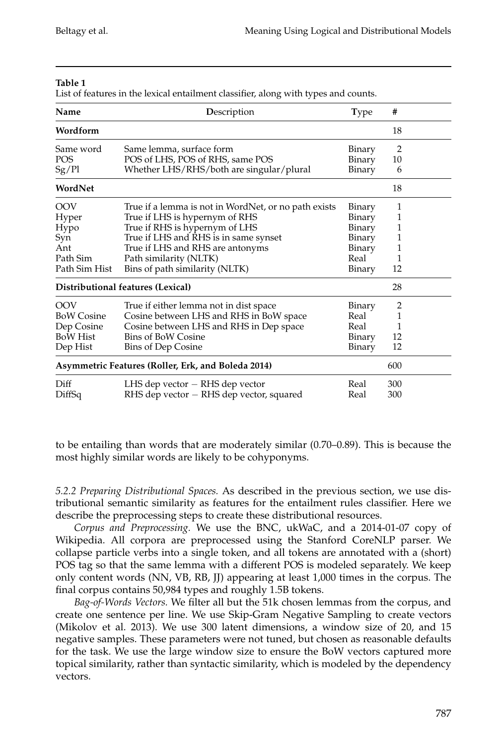**Table 1**
List of features in the lexical entailment classifier, along with types and counts.

| Name | Description | Type | # |
|---|---|---|---|
| **Wordform** | | | 18 |
| Same word | Same lemma, surface form | Binary | 2 |
| POS | POS of LHS, POS of RHS, same POS | Binary | 10 |
| Sg/Pl | Whether LHS/RHS/both are singular/plural | Binary | 6 |
| **WordNet** | | | 18 |
| OOV | True if a lemma is not in WordNet, or no path exists | Binary | 1 |
| Hyper | True if LHS is hypernym of RHS | Binary | 1 |
| Hypo | True if RHS is hypernym of LHS | Binary | 1 |
| Syn | True if LHS and RHS is in same synset | Binary | 1 |
| Ant | True if LHS and RHS are antonyms | Binary | 1 |
| Path Sim | Path similarity (NLTK) | Real | 1 |
| Path Sim Hist | Bins of path similarity (NLTK) | Binary | 12 |
| **Distributional features (Lexical)** | | | 28 |
| OOV | True if either lemma not in dist space | Binary | 2 |
| BoW Cosine | Cosine between LHS and RHS in BoW space | Real | 1 |
| Dep Cosine | Cosine between LHS and RHS in Dep space | Real | 1 |
| BoW Hist | Bins of BoW Cosine | Binary | 12 |
| Dep Hist | Bins of Dep Cosine | Binary | 12 |
| **Asymmetric Features (Roller, Erk, and Boleda 2014)** | | | 600 |
| Diff | LHS dep vector − RHS dep vector | Real | 300 |
| DiffSq | RHS dep vector − RHS dep vector, squared | Real | 300 |

to be entailing than words that are moderately similar (0.70–0.89). This is because the most highly similar words are likely to be cohyponyms.

*5.2.2 Preparing Distributional Spaces.* As described in the previous section, we use distributional semantic similarity as features for the entailment rules classifier. Here we describe the preprocessing steps to create these distributional resources.

*Corpus and Preprocessing.* We use the BNC, ukWaC, and a 2014-01-07 copy of Wikipedia. All corpora are preprocessed using the Stanford CoreNLP parser. We collapse particle verbs into a single token, and all tokens are annotated with a (short) POS tag so that the same lemma with a different POS is modeled separately. We keep only content words (NN, VB, RB, JJ) appearing at least 1,000 times in the corpus. The final corpus contains 50,984 types and roughly 1.5B tokens.

*Bag-of-Words Vectors.* We filter all but the 51k chosen lemmas from the corpus, and create one sentence per line. We use Skip-Gram Negative Sampling to create vectors (Mikolov et al. 2013). We use 300 latent dimensions, a window size of 20, and 15 negative samples. These parameters were not tuned, but chosen as reasonable defaults for the task. We use the large window size to ensure the BoW vectors captured more topical similarity, rather than syntactic similarity, which is modeled by the dependency vectors.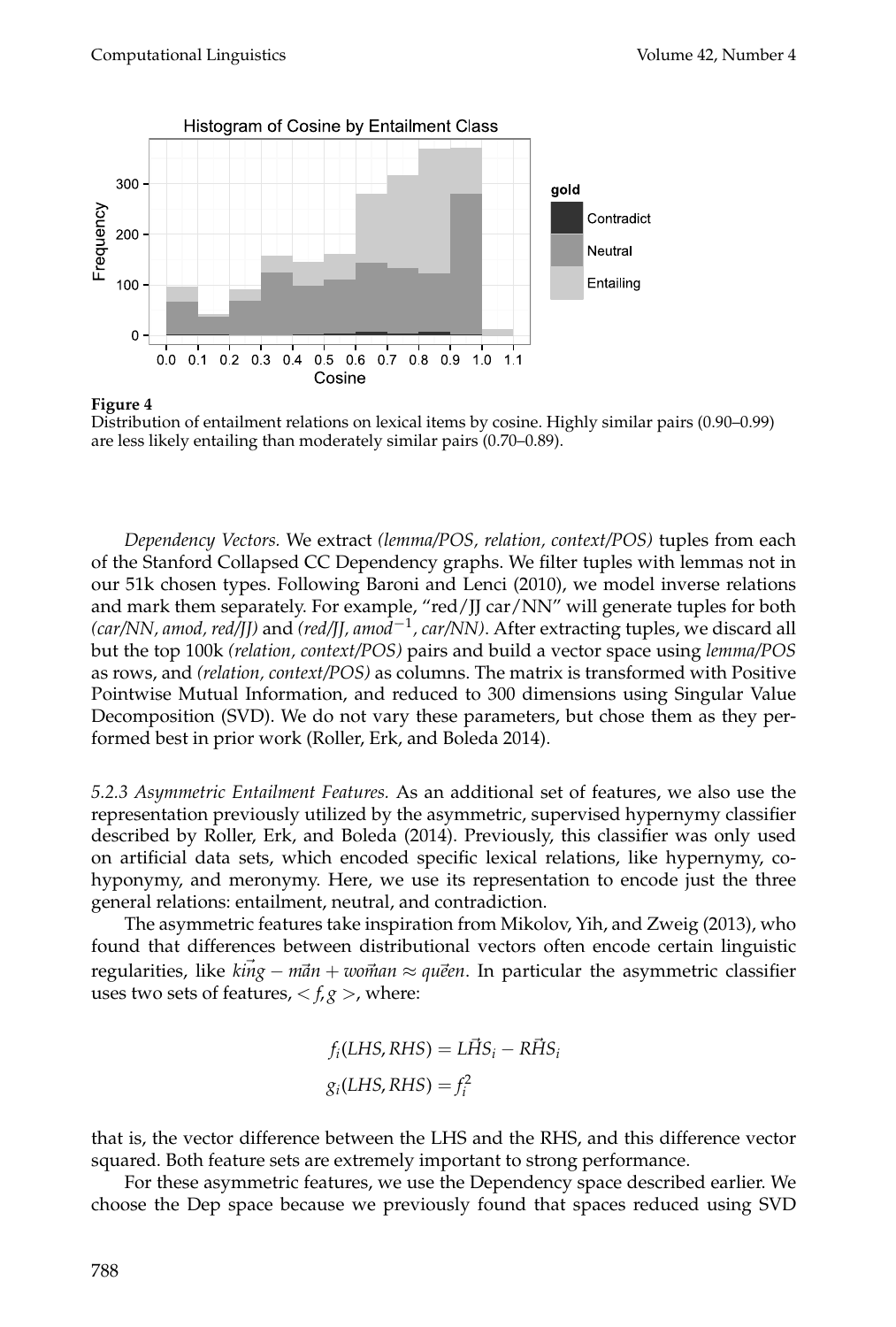**Figure 4**
Distribution of entailment relations on lexical items by cosine. Highly similar pairs (0.90–0.99) are less likely entailing than moderately similar pairs (0.70–0.89).

*Dependency Vectors.* We extract *(lemma/POS, relation, context/POS)* tuples from each of the Stanford Collapsed CC Dependency graphs. We filter tuples with lemmas not in our 51k chosen types. Following Baroni and Lenci (2010), we model inverse relations and mark them separately. For example, "red/JJ car/NN" will generate tuples for both *(car/NN, amod, red/JJ)* and *(red/JJ, amod$^{-1}$, car/NN)*. After extracting tuples, we discard all but the top 100k *(relation, context/POS)* pairs and build a vector space using *lemma/POS* as rows, and *(relation, context/POS)* as columns. The matrix is transformed with Positive Pointwise Mutual Information, and reduced to 300 dimensions using Singular Value Decomposition (SVD). We do not vary these parameters, but chose them as they performed best in prior work (Roller, Erk, and Boleda 2014).

*5.2.3 Asymmetric Entailment Features.* As an additional set of features, we also use the representation previously utilized by the asymmetric, supervised hypernymy classifier described by Roller, Erk, and Boleda (2014). Previously, this classifier was only used on artificial data sets, which encoded specific lexical relations, like hypernymy, co-hyponymy, and meronymy. Here, we use its representation to encode just the three general relations: entailment, neutral, and contradiction.

The asymmetric features take inspiration from Mikolov, Yih, and Zweig (2013), who found that differences between distributional vectors often encode certain linguistic regularities, like $\vec{king} - \vec{man} + \vec{woman} \approx \vec{queen}$. In particular the asymmetric classifier uses two sets of features, $< f, g >$, where:

$$f_i(LHS, RHS) = \vec{LHS}_i - \vec{RHS}_i$$
$$g_i(LHS, RHS) = f_i^2$$

that is, the vector difference between the LHS and the RHS, and this difference vector squared. Both feature sets are extremely important to strong performance.

For these asymmetric features, we use the Dependency space described earlier. We choose the Dep space because we previously found that spaces reduced using SVD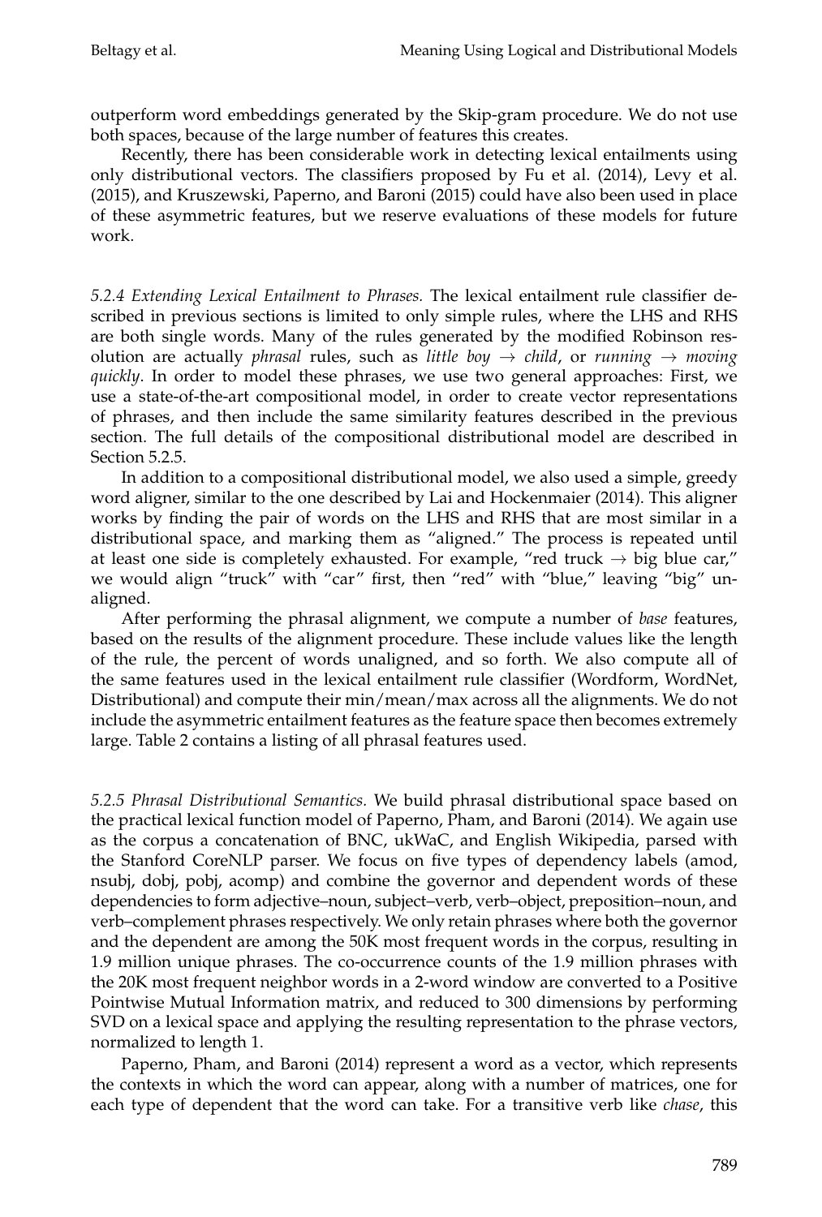outperform word embeddings generated by the Skip-gram procedure. We do not use both spaces, because of the large number of features this creates.

Recently, there has been considerable work in detecting lexical entailments using only distributional vectors. The classifiers proposed by Fu et al. (2014), Levy et al. (2015), and Kruszewski, Paperno, and Baroni (2015) could have also been used in place of these asymmetric features, but we reserve evaluations of these models for future work.

*5.2.4 Extending Lexical Entailment to Phrases.* The lexical entailment rule classifier described in previous sections is limited to only simple rules, where the LHS and RHS are both single words. Many of the rules generated by the modified Robinson resolution are actually *phrasal* rules, such as *little boy* → *child*, or *running* → *moving quickly*. In order to model these phrases, we use two general approaches: First, we use a state-of-the-art compositional model, in order to create vector representations of phrases, and then include the same similarity features described in the previous section. The full details of the compositional distributional model are described in Section 5.2.5.

In addition to a compositional distributional model, we also used a simple, greedy word aligner, similar to the one described by Lai and Hockenmaier (2014). This aligner works by finding the pair of words on the LHS and RHS that are most similar in a distributional space, and marking them as "aligned." The process is repeated until at least one side is completely exhausted. For example, "red truck → big blue car," we would align "truck" with "car" first, then "red" with "blue," leaving "big" unaligned.

After performing the phrasal alignment, we compute a number of *base* features, based on the results of the alignment procedure. These include values like the length of the rule, the percent of words unaligned, and so forth. We also compute all of the same features used in the lexical entailment rule classifier (Wordform, WordNet, Distributional) and compute their min/mean/max across all the alignments. We do not include the asymmetric entailment features as the feature space then becomes extremely large. Table 2 contains a listing of all phrasal features used.

*5.2.5 Phrasal Distributional Semantics.* We build phrasal distributional space based on the practical lexical function model of Paperno, Pham, and Baroni (2014). We again use as the corpus a concatenation of BNC, ukWaC, and English Wikipedia, parsed with the Stanford CoreNLP parser. We focus on five types of dependency labels (amod, nsubj, dobj, pobj, acomp) and combine the governor and dependent words of these dependencies to form adjective–noun, subject–verb, verb–object, preposition–noun, and verb–complement phrases respectively. We only retain phrases where both the governor and the dependent are among the 50K most frequent words in the corpus, resulting in 1.9 million unique phrases. The co-occurrence counts of the 1.9 million phrases with the 20K most frequent neighbor words in a 2-word window are converted to a Positive Pointwise Mutual Information matrix, and reduced to 300 dimensions by performing SVD on a lexical space and applying the resulting representation to the phrase vectors, normalized to length 1.

Paperno, Pham, and Baroni (2014) represent a word as a vector, which represents the contexts in which the word can appear, along with a number of matrices, one for each type of dependent that the word can take. For a transitive verb like *chase*, this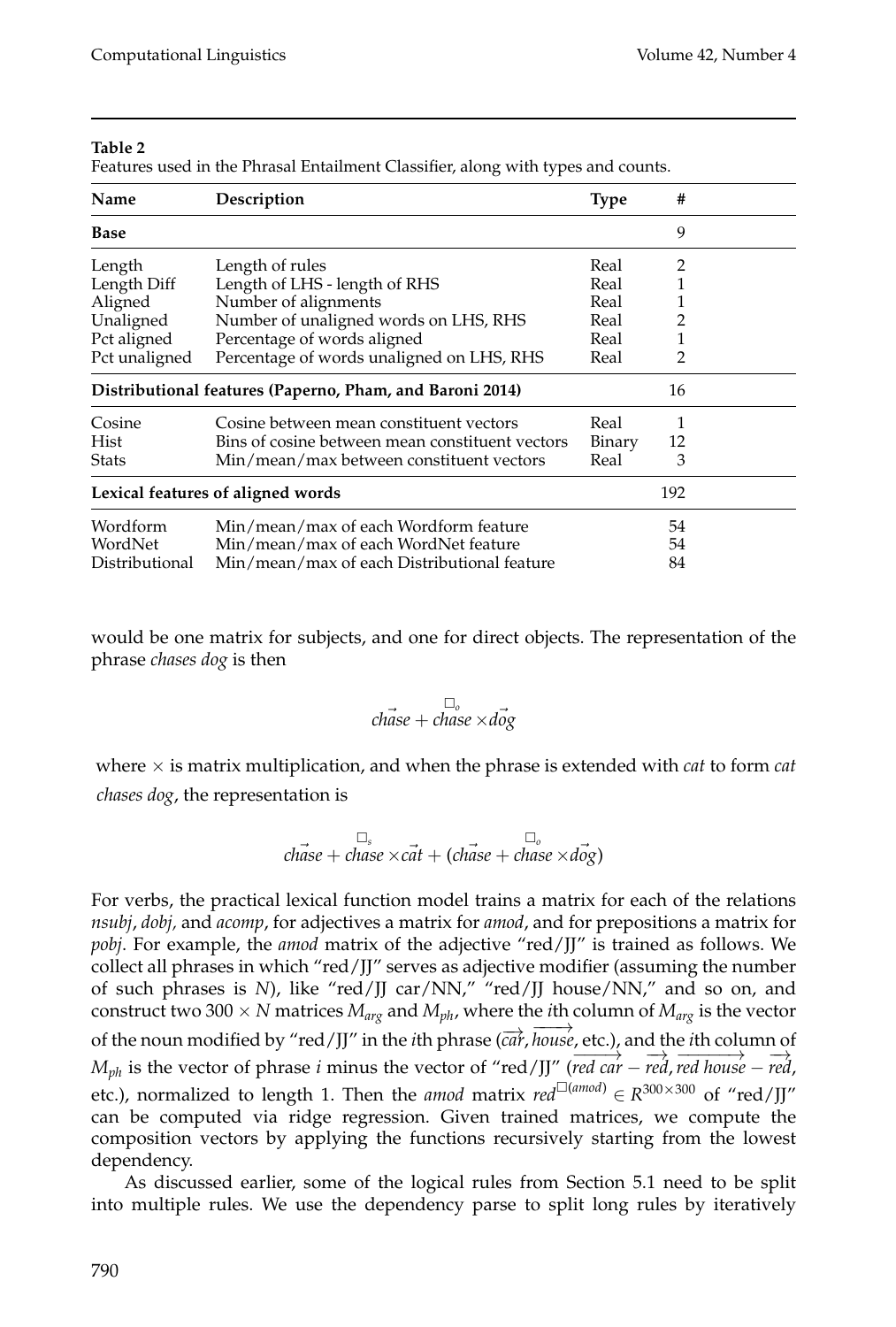**Table 2**
Features used in the Phrasal Entailment Classifier, along with types and counts.

| Name | Description | Type | # |
|---|---|---|---|
| **Base** | | | 9 |
| Length | Length of rules | Real | 2 |
| Length Diff | Length of LHS - length of RHS | Real | 1 |
| Aligned | Number of alignments | Real | 1 |
| Unaligned | Number of unaligned words on LHS, RHS | Real | 2 |
| Pct aligned | Percentage of words aligned | Real | 1 |
| Pct unaligned | Percentage of words unaligned on LHS, RHS | Real | 2 |
| **Distributional features (Paperno, Pham, and Baroni 2014)** | | | 16 |
| Cosine | Cosine between mean constituent vectors | Real | 1 |
| Hist | Bins of cosine between mean constituent vectors | Binary | 12 |
| Stats | Min/mean/max between constituent vectors | Real | 3 |
| **Lexical features of aligned words** | | | 192 |
| Wordform | Min/mean/max of each Wordform feature | | 54 |
| WordNet | Min/mean/max of each WordNet feature | | 54 |
| Distributional | Min/mean/max of each Distributional feature | | 84 |

would be one matrix for subjects, and one for direct objects. The representation of the phrase *chases dog* is then

$$\vec{chase} + \overset{\square_o}{chase} \times \vec{dog}$$

where $\times$ is matrix multiplication, and when the phrase is extended with *cat* to form *cat chases dog*, the representation is

$$\vec{chase} + \overset{\square_s}{chase} \times \vec{cat} + (\vec{chase} + \overset{\square_o}{chase} \times \vec{dog})$$

For verbs, the practical lexical function model trains a matrix for each of the relations *nsubj*, *dobj*, and *acomp*, for adjectives a matrix for *amod*, and for prepositions a matrix for *pobj*. For example, the *amod* matrix of the adjective "red/JJ" is trained as follows. We collect all phrases in which "red/JJ" serves as adjective modifier (assuming the number of such phrases is $N$), like "red/JJ car/NN," "red/JJ house/NN," and so on, and construct two $300 \times N$ matrices $M_{arg}$ and $M_{ph}$, where the $i$th column of $M_{arg}$ is the vector of the noun modified by "red/JJ" in the $i$th phrase ($\overrightarrow{car}$, $\overrightarrow{house}$, etc.), and the $i$th column of $M_{ph}$ is the vector of phrase $i$ minus the vector of "red/JJ" ($\overrightarrow{red\ car} - \overrightarrow{red}$, $\overrightarrow{red\ house} - \overrightarrow{red}$, etc.), normalized to length 1. Then the *amod* matrix $red^{\square(amod)} \in R^{300 \times 300}$ of "red/JJ" can be computed via ridge regression. Given trained matrices, we compute the composition vectors by applying the functions recursively starting from the lowest dependency.

As discussed earlier, some of the logical rules from Section 5.1 need to be split into multiple rules. We use the dependency parse to split long rules by iteratively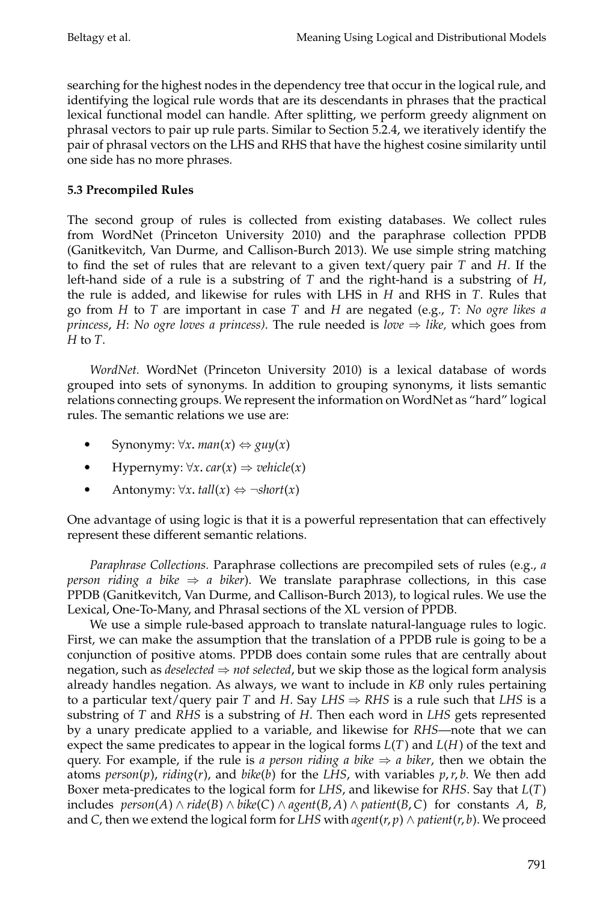searching for the highest nodes in the dependency tree that occur in the logical rule, and identifying the logical rule words that are its descendants in phrases that the practical lexical functional model can handle. After splitting, we perform greedy alignment on phrasal vectors to pair up rule parts. Similar to Section 5.2.4, we iteratively identify the pair of phrasal vectors on the LHS and RHS that have the highest cosine similarity until one side has no more phrases.

### 5.3 Precompiled Rules

The second group of rules is collected from existing databases. We collect rules from WordNet (Princeton University 2010) and the paraphrase collection PPDB (Ganitkevitch, Van Durme, and Callison-Burch 2013). We use simple string matching to find the set of rules that are relevant to a given text/query pair $T$ and $H$. If the left-hand side of a rule is a substring of $T$ and the right-hand is a substring of $H$, the rule is added, and likewise for rules with LHS in $H$ and RHS in $T$. Rules that go from $H$ to $T$ are important in case $T$ and $H$ are negated (e.g., $T$: *No ogre likes a princess*, $H$: *No ogre loves a princess*). The rule needed is *love* $\Rightarrow$ *like*, which goes from $H$ to $T$.

*WordNet.* WordNet (Princeton University 2010) is a lexical database of words grouped into sets of synonyms. In addition to grouping synonyms, it lists semantic relations connecting groups. We represent the information on WordNet as "hard" logical rules. The semantic relations we use are:

- Synonymy: $\forall x.\, man(x) \Leftrightarrow guy(x)$
- Hypernymy: $\forall x.\, car(x) \Rightarrow vehicle(x)$
- Antonymy: $\forall x.\, tall(x) \Leftrightarrow \neg short(x)$

One advantage of using logic is that it is a powerful representation that can effectively represent these different semantic relations.

*Paraphrase Collections.* Paraphrase collections are precompiled sets of rules (e.g., *a person riding a bike* $\Rightarrow$ *a biker*). We translate paraphrase collections, in this case PPDB (Ganitkevitch, Van Durme, and Callison-Burch 2013), to logical rules. We use the Lexical, One-To-Many, and Phrasal sections of the XL version of PPDB.

We use a simple rule-based approach to translate natural-language rules to logic. First, we can make the assumption that the translation of a PPDB rule is going to be a conjunction of positive atoms. PPDB does contain some rules that are centrally about negation, such as *deselected* $\Rightarrow$ *not selected*, but we skip those as the logical form analysis already handles negation. As always, we want to include in *KB* only rules pertaining to a particular text/query pair $T$ and $H$. Say $LHS \Rightarrow RHS$ is a rule such that $LHS$ is a substring of $T$ and $RHS$ is a substring of $H$. Then each word in $LHS$ gets represented by a unary predicate applied to a variable, and likewise for $RHS$—note that we can expect the same predicates to appear in the logical forms $L(T)$ and $L(H)$ of the text and query. For example, if the rule is *a person riding a bike* $\Rightarrow$ *a biker*, then we obtain the atoms $person(p)$, $riding(r)$, and $bike(b)$ for the $LHS$, with variables $p, r, b$. We then add Boxer meta-predicates to the logical form for $LHS$, and likewise for $RHS$. Say that $L(T)$ includes $person(A) \wedge ride(B) \wedge bike(C) \wedge agent(B, A) \wedge patient(B, C)$ for constants $A$, $B$, and $C$, then we extend the logical form for $LHS$ with $agent(r, p) \wedge patient(r, b)$. We proceed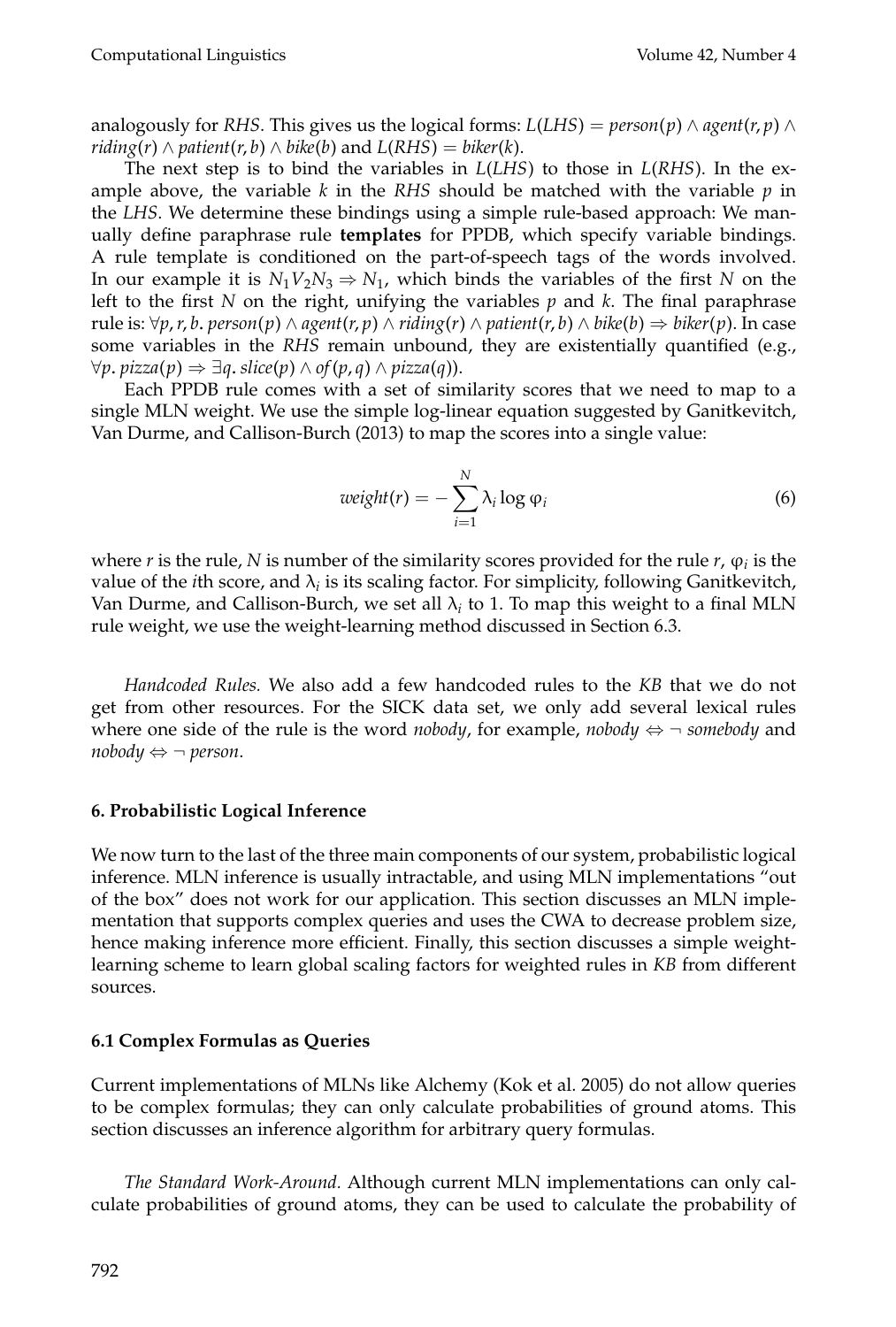analogously for *RHS*. This gives us the logical forms: $L(LHS) = person(p) \wedge agent(r, p) \wedge riding(r) \wedge patient(r, b) \wedge bike(b)$ and $L(RHS) = biker(k)$.

The next step is to bind the variables in $L(LHS)$ to those in $L(RHS)$. In the example above, the variable $k$ in the *RHS* should be matched with the variable $p$ in the *LHS*. We determine these bindings using a simple rule-based approach: We manually define paraphrase rule **templates** for PPDB, which specify variable bindings. A rule template is conditioned on the part-of-speech tags of the words involved. In our example it is $N_1V_2N_3 \Rightarrow N_1$, which binds the variables of the first $N$ on the left to the first $N$ on the right, unifying the variables $p$ and $k$. The final paraphrase rule is: $\forall p, r, b.\ person(p) \wedge agent(r, p) \wedge riding(r) \wedge patient(r, b) \wedge bike(b) \Rightarrow biker(p)$. In case some variables in the *RHS* remain unbound, they are existentially quantified (e.g., $\forall p.\ pizza(p) \Rightarrow \exists q.\ slice(p) \wedge of(p, q) \wedge pizza(q)$).

Each PPDB rule comes with a set of similarity scores that we need to map to a single MLN weight. We use the simple log-linear equation suggested by Ganitkevitch, Van Durme, and Callison-Burch (2013) to map the scores into a single value:

$$weight(r) = -\sum_{i=1}^{N} \lambda_i \log \varphi_i \tag{6}$$

where $r$ is the rule, $N$ is number of the similarity scores provided for the rule $r$, $\varphi_i$ is the value of the $i$th score, and $\lambda_i$ is its scaling factor. For simplicity, following Ganitkevitch, Van Durme, and Callison-Burch, we set all $\lambda_i$ to 1. To map this weight to a final MLN rule weight, we use the weight-learning method discussed in Section 6.3.

*Handcoded Rules.* We also add a few handcoded rules to the *KB* that we do not get from other resources. For the SICK data set, we only add several lexical rules where one side of the rule is the word *nobody*, for example, $nobody \Leftrightarrow \neg\ somebody$ and $nobody \Leftrightarrow \neg\ person$.

## 6. Probabilistic Logical Inference

We now turn to the last of the three main components of our system, probabilistic logical inference. MLN inference is usually intractable, and using MLN implementations "out of the box" does not work for our application. This section discusses an MLN implementation that supports complex queries and uses the CWA to decrease problem size, hence making inference more efficient. Finally, this section discusses a simple weight-learning scheme to learn global scaling factors for weighted rules in *KB* from different sources.

### 6.1 Complex Formulas as Queries

Current implementations of MLNs like Alchemy (Kok et al. 2005) do not allow queries to be complex formulas; they can only calculate probabilities of ground atoms. This section discusses an inference algorithm for arbitrary query formulas.

*The Standard Work-Around.* Although current MLN implementations can only calculate probabilities of ground atoms, they can be used to calculate the probability of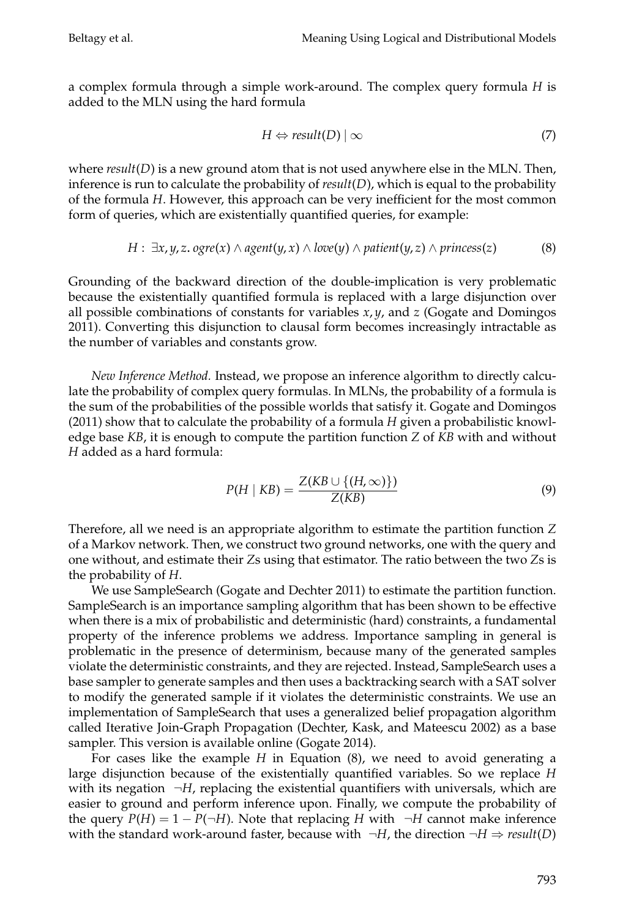a complex formula through a simple work-around. The complex query formula $H$ is added to the MLN using the hard formula

$$H \Leftrightarrow result(D) \mid \infty \tag{7}$$

where $result(D)$ is a new ground atom that is not used anywhere else in the MLN. Then, inference is run to calculate the probability of $result(D)$, which is equal to the probability of the formula $H$. However, this approach can be very inefficient for the most common form of queries, which are existentially quantified queries, for example:

$$H : \exists x, y, z.\ ogre(x) \wedge agent(y, x) \wedge love(y) \wedge patient(y, z) \wedge princess(z) \tag{8}$$

Grounding of the backward direction of the double-implication is very problematic because the existentially quantified formula is replaced with a large disjunction over all possible combinations of constants for variables $x, y$, and $z$ (Gogate and Domingos 2011). Converting this disjunction to clausal form becomes increasingly intractable as the number of variables and constants grow.

*New Inference Method.* Instead, we propose an inference algorithm to directly calculate the probability of complex query formulas. In MLNs, the probability of a formula is the sum of the probabilities of the possible worlds that satisfy it. Gogate and Domingos (2011) show that to calculate the probability of a formula $H$ given a probabilistic knowledge base $KB$, it is enough to compute the partition function $Z$ of $KB$ with and without $H$ added as a hard formula:

$$P(H \mid KB) = \frac{Z(KB \cup \{(H, \infty)\})}{Z(KB)} \tag{9}$$

Therefore, all we need is an appropriate algorithm to estimate the partition function $Z$ of a Markov network. Then, we construct two ground networks, one with the query and one without, and estimate their $Z$s using that estimator. The ratio between the two $Z$s is the probability of $H$.

We use SampleSearch (Gogate and Dechter 2011) to estimate the partition function. SampleSearch is an importance sampling algorithm that has been shown to be effective when there is a mix of probabilistic and deterministic (hard) constraints, a fundamental property of the inference problems we address. Importance sampling in general is problematic in the presence of determinism, because many of the generated samples violate the deterministic constraints, and they are rejected. Instead, SampleSearch uses a base sampler to generate samples and then uses a backtracking search with a SAT solver to modify the generated sample if it violates the deterministic constraints. We use an implementation of SampleSearch that uses a generalized belief propagation algorithm called Iterative Join-Graph Propagation (Dechter, Kask, and Mateescu 2002) as a base sampler. This version is available online (Gogate 2014).

For cases like the example $H$ in Equation (8), we need to avoid generating a large disjunction because of the existentially quantified variables. So we replace $H$ with its negation $\neg H$, replacing the existential quantifiers with universals, which are easier to ground and perform inference upon. Finally, we compute the probability of the query $P(H) = 1 - P(\neg H)$. Note that replacing $H$ with $\neg H$ cannot make inference with the standard work-around faster, because with $\neg H$, the direction $\neg H \Rightarrow result(D)$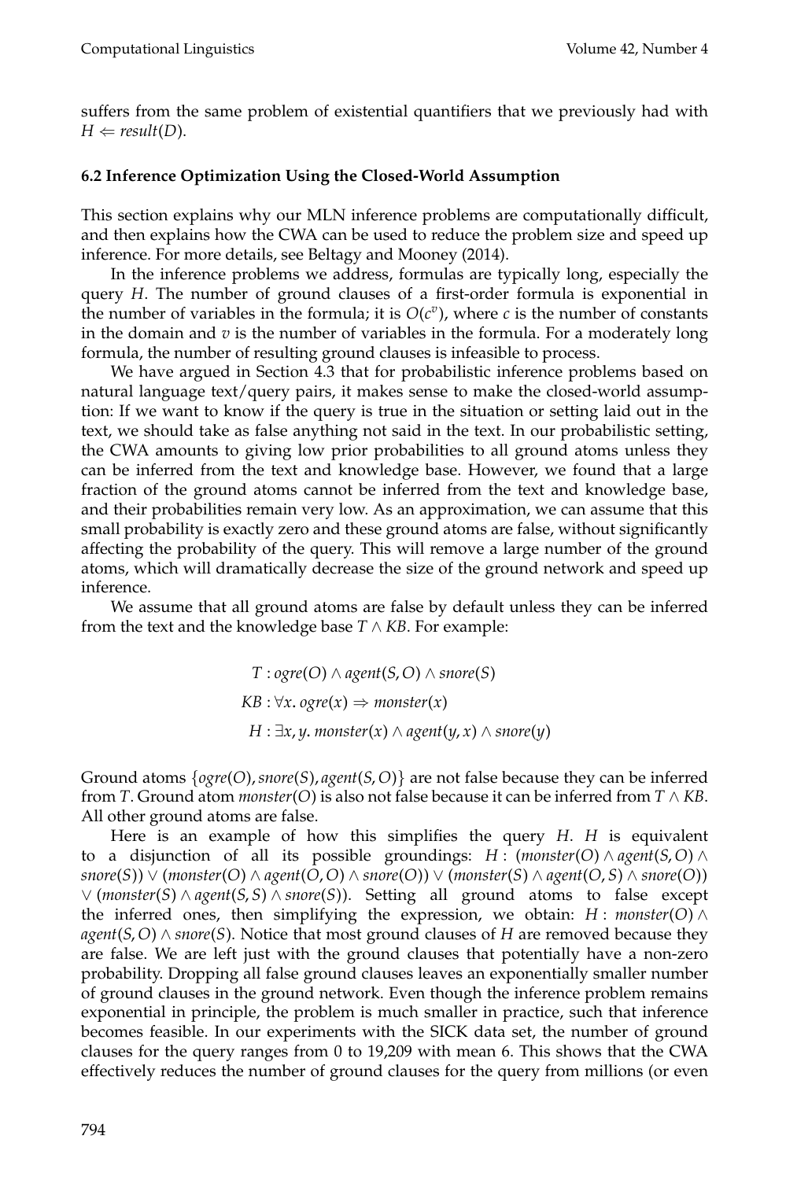suffers from the same problem of existential quantifiers that we previously had with $H \Leftarrow result(D)$.

### 6.2 Inference Optimization Using the Closed-World Assumption

This section explains why our MLN inference problems are computationally difficult, and then explains how the CWA can be used to reduce the problem size and speed up inference. For more details, see Beltagy and Mooney (2014).

In the inference problems we address, formulas are typically long, especially the query $H$. The number of ground clauses of a first-order formula is exponential in the number of variables in the formula; it is $O(c^v)$, where $c$ is the number of constants in the domain and $v$ is the number of variables in the formula. For a moderately long formula, the number of resulting ground clauses is infeasible to process.

We have argued in Section 4.3 that for probabilistic inference problems based on natural language text/query pairs, it makes sense to make the closed-world assumption: If we want to know if the query is true in the situation or setting laid out in the text, we should take as false anything not said in the text. In our probabilistic setting, the CWA amounts to giving low prior probabilities to all ground atoms unless they can be inferred from the text and knowledge base. However, we found that a large fraction of the ground atoms cannot be inferred from the text and knowledge base, and their probabilities remain very low. As an approximation, we can assume that this small probability is exactly zero and these ground atoms are false, without significantly affecting the probability of the query. This will remove a large number of the ground atoms, which will dramatically decrease the size of the ground network and speed up inference.

We assume that all ground atoms are false by default unless they can be inferred from the text and the knowledge base $T \wedge KB$. For example:

$$T : ogre(O) \wedge agent(S, O) \wedge snore(S)$$

$$KB : \forall x.\, ogre(x) \Rightarrow monster(x)$$

$$H : \exists x, y.\, monster(x) \wedge agent(y, x) \wedge snore(y)$$

Ground atoms $\{ogre(O), snore(S), agent(S, O)\}$ are not false because they can be inferred from $T$. Ground atom $monster(O)$ is also not false because it can be inferred from $T \wedge KB$. All other ground atoms are false.

Here is an example of how this simplifies the query $H$. $H$ is equivalent to a disjunction of all its possible groundings: $H : (monster(O) \wedge agent(S, O) \wedge snore(S)) \vee (monster(O) \wedge agent(O, O) \wedge snore(O)) \vee (monster(S) \wedge agent(O, S) \wedge snore(O)) \vee (monster(S) \wedge agent(S, S) \wedge snore(S))$. Setting all ground atoms to false except the inferred ones, then simplifying the expression, we obtain: $H : monster(O) \wedge agent(S, O) \wedge snore(S)$. Notice that most ground clauses of $H$ are removed because they are false. We are left just with the ground clauses that potentially have a non-zero probability. Dropping all false ground clauses leaves an exponentially smaller number of ground clauses in the ground network. Even though the inference problem remains exponential in principle, the problem is much smaller in practice, such that inference becomes feasible. In our experiments with the SICK data set, the number of ground clauses for the query ranges from 0 to 19,209 with mean 6. This shows that the CWA effectively reduces the number of ground clauses for the query from millions (or even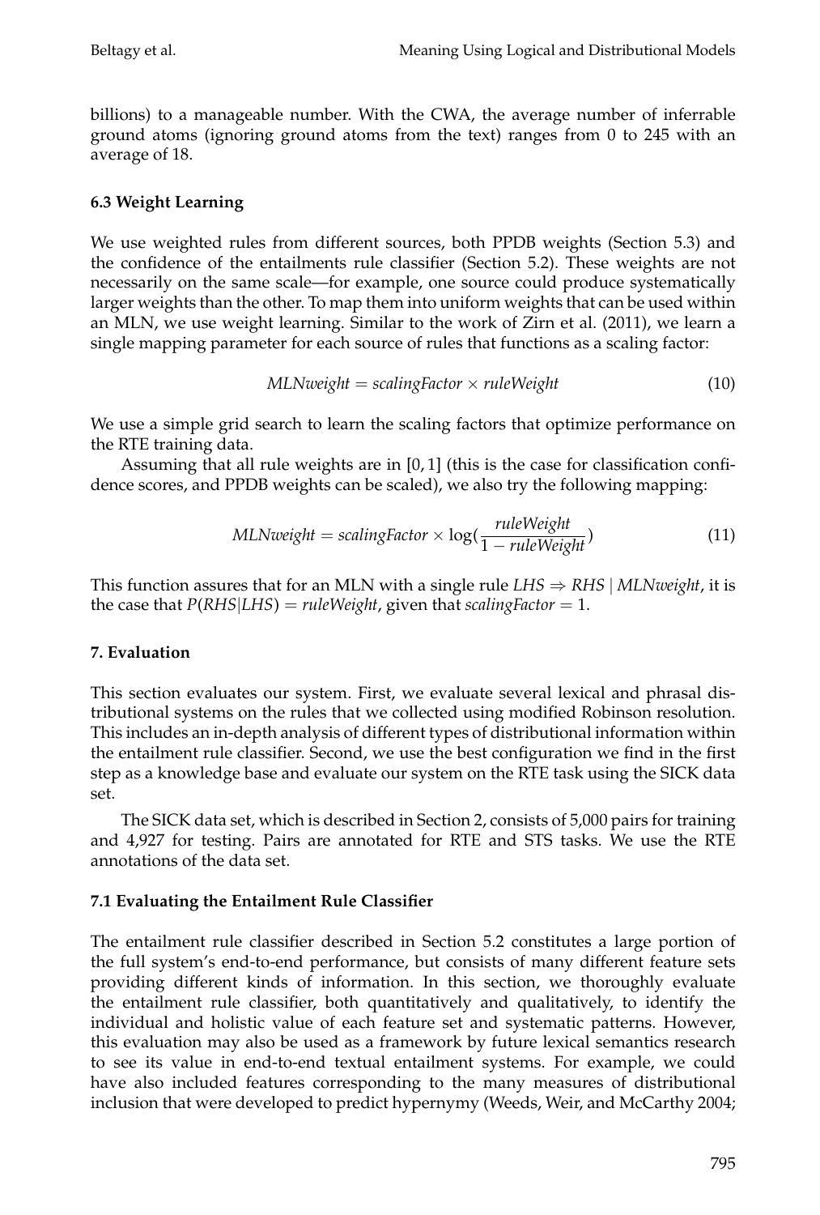billions) to a manageable number. With the CWA, the average number of inferrable ground atoms (ignoring ground atoms from the text) ranges from 0 to 245 with an average of 18.

### 6.3 Weight Learning

We use weighted rules from different sources, both PPDB weights (Section 5.3) and the confidence of the entailments rule classifier (Section 5.2). These weights are not necessarily on the same scale—for example, one source could produce systematically larger weights than the other. To map them into uniform weights that can be used within an MLN, we use weight learning. Similar to the work of Zirn et al. (2011), we learn a single mapping parameter for each source of rules that functions as a scaling factor:

$$MLNweight = scalingFactor \times ruleWeight \tag{10}$$

We use a simple grid search to learn the scaling factors that optimize performance on the RTE training data.

Assuming that all rule weights are in $[0, 1]$ (this is the case for classification confidence scores, and PPDB weights can be scaled), we also try the following mapping:

$$MLNweight = scalingFactor \times \log(\frac{ruleWeight}{1 - ruleWeight}) \tag{11}$$

This function assures that for an MLN with a single rule $LHS \Rightarrow RHS \mid MLNweight$, it is the case that $P(RHS|LHS) = ruleWeight$, given that $scalingFactor = 1$.

## 7. Evaluation

This section evaluates our system. First, we evaluate several lexical and phrasal distributional systems on the rules that we collected using modified Robinson resolution. This includes an in-depth analysis of different types of distributional information within the entailment rule classifier. Second, we use the best configuration we find in the first step as a knowledge base and evaluate our system on the RTE task using the SICK data set.

The SICK data set, which is described in Section 2, consists of 5,000 pairs for training and 4,927 for testing. Pairs are annotated for RTE and STS tasks. We use the RTE annotations of the data set.

### 7.1 Evaluating the Entailment Rule Classifier

The entailment rule classifier described in Section 5.2 constitutes a large portion of the full system's end-to-end performance, but consists of many different feature sets providing different kinds of information. In this section, we thoroughly evaluate the entailment rule classifier, both quantitatively and qualitatively, to identify the individual and holistic value of each feature set and systematic patterns. However, this evaluation may also be used as a framework by future lexical semantics research to see its value in end-to-end textual entailment systems. For example, we could have also included features corresponding to the many measures of distributional inclusion that were developed to predict hypernymy (Weeds, Weir, and McCarthy 2004;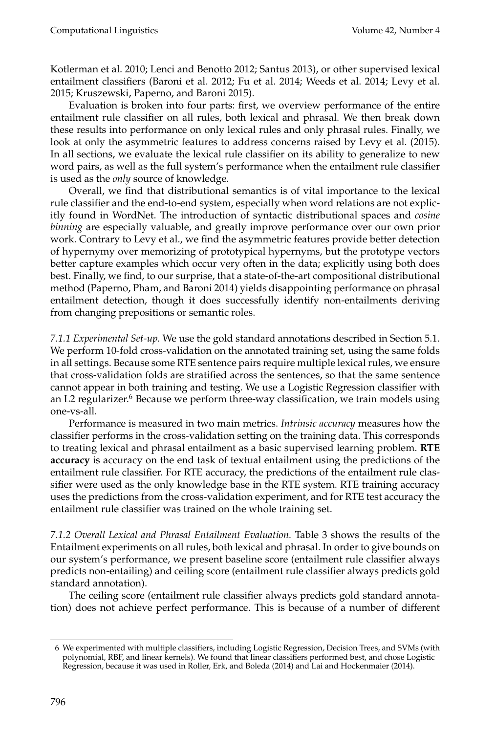Kotlerman et al. 2010; Lenci and Benotto 2012; Santus 2013), or other supervised lexical entailment classifiers (Baroni et al. 2012; Fu et al. 2014; Weeds et al. 2014; Levy et al. 2015; Kruszewski, Paperno, and Baroni 2015).

Evaluation is broken into four parts: first, we overview performance of the entire entailment rule classifier on all rules, both lexical and phrasal. We then break down these results into performance on only lexical rules and only phrasal rules. Finally, we look at only the asymmetric features to address concerns raised by Levy et al. (2015). In all sections, we evaluate the lexical rule classifier on its ability to generalize to new word pairs, as well as the full system's performance when the entailment rule classifier is used as the *only* source of knowledge.

Overall, we find that distributional semantics is of vital importance to the lexical rule classifier and the end-to-end system, especially when word relations are not explicitly found in WordNet. The introduction of syntactic distributional spaces and *cosine binning* are especially valuable, and greatly improve performance over our own prior work. Contrary to Levy et al., we find the asymmetric features provide better detection of hypernymy over memorizing of prototypical hypernyms, but the prototype vectors better capture examples which occur very often in the data; explicitly using both does best. Finally, we find, to our surprise, that a state-of-the-art compositional distributional method (Paperno, Pham, and Baroni 2014) yields disappointing performance on phrasal entailment detection, though it does successfully identify non-entailments deriving from changing prepositions or semantic roles.

*7.1.1 Experimental Set-up.* We use the gold standard annotations described in Section 5.1. We perform 10-fold cross-validation on the annotated training set, using the same folds in all settings. Because some RTE sentence pairs require multiple lexical rules, we ensure that cross-validation folds are stratified across the sentences, so that the same sentence cannot appear in both training and testing. We use a Logistic Regression classifier with an L2 regularizer.[6] Because we perform three-way classification, we train models using one-vs-all.

Performance is measured in two main metrics. *Intrinsic accuracy* measures how the classifier performs in the cross-validation setting on the training data. This corresponds to treating lexical and phrasal entailment as a basic supervised learning problem. **RTE accuracy** is accuracy on the end task of textual entailment using the predictions of the entailment rule classifier. For RTE accuracy, the predictions of the entailment rule classifier were used as the only knowledge base in the RTE system. RTE training accuracy uses the predictions from the cross-validation experiment, and for RTE test accuracy the entailment rule classifier was trained on the whole training set.

*7.1.2 Overall Lexical and Phrasal Entailment Evaluation.* Table 3 shows the results of the Entailment experiments on all rules, both lexical and phrasal. In order to give bounds on our system's performance, we present baseline score (entailment rule classifier always predicts non-entailing) and ceiling score (entailment rule classifier always predicts gold standard annotation).

The ceiling score (entailment rule classifier always predicts gold standard annotation) does not achieve perfect performance. This is because of a number of different

6 We experimented with multiple classifiers, including Logistic Regression, Decision Trees, and SVMs (with polynomial, RBF, and linear kernels). We found that linear classifiers performed best, and chose Logistic Regression, because it was used in Roller, Erk, and Boleda (2014) and Lai and Hockenmaier (2014).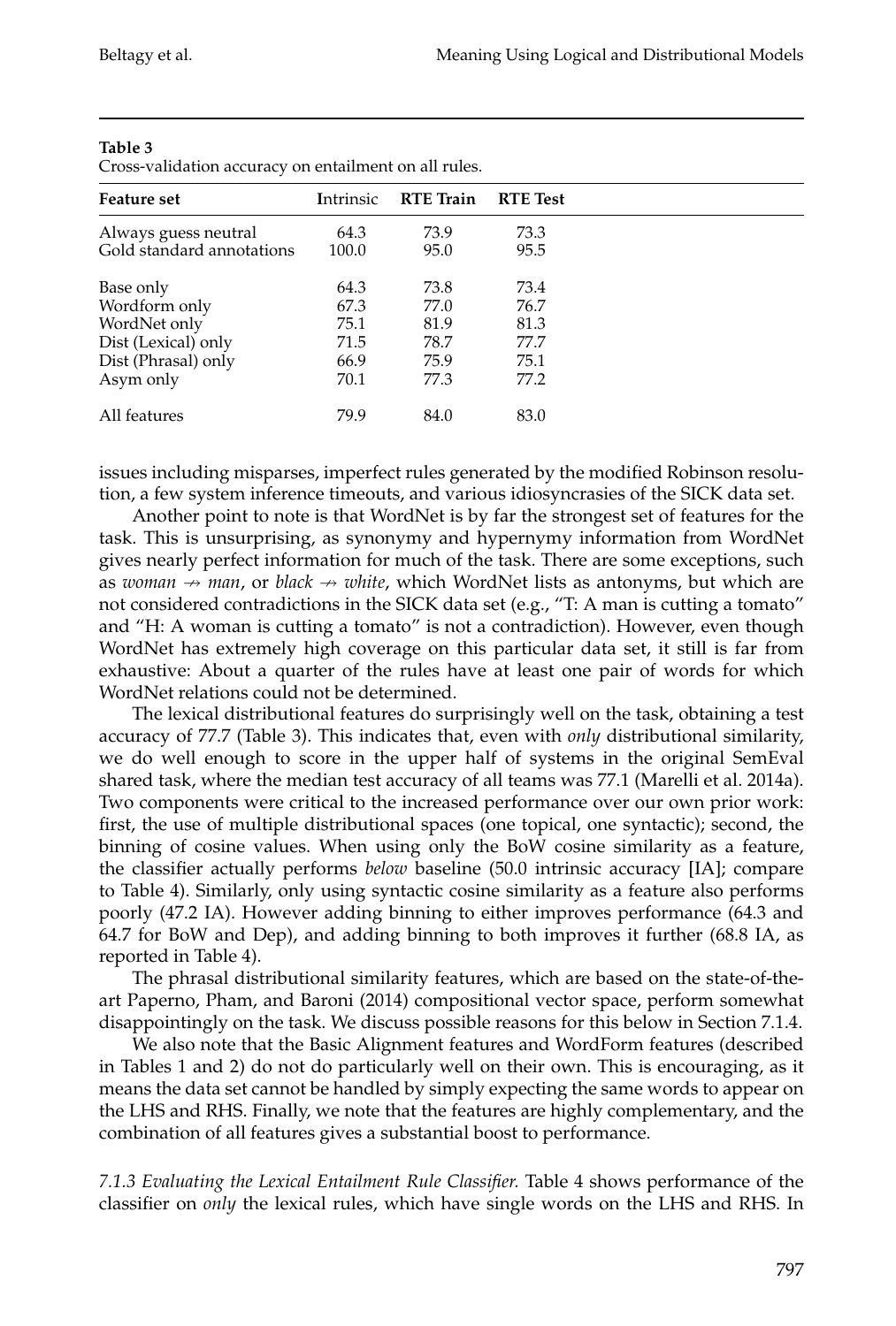**Table 3**
Cross-validation accuracy on entailment on all rules.

| Feature set | Intrinsic | RTE Train | RTE Test |
|---|---|---|---|
| Always guess neutral | 64.3 | 73.9 | 73.3 |
| Gold standard annotations | 100.0 | 95.0 | 95.5 |
| Base only | 64.3 | 73.8 | 73.4 |
| Wordform only | 67.3 | 77.0 | 76.7 |
| WordNet only | 75.1 | 81.9 | 81.3 |
| Dist (Lexical) only | 71.5 | 78.7 | 77.7 |
| Dist (Phrasal) only | 66.9 | 75.9 | 75.1 |
| Asym only | 70.1 | 77.3 | 77.2 |
| All features | 79.9 | 84.0 | 83.0 |

issues including misparses, imperfect rules generated by the modified Robinson resolution, a few system inference timeouts, and various idiosyncrasies of the SICK data set.

Another point to note is that WordNet is by far the strongest set of features for the task. This is unsurprising, as synonymy and hypernymy information from WordNet gives nearly perfect information for much of the task. There are some exceptions, such as *woman* $\nrightarrow$ *man*, or *black* $\nrightarrow$ *white*, which WordNet lists as antonyms, but which are not considered contradictions in the SICK data set (e.g., "T: A man is cutting a tomato" and "H: A woman is cutting a tomato" is not a contradiction). However, even though WordNet has extremely high coverage on this particular data set, it still is far from exhaustive: About a quarter of the rules have at least one pair of words for which WordNet relations could not be determined.

The lexical distributional features do surprisingly well on the task, obtaining a test accuracy of 77.7 (Table 3). This indicates that, even with *only* distributional similarity, we do well enough to score in the upper half of systems in the original SemEval shared task, where the median test accuracy of all teams was 77.1 (Marelli et al. 2014a). Two components were critical to the increased performance over our own prior work: first, the use of multiple distributional spaces (one topical, one syntactic); second, the binning of cosine values. When using only the BoW cosine similarity as a feature, the classifier actually performs *below* baseline (50.0 intrinsic accuracy [IA]; compare to Table 4). Similarly, only using syntactic cosine similarity as a feature also performs poorly (47.2 IA). However adding binning to either improves performance (64.3 and 64.7 for BoW and Dep), and adding binning to both improves it further (68.8 IA, as reported in Table 4).

The phrasal distributional similarity features, which are based on the state-of-the-art Paperno, Pham, and Baroni (2014) compositional vector space, perform somewhat disappointingly on the task. We discuss possible reasons for this below in Section 7.1.4.

We also note that the Basic Alignment features and WordForm features (described in Tables 1 and 2) do not do particularly well on their own. This is encouraging, as it means the data set cannot be handled by simply expecting the same words to appear on the LHS and RHS. Finally, we note that the features are highly complementary, and the combination of all features gives a substantial boost to performance.

*7.1.3 Evaluating the Lexical Entailment Rule Classifier.* Table 4 shows performance of the classifier on *only* the lexical rules, which have single words on the LHS and RHS. In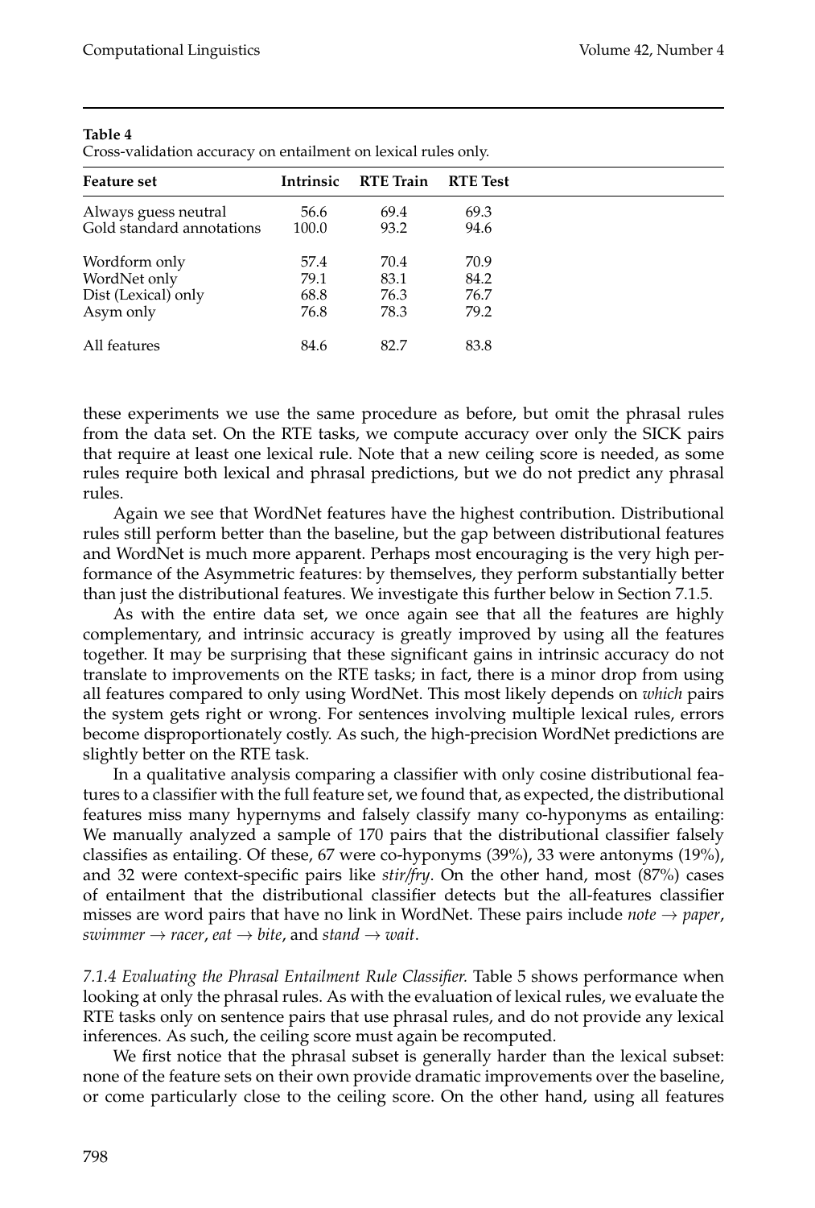**Table 4**
Cross-validation accuracy on entailment on lexical rules only.

| Feature set | Intrinsic | RTE Train | RTE Test |
|---|---|---|---|
| Always guess neutral | 56.6 | 69.4 | 69.3 |
| Gold standard annotations | 100.0 | 93.2 | 94.6 |
| Wordform only | 57.4 | 70.4 | 70.9 |
| WordNet only | 79.1 | 83.1 | 84.2 |
| Dist (Lexical) only | 68.8 | 76.3 | 76.7 |
| Asym only | 76.8 | 78.3 | 79.2 |
| All features | 84.6 | 82.7 | 83.8 |

these experiments we use the same procedure as before, but omit the phrasal rules from the data set. On the RTE tasks, we compute accuracy over only the SICK pairs that require at least one lexical rule. Note that a new ceiling score is needed, as some rules require both lexical and phrasal predictions, but we do not predict any phrasal rules.

Again we see that WordNet features have the highest contribution. Distributional rules still perform better than the baseline, but the gap between distributional features and WordNet is much more apparent. Perhaps most encouraging is the very high performance of the Asymmetric features: by themselves, they perform substantially better than just the distributional features. We investigate this further below in Section 7.1.5.

As with the entire data set, we once again see that all the features are highly complementary, and intrinsic accuracy is greatly improved by using all the features together. It may be surprising that these significant gains in intrinsic accuracy do not translate to improvements on the RTE tasks; in fact, there is a minor drop from using all features compared to only using WordNet. This most likely depends on *which* pairs the system gets right or wrong. For sentences involving multiple lexical rules, errors become disproportionately costly. As such, the high-precision WordNet predictions are slightly better on the RTE task.

In a qualitative analysis comparing a classifier with only cosine distributional features to a classifier with the full feature set, we found that, as expected, the distributional features miss many hypernyms and falsely classify many co-hyponyms as entailing: We manually analyzed a sample of 170 pairs that the distributional classifier falsely classifies as entailing. Of these, 67 were co-hyponyms (39%), 33 were antonyms (19%), and 32 were context-specific pairs like *stir/fry*. On the other hand, most (87%) cases of entailment that the distributional classifier detects but the all-features classifier misses are word pairs that have no link in WordNet. These pairs include *note* $\rightarrow$ *paper*, *swimmer* $\rightarrow$ *racer*, *eat* $\rightarrow$ *bite*, and *stand* $\rightarrow$ *wait*.

*7.1.4 Evaluating the Phrasal Entailment Rule Classifier.* Table 5 shows performance when looking at only the phrasal rules. As with the evaluation of lexical rules, we evaluate the RTE tasks only on sentence pairs that use phrasal rules, and do not provide any lexical inferences. As such, the ceiling score must again be recomputed.

We first notice that the phrasal subset is generally harder than the lexical subset: none of the feature sets on their own provide dramatic improvements over the baseline, or come particularly close to the ceiling score. On the other hand, using all features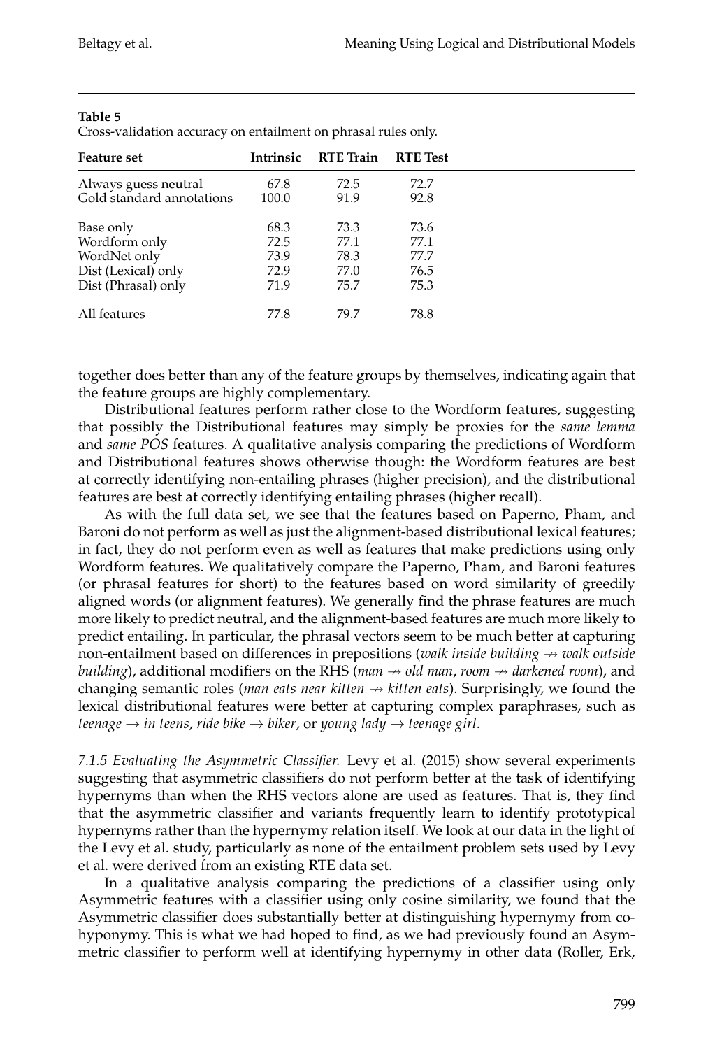**Table 5**
Cross-validation accuracy on entailment on phrasal rules only.

| Feature set | Intrinsic | RTE Train | RTE Test |
| --- | --- | --- | --- |
| Always guess neutral | 67.8 | 72.5 | 72.7 |
| Gold standard annotations | 100.0 | 91.9 | 92.8 |
| Base only | 68.3 | 73.3 | 73.6 |
| Wordform only | 72.5 | 77.1 | 77.1 |
| WordNet only | 73.9 | 78.3 | 77.7 |
| Dist (Lexical) only | 72.9 | 77.0 | 76.5 |
| Dist (Phrasal) only | 71.9 | 75.7 | 75.3 |
| All features | 77.8 | 79.7 | 78.8 |

together does better than any of the feature groups by themselves, indicating again that the feature groups are highly complementary.

Distributional features perform rather close to the Wordform features, suggesting that possibly the Distributional features may simply be proxies for the *same lemma* and *same POS* features. A qualitative analysis comparing the predictions of Wordform and Distributional features shows otherwise though: the Wordform features are best at correctly identifying non-entailing phrases (higher precision), and the distributional features are best at correctly identifying entailing phrases (higher recall).

As with the full data set, we see that the features based on Paperno, Pham, and Baroni do not perform as well as just the alignment-based distributional lexical features; in fact, they do not perform even as well as features that make predictions using only Wordform features. We qualitatively compare the Paperno, Pham, and Baroni features (or phrasal features for short) to the features based on word similarity of greedily aligned words (or alignment features). We generally find the phrase features are much more likely to predict neutral, and the alignment-based features are much more likely to predict entailing. In particular, the phrasal vectors seem to be much better at capturing non-entailment based on differences in prepositions (*walk inside building* $\nrightarrow$ *walk outside building*), additional modifiers on the RHS (*man* $\nrightarrow$ *old man*, *room* $\nrightarrow$ *darkened room*), and changing semantic roles (*man eats near kitten* $\nrightarrow$ *kitten eats*). Surprisingly, we found the lexical distributional features were better at capturing complex paraphrases, such as *teenage* $\rightarrow$ *in teens*, *ride bike* $\rightarrow$ *biker*, or *young lady* $\rightarrow$ *teenage girl*.

*7.1.5 Evaluating the Asymmetric Classifier.* Levy et al. (2015) show several experiments suggesting that asymmetric classifiers do not perform better at the task of identifying hypernyms than when the RHS vectors alone are used as features. That is, they find that the asymmetric classifier and variants frequently learn to identify prototypical hypernyms rather than the hypernymy relation itself. We look at our data in the light of the Levy et al. study, particularly as none of the entailment problem sets used by Levy et al. were derived from an existing RTE data set.

In a qualitative analysis comparing the predictions of a classifier using only Asymmetric features with a classifier using only cosine similarity, we found that the Asymmetric classifier does substantially better at distinguishing hypernymy from co-hyponymy. This is what we had hoped to find, as we had previously found an Asymmetric classifier to perform well at identifying hypernymy in other data (Roller, Erk,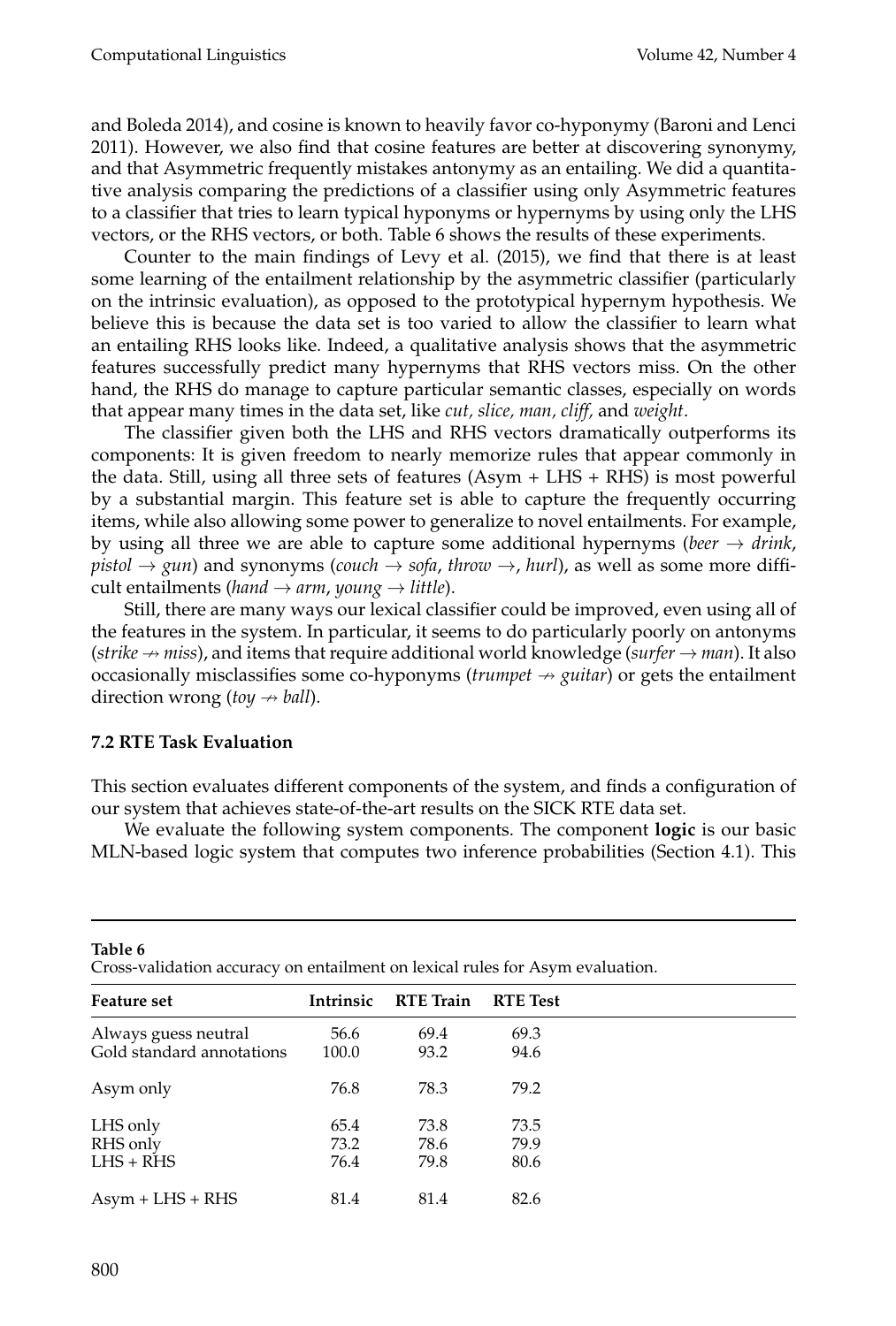and Boleda 2014), and cosine is known to heavily favor co-hyponymy (Baroni and Lenci 2011). However, we also find that cosine features are better at discovering synonymy, and that Asymmetric frequently mistakes antonymy as an entailing. We did a quantitative analysis comparing the predictions of a classifier using only Asymmetric features to a classifier that tries to learn typical hyponyms or hypernyms by using only the LHS vectors, or the RHS vectors, or both. Table 6 shows the results of these experiments.

Counter to the main findings of Levy et al. (2015), we find that there is at least some learning of the entailment relationship by the asymmetric classifier (particularly on the intrinsic evaluation), as opposed to the prototypical hypernym hypothesis. We believe this is because the data set is too varied to allow the classifier to learn what an entailing RHS looks like. Indeed, a qualitative analysis shows that the asymmetric features successfully predict many hypernyms that RHS vectors miss. On the other hand, the RHS do manage to capture particular semantic classes, especially on words that appear many times in the data set, like *cut, slice, man, cliff,* and *weight*.

The classifier given both the LHS and RHS vectors dramatically outperforms its components: It is given freedom to nearly memorize rules that appear commonly in the data. Still, using all three sets of features (Asym + LHS + RHS) is most powerful by a substantial margin. This feature set is able to capture the frequently occurring items, while also allowing some power to generalize to novel entailments. For example, by using all three we are able to capture some additional hypernyms (*beer* $\rightarrow$ *drink*, *pistol* $\rightarrow$ *gun*) and synonyms (*couch* $\rightarrow$ *sofa*, *throw* $\rightarrow$, *hurl*), as well as some more difficult entailments (*hand* $\rightarrow$ *arm*, *young* $\rightarrow$ *little*).

Still, there are many ways our lexical classifier could be improved, even using all of the features in the system. In particular, it seems to do particularly poorly on antonyms (*strike* $\nrightarrow$ *miss*), and items that require additional world knowledge (*surfer* $\rightarrow$ *man*). It also occasionally misclassifies some co-hyponyms (*trumpet* $\nrightarrow$ *guitar*) or gets the entailment direction wrong (*toy* $\nrightarrow$ *ball*).

### 7.2 RTE Task Evaluation

This section evaluates different components of the system, and finds a configuration of our system that achieves state-of-the-art results on the SICK RTE data set.

We evaluate the following system components. The component **logic** is our basic MLN-based logic system that computes two inference probabilities (Section 4.1). This

**Table 6**
Cross-validation accuracy on entailment on lexical rules for Asym evaluation.

| Feature set | Intrinsic | RTE Train | RTE Test |
|---|---|---|---|
| Always guess neutral | 56.6 | 69.4 | 69.3 |
| Gold standard annotations | 100.0 | 93.2 | 94.6 |
| Asym only | 76.8 | 78.3 | 79.2 |
| LHS only | 65.4 | 73.8 | 73.5 |
| RHS only | 73.2 | 78.6 | 79.9 |
| LHS + RHS | 76.4 | 79.8 | 80.6 |
| Asym + LHS + RHS | 81.4 | 81.4 | 82.6 |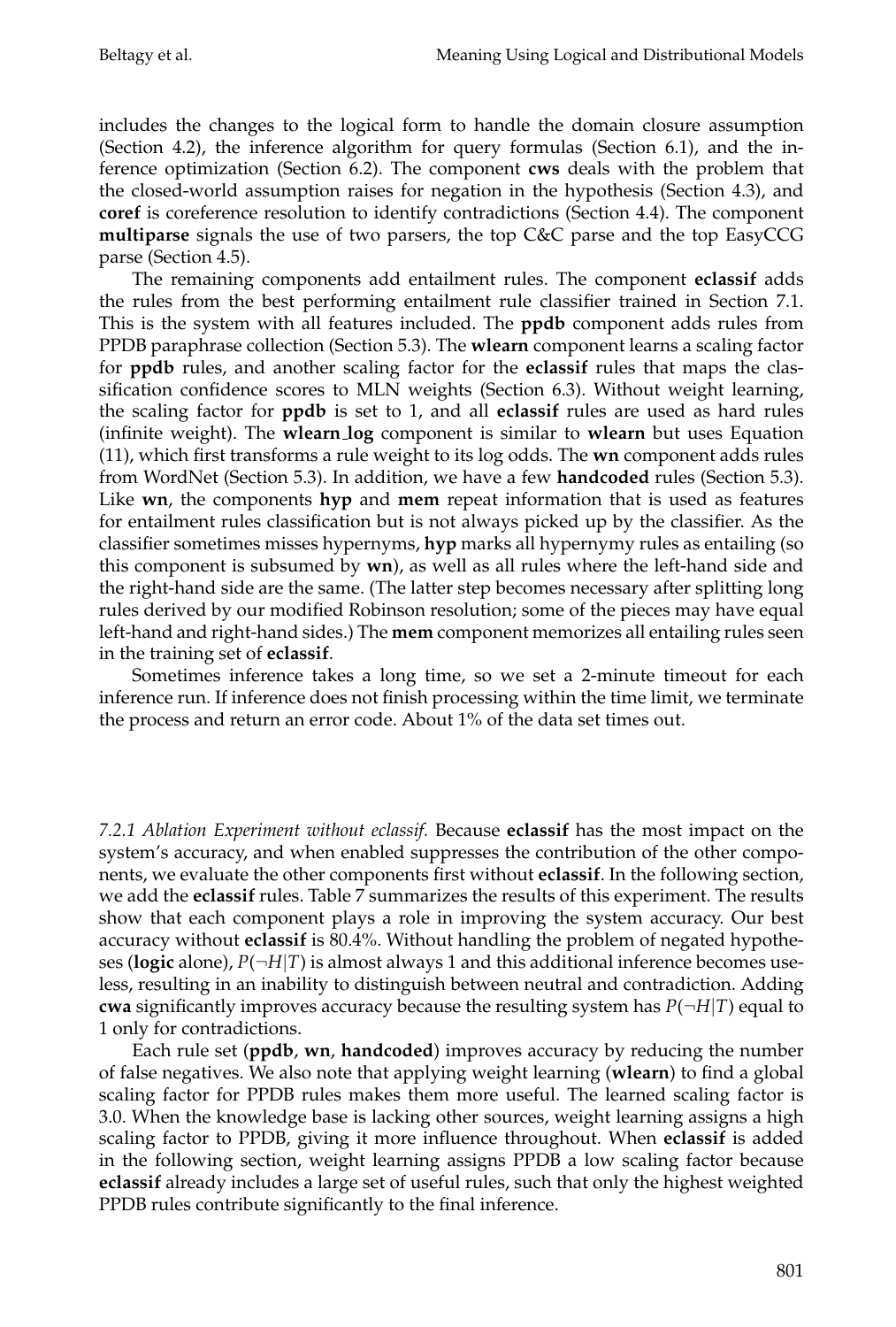includes the changes to the logical form to handle the domain closure assumption (Section 4.2), the inference algorithm for query formulas (Section 6.1), and the inference optimization (Section 6.2). The component **cws** deals with the problem that the closed-world assumption raises for negation in the hypothesis (Section 4.3), and **coref** is coreference resolution to identify contradictions (Section 4.4). The component **multiparse** signals the use of two parsers, the top C&C parse and the top EasyCCG parse (Section 4.5).

The remaining components add entailment rules. The component **eclassif** adds the rules from the best performing entailment rule classifier trained in Section 7.1. This is the system with all features included. The **ppdb** component adds rules from PPDB paraphrase collection (Section 5.3). The **wlearn** component learns a scaling factor for **ppdb** rules, and another scaling factor for the **eclassif** rules that maps the classification confidence scores to MLN weights (Section 6.3). Without weight learning, the scaling factor for **ppdb** is set to 1, and all **eclassif** rules are used as hard rules (infinite weight). The **wlearn_log** component is similar to **wlearn** but uses Equation (11), which first transforms a rule weight to its log odds. The **wn** component adds rules from WordNet (Section 5.3). In addition, we have a few **handcoded** rules (Section 5.3). Like **wn**, the components **hyp** and **mem** repeat information that is used as features for entailment rules classification but is not always picked up by the classifier. As the classifier sometimes misses hypernyms, **hyp** marks all hypernymy rules as entailing (so this component is subsumed by **wn**), as well as all rules where the left-hand side and the right-hand side are the same. (The latter step becomes necessary after splitting long rules derived by our modified Robinson resolution; some of the pieces may have equal left-hand and right-hand sides.) The **mem** component memorizes all entailing rules seen in the training set of **eclassif**.

Sometimes inference takes a long time, so we set a 2-minute timeout for each inference run. If inference does not finish processing within the time limit, we terminate the process and return an error code. About 1% of the data set times out.

*7.2.1 Ablation Experiment without eclassif.* Because **eclassif** has the most impact on the system's accuracy, and when enabled suppresses the contribution of the other components, we evaluate the other components first without **eclassif**. In the following section, we add the **eclassif** rules. Table 7 summarizes the results of this experiment. The results show that each component plays a role in improving the system accuracy. Our best accuracy without **eclassif** is 80.4%. Without handling the problem of negated hypotheses (**logic** alone), $P(\neg H|T)$ is almost always 1 and this additional inference becomes useless, resulting in an inability to distinguish between neutral and contradiction. Adding **cwa** significantly improves accuracy because the resulting system has $P(\neg H|T)$ equal to 1 only for contradictions.

Each rule set (**ppdb**, **wn**, **handcoded**) improves accuracy by reducing the number of false negatives. We also note that applying weight learning (**wlearn**) to find a global scaling factor for PPDB rules makes them more useful. The learned scaling factor is 3.0. When the knowledge base is lacking other sources, weight learning assigns a high scaling factor to PPDB, giving it more influence throughout. When **eclassif** is added in the following section, weight learning assigns PPDB a low scaling factor because **eclassif** already includes a large set of useful rules, such that only the highest weighted PPDB rules contribute significantly to the final inference.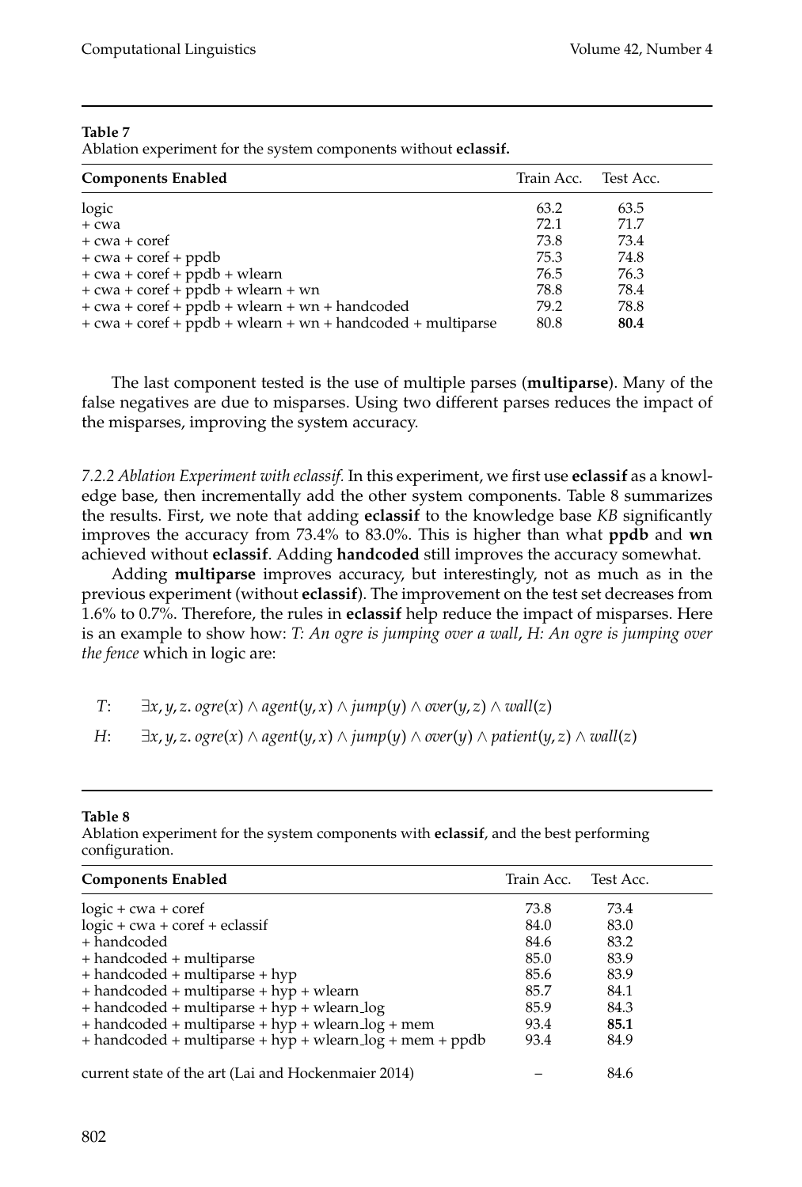**Table 7**
Ablation experiment for the system components without **eclassif.**

| Components Enabled | Train Acc. | Test Acc. |
|---|---|---|
| logic | 63.2 | 63.5 |
| + cwa | 72.1 | 71.7 |
| + cwa + coref | 73.8 | 73.4 |
| + cwa + coref + ppdb | 75.3 | 74.8 |
| + cwa + coref + ppdb + wlearn | 76.5 | 76.3 |
| + cwa + coref + ppdb + wlearn + wn | 78.8 | 78.4 |
| + cwa + coref + ppdb + wlearn + wn + handcoded | 79.2 | 78.8 |
| + cwa + coref + ppdb + wlearn + wn + handcoded + multiparse | 80.8 | **80.4** |

The last component tested is the use of multiple parses (**multiparse**). Many of the false negatives are due to misparses. Using two different parses reduces the impact of the misparses, improving the system accuracy.

*7.2.2 Ablation Experiment with eclassif.* In this experiment, we first use **eclassif** as a knowledge base, then incrementally add the other system components. Table 8 summarizes the results. First, we note that adding **eclassif** to the knowledge base *KB* significantly improves the accuracy from 73.4% to 83.0%. This is higher than what **ppdb** and **wn** achieved without **eclassif**. Adding **handcoded** still improves the accuracy somewhat.

Adding **multiparse** improves accuracy, but interestingly, not as much as in the previous experiment (without **eclassif**). The improvement on the test set decreases from 1.6% to 0.7%. Therefore, the rules in **eclassif** help reduce the impact of misparses. Here is an example to show how: *T: An ogre is jumping over a wall*, *H: An ogre is jumping over the fence* which in logic are:

$T$: $\exists x, y, z.\ ogre(x) \wedge agent(y, x) \wedge jump(y) \wedge over(y, z) \wedge wall(z)$

$H$: $\exists x, y, z.\ ogre(x) \wedge agent(y, x) \wedge jump(y) \wedge over(y) \wedge patient(y, z) \wedge wall(z)$

**Table 8**
Ablation experiment for the system components with **eclassif**, and the best performing configuration.

| Components Enabled | Train Acc. | Test Acc. |
|---|---|---|
| logic + cwa + coref | 73.8 | 73.4 |
| logic + cwa + coref + eclassif | 84.0 | 83.0 |
| + handcoded | 84.6 | 83.2 |
| + handcoded + multiparse | 85.0 | 83.9 |
| + handcoded + multiparse + hyp | 85.6 | 83.9 |
| + handcoded + multiparse + hyp + wlearn | 85.7 | 84.1 |
| + handcoded + multiparse + hyp + wlearn_log | 85.9 | 84.3 |
| + handcoded + multiparse + hyp + wlearn_log + mem | 93.4 | **85.1** |
| + handcoded + multiparse + hyp + wlearn_log + mem + ppdb | 93.4 | 84.9 |
| current state of the art (Lai and Hockenmaier 2014) | – | 84.6 |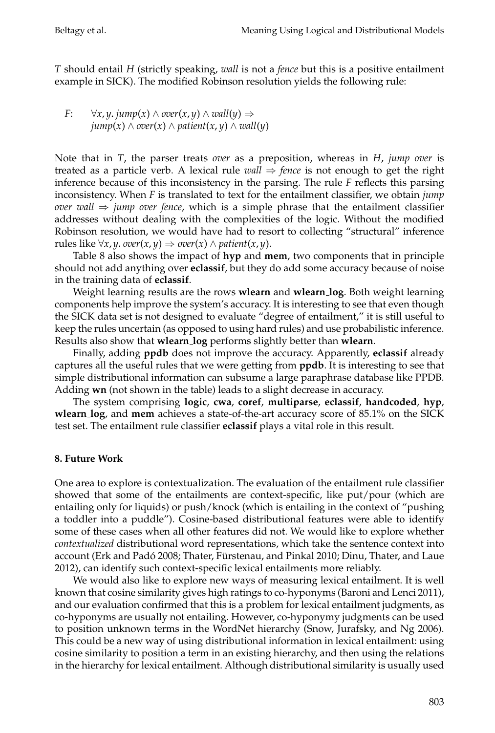*T* should entail *H* (strictly speaking, *wall* is not a *fence* but this is a positive entailment example in SICK). The modified Robinson resolution yields the following rule:

$F$: $\forall x, y.\, jump(x) \wedge over(x, y) \wedge wall(y) \Rightarrow$
$jump(x) \wedge over(x) \wedge patient(x, y) \wedge wall(y)$

Note that in *T*, the parser treats *over* as a preposition, whereas in *H*, *jump over* is treated as a particle verb. A lexical rule *wall* ⇒ *fence* is not enough to get the right inference because of this inconsistency in the parsing. The rule *F* reflects this parsing inconsistency. When *F* is translated to text for the entailment classifier, we obtain *jump over wall* ⇒ *jump over fence*, which is a simple phrase that the entailment classifier addresses without dealing with the complexities of the logic. Without the modified Robinson resolution, we would have had to resort to collecting "structural" inference rules like $\forall x, y.\, over(x, y) \Rightarrow over(x) \wedge patient(x, y)$.

Table 8 also shows the impact of **hyp** and **mem**, two components that in principle should not add anything over **eclassif**, but they do add some accuracy because of noise in the training data of **eclassif**.

Weight learning results are the rows **wlearn** and **wlearn_log**. Both weight learning components help improve the system's accuracy. It is interesting to see that even though the SICK data set is not designed to evaluate "degree of entailment," it is still useful to keep the rules uncertain (as opposed to using hard rules) and use probabilistic inference. Results also show that **wlearn_log** performs slightly better than **wlearn**.

Finally, adding **ppdb** does not improve the accuracy. Apparently, **eclassif** already captures all the useful rules that we were getting from **ppdb**. It is interesting to see that simple distributional information can subsume a large paraphrase database like PPDB. Adding **wn** (not shown in the table) leads to a slight decrease in accuracy.

The system comprising **logic**, **cwa**, **coref**, **multiparse**, **eclassif**, **handcoded**, **hyp**, **wlearn_log**, and **mem** achieves a state-of-the-art accuracy score of 85.1% on the SICK test set. The entailment rule classifier **eclassif** plays a vital role in this result.

## 8. Future Work

One area to explore is contextualization. The evaluation of the entailment rule classifier showed that some of the entailments are context-specific, like put/pour (which are entailing only for liquids) or push/knock (which is entailing in the context of "pushing a toddler into a puddle"). Cosine-based distributional features were able to identify some of these cases when all other features did not. We would like to explore whether *contextualized* distributional word representations, which take the sentence context into account (Erk and Padó 2008; Thater, Fürstenau, and Pinkal 2010; Dinu, Thater, and Laue 2012), can identify such context-specific lexical entailments more reliably.

We would also like to explore new ways of measuring lexical entailment. It is well known that cosine similarity gives high ratings to co-hyponyms (Baroni and Lenci 2011), and our evaluation confirmed that this is a problem for lexical entailment judgments, as co-hyponyms are usually not entailing. However, co-hyponymy judgments can be used to position unknown terms in the WordNet hierarchy (Snow, Jurafsky, and Ng 2006). This could be a new way of using distributional information in lexical entailment: using cosine similarity to position a term in an existing hierarchy, and then using the relations in the hierarchy for lexical entailment. Although distributional similarity is usually used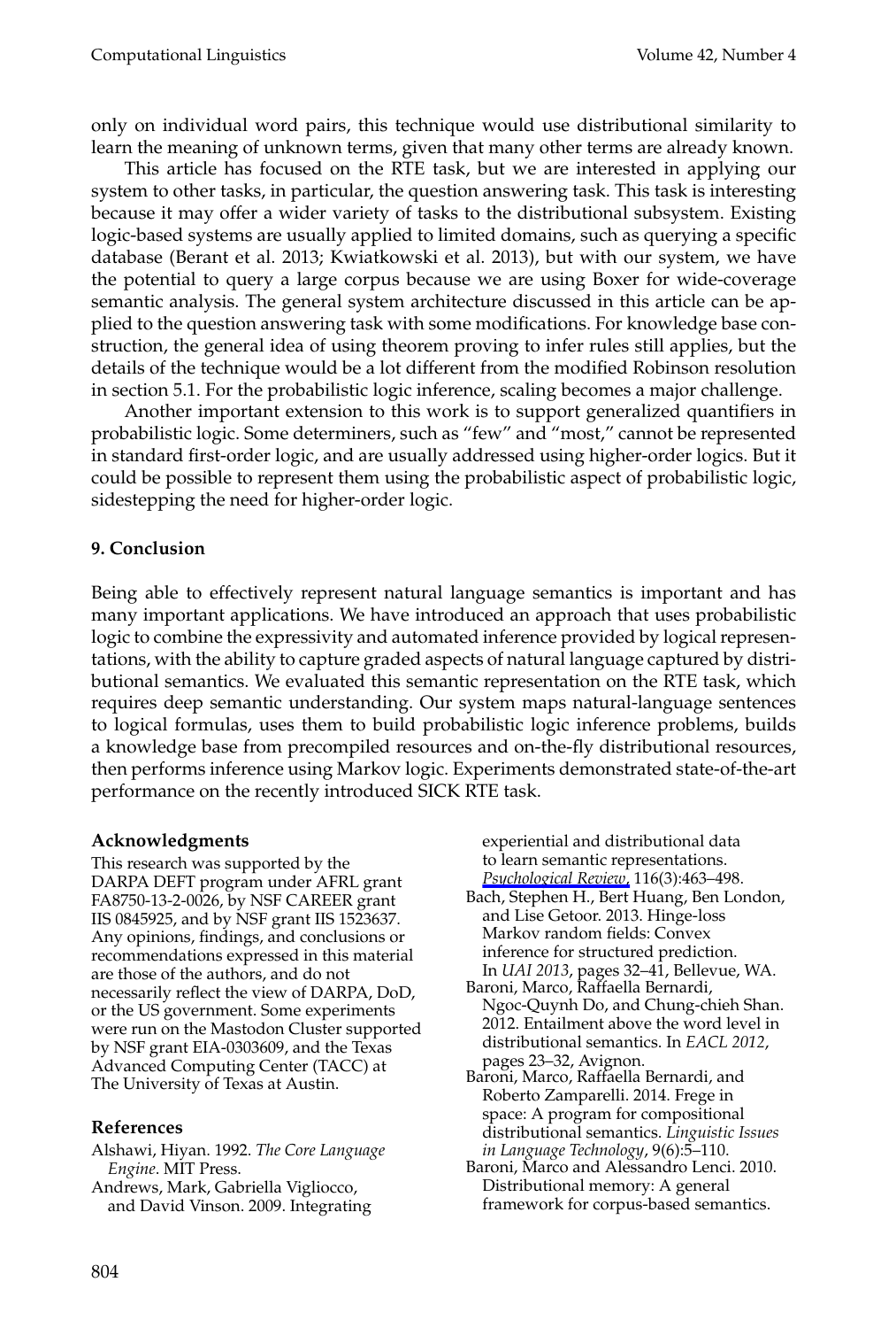only on individual word pairs, this technique would use distributional similarity to learn the meaning of unknown terms, given that many other terms are already known.

This article has focused on the RTE task, but we are interested in applying our system to other tasks, in particular, the question answering task. This task is interesting because it may offer a wider variety of tasks to the distributional subsystem. Existing logic-based systems are usually applied to limited domains, such as querying a specific database (Berant et al. 2013; Kwiatkowski et al. 2013), but with our system, we have the potential to query a large corpus because we are using Boxer for wide-coverage semantic analysis. The general system architecture discussed in this article can be applied to the question answering task with some modifications. For knowledge base construction, the general idea of using theorem proving to infer rules still applies, but the details of the technique would be a lot different from the modified Robinson resolution in section 5.1. For the probabilistic logic inference, scaling becomes a major challenge.

Another important extension to this work is to support generalized quantifiers in probabilistic logic. Some determiners, such as "few" and "most," cannot be represented in standard first-order logic, and are usually addressed using higher-order logics. But it could be possible to represent them using the probabilistic aspect of probabilistic logic, sidestepping the need for higher-order logic.

## 9. Conclusion

Being able to effectively represent natural language semantics is important and has many important applications. We have introduced an approach that uses probabilistic logic to combine the expressivity and automated inference provided by logical representations, with the ability to capture graded aspects of natural language captured by distributional semantics. We evaluated this semantic representation on the RTE task, which requires deep semantic understanding. Our system maps natural-language sentences to logical formulas, uses them to build probabilistic logic inference problems, builds a knowledge base from precompiled resources and on-the-fly distributional resources, then performs inference using Markov logic. Experiments demonstrated state-of-the-art performance on the recently introduced SICK RTE task.

### Acknowledgments

This research was supported by the DARPA DEFT program under AFRL grant FA8750-13-2-0026, by NSF CAREER grant IIS 0845925, and by NSF grant IIS 1523637. Any opinions, findings, and conclusions or recommendations expressed in this material are those of the authors, and do not necessarily reflect the view of DARPA, DoD, or the US government. Some experiments were run on the Mastodon Cluster supported by NSF grant EIA-0303609, and the Texas Advanced Computing Center (TACC) at The University of Texas at Austin.

### References

Alshawi, Hiyan. 1992. *The Core Language Engine*. MIT Press.

Andrews, Mark, Gabriella Vigliocco, and David Vinson. 2009. Integrating experiential and distributional data to learn semantic representations. *Psychological Review*, 116(3):463–498.

Bach, Stephen H., Bert Huang, Ben London, and Lise Getoor. 2013. Hinge-loss Markov random fields: Convex inference for structured prediction. In *UAI 2013*, pages 32–41, Bellevue, WA.

Baroni, Marco, Raffaella Bernardi, Ngoc-Quynh Do, and Chung-chieh Shan. 2012. Entailment above the word level in distributional semantics. In *EACL 2012*, pages 23–32, Avignon.

Baroni, Marco, Raffaella Bernardi, and Roberto Zamparelli. 2014. Frege in space: A program for compositional distributional semantics. *Linguistic Issues in Language Technology*, 9(6):5–110.

Baroni, Marco and Alessandro Lenci. 2010. Distributional memory: A general framework for corpus-based semantics.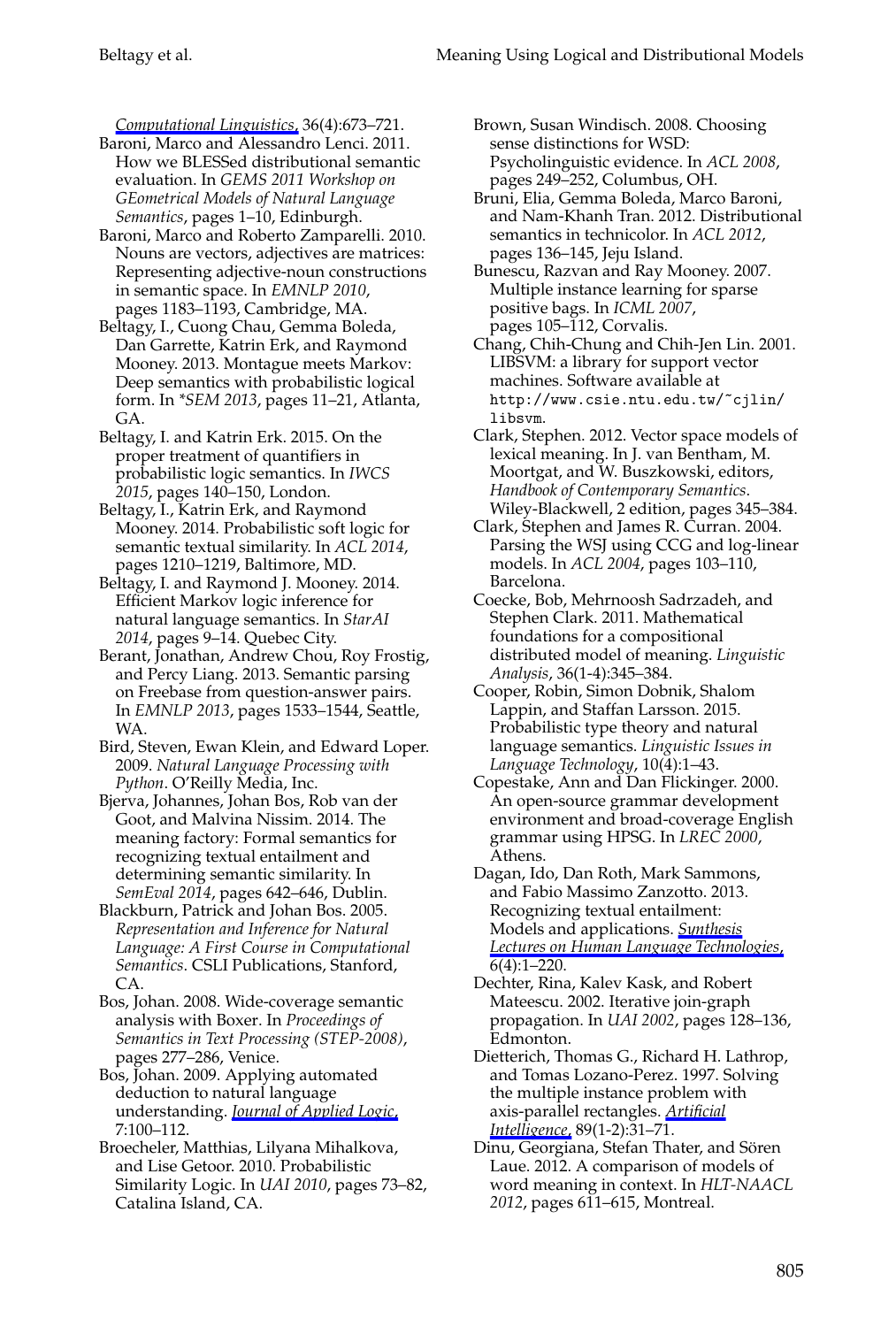*Computational Linguistics*, 36(4):673–721.

Baroni, Marco and Alessandro Lenci. 2011. How we BLESSed distributional semantic evaluation. In *GEMS 2011 Workshop on GEometrical Models of Natural Language Semantics*, pages 1–10, Edinburgh.

Baroni, Marco and Roberto Zamparelli. 2010. Nouns are vectors, adjectives are matrices: Representing adjective-noun constructions in semantic space. In *EMNLP 2010*, pages 1183–1193, Cambridge, MA.

Beltagy, I., Cuong Chau, Gemma Boleda, Dan Garrette, Katrin Erk, and Raymond Mooney. 2013. Montague meets Markov: Deep semantics with probabilistic logical form. In *\*SEM 2013*, pages 11–21, Atlanta, GA.

Beltagy, I. and Katrin Erk. 2015. On the proper treatment of quantifiers in probabilistic logic semantics. In *IWCS 2015*, pages 140–150, London.

Beltagy, I., Katrin Erk, and Raymond Mooney. 2014. Probabilistic soft logic for semantic textual similarity. In *ACL 2014*, pages 1210–1219, Baltimore, MD.

Beltagy, I. and Raymond J. Mooney. 2014. Efficient Markov logic inference for natural language semantics. In *StarAI 2014*, pages 9–14. Quebec City.

Berant, Jonathan, Andrew Chou, Roy Frostig, and Percy Liang. 2013. Semantic parsing on Freebase from question-answer pairs. In *EMNLP 2013*, pages 1533–1544, Seattle, WA.

Bird, Steven, Ewan Klein, and Edward Loper. 2009. *Natural Language Processing with Python*. O'Reilly Media, Inc.

Bjerva, Johannes, Johan Bos, Rob van der Goot, and Malvina Nissim. 2014. The meaning factory: Formal semantics for recognizing textual entailment and determining semantic similarity. In *SemEval 2014*, pages 642–646, Dublin.

Blackburn, Patrick and Johan Bos. 2005. *Representation and Inference for Natural Language: A First Course in Computational Semantics*. CSLI Publications, Stanford, CA.

Bos, Johan. 2008. Wide-coverage semantic analysis with Boxer. In *Proceedings of Semantics in Text Processing (STEP-2008)*, pages 277–286, Venice.

Bos, Johan. 2009. Applying automated deduction to natural language understanding. *Journal of Applied Logic*, 7:100–112.

Broecheler, Matthias, Lilyana Mihalkova, and Lise Getoor. 2010. Probabilistic Similarity Logic. In *UAI 2010*, pages 73–82, Catalina Island, CA.

Brown, Susan Windisch. 2008. Choosing sense distinctions for WSD: Psycholinguistic evidence. In *ACL 2008*, pages 249–252, Columbus, OH.

Bruni, Elia, Gemma Boleda, Marco Baroni, and Nam-Khanh Tran. 2012. Distributional semantics in technicolor. In *ACL 2012*, pages 136–145, Jeju Island.

Bunescu, Razvan and Ray Mooney. 2007. Multiple instance learning for sparse positive bags. In *ICML 2007*, pages 105–112, Corvalis.

Chang, Chih-Chung and Chih-Jen Lin. 2001. LIBSVM: a library for support vector machines. Software available at `http://www.csie.ntu.edu.tw/~cjlin/libsvm`.

Clark, Stephen. 2012. Vector space models of lexical meaning. In J. van Bentham, M. Moortgat, and W. Buszkowski, editors, *Handbook of Contemporary Semantics*. Wiley-Blackwell, 2 edition, pages 345–384.

Clark, Stephen and James R. Curran. 2004. Parsing the WSJ using CCG and log-linear models. In *ACL 2004*, pages 103–110, Barcelona.

Coecke, Bob, Mehrnoosh Sadrzadeh, and Stephen Clark. 2011. Mathematical foundations for a compositional distributed model of meaning. *Linguistic Analysis*, 36(1-4):345–384.

Cooper, Robin, Simon Dobnik, Shalom Lappin, and Staffan Larsson. 2015. Probabilistic type theory and natural language semantics. *Linguistic Issues in Language Technology*, 10(4):1–43.

Copestake, Ann and Dan Flickinger. 2000. An open-source grammar development environment and broad-coverage English grammar using HPSG. In *LREC 2000*, Athens.

Dagan, Ido, Dan Roth, Mark Sammons, and Fabio Massimo Zanzotto. 2013. Recognizing textual entailment: Models and applications. *Synthesis Lectures on Human Language Technologies*, 6(4):1–220.

Dechter, Rina, Kalev Kask, and Robert Mateescu. 2002. Iterative join-graph propagation. In *UAI 2002*, pages 128–136, Edmonton.

Dietterich, Thomas G., Richard H. Lathrop, and Tomas Lozano-Perez. 1997. Solving the multiple instance problem with axis-parallel rectangles. *Artificial Intelligence*, 89(1-2):31–71.

Dinu, Georgiana, Stefan Thater, and Sören Laue. 2012. A comparison of models of word meaning in context. In *HLT-NAACL 2012*, pages 611–615, Montreal.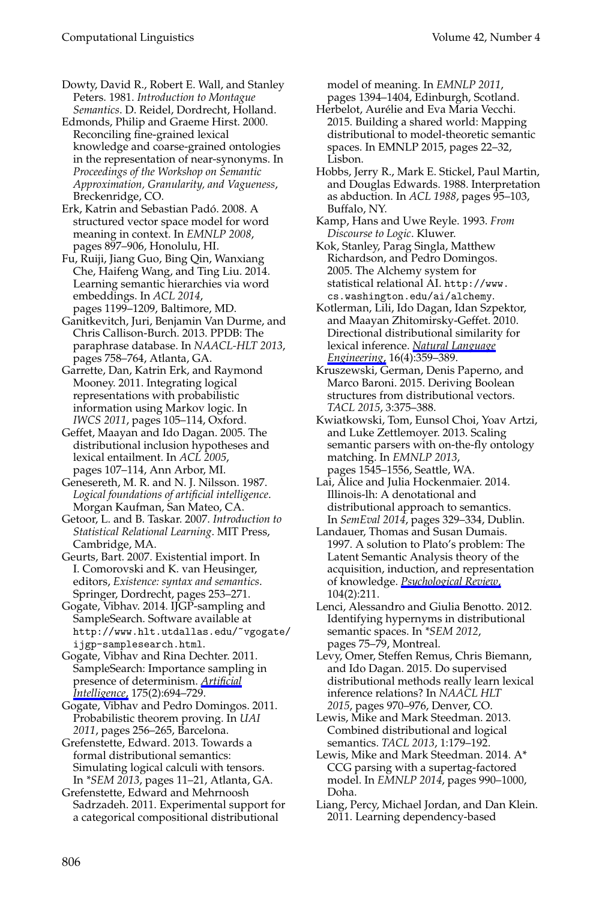Dowty, David R., Robert E. Wall, and Stanley Peters. 1981. *Introduction to Montague Semantics*. D. Reidel, Dordrecht, Holland.

Edmonds, Philip and Graeme Hirst. 2000. Reconciling fine-grained lexical knowledge and coarse-grained ontologies in the representation of near-synonyms. In *Proceedings of the Workshop on Semantic Approximation, Granularity, and Vagueness*, Breckenridge, CO.

Erk, Katrin and Sebastian Padó. 2008. A structured vector space model for word meaning in context. In *EMNLP 2008*, pages 897–906, Honolulu, HI.

Fu, Ruiji, Jiang Guo, Bing Qin, Wanxiang Che, Haifeng Wang, and Ting Liu. 2014. Learning semantic hierarchies via word embeddings. In *ACL 2014*, pages 1199–1209, Baltimore, MD.

Ganitkevitch, Juri, Benjamin Van Durme, and Chris Callison-Burch. 2013. PPDB: The paraphrase database. In *NAACL-HLT 2013*, pages 758–764, Atlanta, GA.

Garrette, Dan, Katrin Erk, and Raymond Mooney. 2011. Integrating logical representations with probabilistic information using Markov logic. In *IWCS 2011*, pages 105–114, Oxford.

Geffet, Maayan and Ido Dagan. 2005. The distributional inclusion hypotheses and lexical entailment. In *ACL 2005*, pages 107–114, Ann Arbor, MI.

Genesereth, M. R. and N. J. Nilsson. 1987. *Logical foundations of artificial intelligence*. Morgan Kaufman, San Mateo, CA.

Getoor, L. and B. Taskar. 2007. *Introduction to Statistical Relational Learning*. MIT Press, Cambridge, MA.

Geurts, Bart. 2007. Existential import. In I. Comorovski and K. van Heusinger, editors, *Existence: syntax and semantics*. Springer, Dordrecht, pages 253–271.

Gogate, Vibhav. 2014. IJGP-sampling and SampleSearch. Software available at `http://www.hlt.utdallas.edu/~vgogate/ijgp-samplesearch.html`.

Gogate, Vibhav and Rina Dechter. 2011. SampleSearch: Importance sampling in presence of determinism. *Artificial Intelligence*, 175(2):694–729.

Gogate, Vibhav and Pedro Domingos. 2011. Probabilistic theorem proving. In *UAI 2011*, pages 256–265, Barcelona.

Grefenstette, Edward. 2013. Towards a formal distributional semantics: Simulating logical calculi with tensors. In *\*SEM 2013*, pages 11–21, Atlanta, GA.

Grefenstette, Edward and Mehrnoosh Sadrzadeh. 2011. Experimental support for a categorical compositional distributional model of meaning. In *EMNLP 2011*, pages 1394–1404, Edinburgh, Scotland.

Herbelot, Aurélie and Eva Maria Vecchi. 2015. Building a shared world: Mapping distributional to model-theoretic semantic spaces. In EMNLP 2015, pages 22–32, Lisbon.

Hobbs, Jerry R., Mark E. Stickel, Paul Martin, and Douglas Edwards. 1988. Interpretation as abduction. In *ACL 1988*, pages 95–103, Buffalo, NY.

Kamp, Hans and Uwe Reyle. 1993. *From Discourse to Logic*. Kluwer.

Kok, Stanley, Parag Singla, Matthew Richardson, and Pedro Domingos. 2005. The Alchemy system for statistical relational AI. `http://www.cs.washington.edu/ai/alchemy`.

Kotlerman, Lili, Ido Dagan, Idan Szpektor, and Maayan Zhitomirsky-Geffet. 2010. Directional distributional similarity for lexical inference. *Natural Language Engineering*, 16(4):359–389.

Kruszewski, German, Denis Paperno, and Marco Baroni. 2015. Deriving Boolean structures from distributional vectors. *TACL 2015*, 3:375–388.

Kwiatkowski, Tom, Eunsol Choi, Yoav Artzi, and Luke Zettlemoyer. 2013. Scaling semantic parsers with on-the-fly ontology matching. In *EMNLP 2013*, pages 1545–1556, Seattle, WA.

Lai, Alice and Julia Hockenmaier. 2014. Illinois-lh: A denotational and distributional approach to semantics. In *SemEval 2014*, pages 329–334, Dublin.

Landauer, Thomas and Susan Dumais. 1997. A solution to Plato's problem: The Latent Semantic Analysis theory of the acquisition, induction, and representation of knowledge. *Psychological Review*, 104(2):211.

Lenci, Alessandro and Giulia Benotto. 2012. Identifying hypernyms in distributional semantic spaces. In *\*SEM 2012*, pages 75–79, Montreal.

Levy, Omer, Steffen Remus, Chris Biemann, and Ido Dagan. 2015. Do supervised distributional methods really learn lexical inference relations? In *NAACL HLT 2015*, pages 970–976, Denver, CO.

Lewis, Mike and Mark Steedman. 2013. Combined distributional and logical semantics. *TACL 2013*, 1:179–192.

Lewis, Mike and Mark Steedman. 2014. A\* CCG parsing with a supertag-factored model. In *EMNLP 2014*, pages 990–1000, Doha.

Liang, Percy, Michael Jordan, and Dan Klein. 2011. Learning dependency-based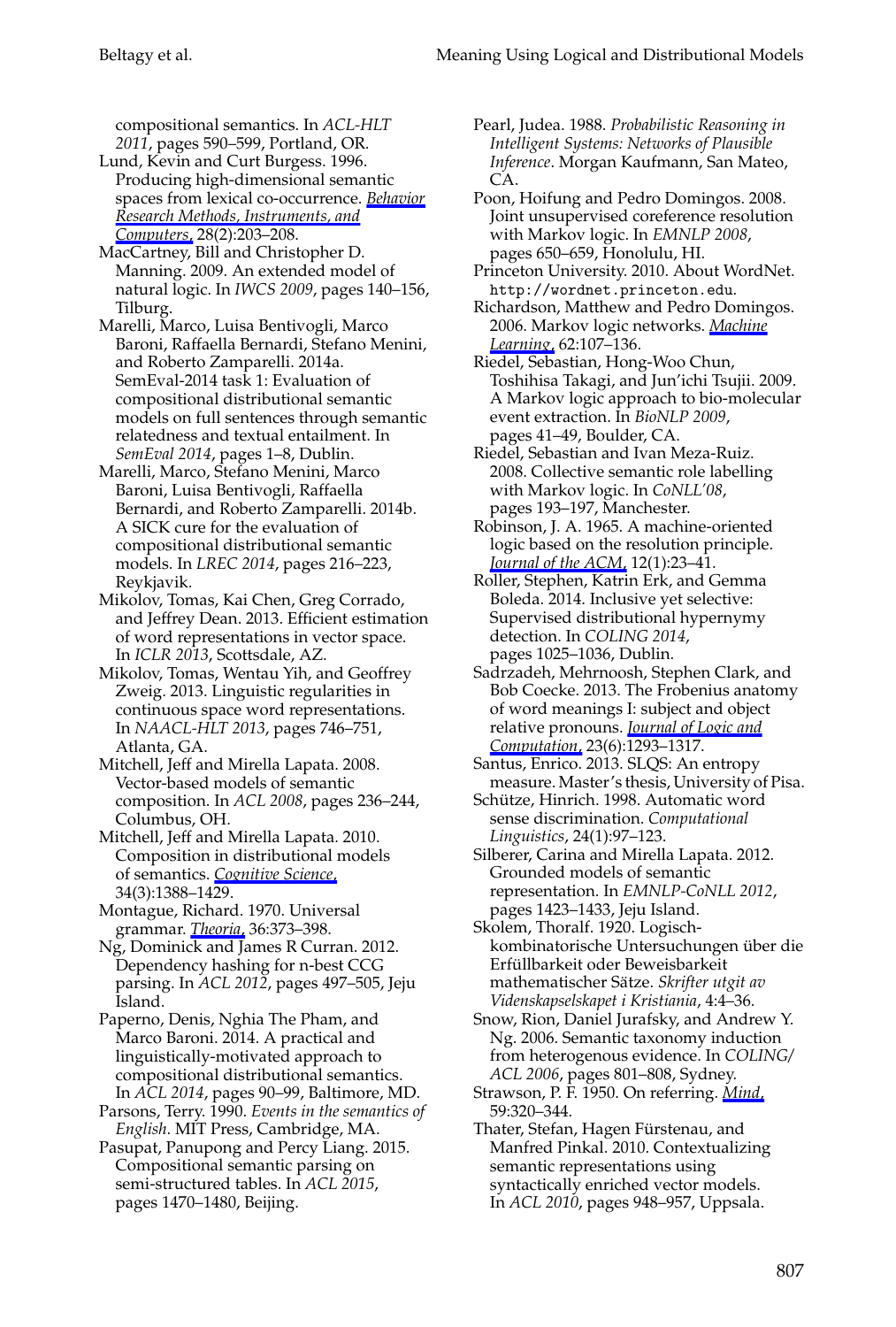compositional semantics. In *ACL-HLT 2011*, pages 590–599, Portland, OR.

Lund, Kevin and Curt Burgess. 1996. Producing high-dimensional semantic spaces from lexical co-occurrence. *Behavior Research Methods, Instruments, and Computers*, 28(2):203–208.

MacCartney, Bill and Christopher D. Manning. 2009. An extended model of natural logic. In *IWCS 2009*, pages 140–156, Tilburg.

Marelli, Marco, Luisa Bentivogli, Marco Baroni, Raffaella Bernardi, Stefano Menini, and Roberto Zamparelli. 2014a. SemEval-2014 task 1: Evaluation of compositional distributional semantic models on full sentences through semantic relatedness and textual entailment. In *SemEval 2014*, pages 1–8, Dublin.

Marelli, Marco, Stefano Menini, Marco Baroni, Luisa Bentivogli, Raffaella Bernardi, and Roberto Zamparelli. 2014b. A SICK cure for the evaluation of compositional distributional semantic models. In *LREC 2014*, pages 216–223, Reykjavik.

Mikolov, Tomas, Kai Chen, Greg Corrado, and Jeffrey Dean. 2013. Efficient estimation of word representations in vector space. In *ICLR 2013*, Scottsdale, AZ.

Mikolov, Tomas, Wentau Yih, and Geoffrey Zweig. 2013. Linguistic regularities in continuous space word representations. In *NAACL-HLT 2013*, pages 746–751, Atlanta, GA.

Mitchell, Jeff and Mirella Lapata. 2008. Vector-based models of semantic composition. In *ACL 2008*, pages 236–244, Columbus, OH.

Mitchell, Jeff and Mirella Lapata. 2010. Composition in distributional models of semantics. *Cognitive Science*, 34(3):1388–1429.

Montague, Richard. 1970. Universal grammar. *Theoria*, 36:373–398.

Ng, Dominick and James R Curran. 2012. Dependency hashing for n-best CCG parsing. In *ACL 2012*, pages 497–505, Jeju Island.

Paperno, Denis, Nghia The Pham, and Marco Baroni. 2014. A practical and linguistically-motivated approach to compositional distributional semantics. In *ACL 2014*, pages 90–99, Baltimore, MD.

Parsons, Terry. 1990. *Events in the semantics of English*. MIT Press, Cambridge, MA.

Pasupat, Panupong and Percy Liang. 2015. Compositional semantic parsing on semi-structured tables. In *ACL 2015*, pages 1470–1480, Beijing.

Pearl, Judea. 1988. *Probabilistic Reasoning in Intelligent Systems: Networks of Plausible Inference*. Morgan Kaufmann, San Mateo, CA.

Poon, Hoifung and Pedro Domingos. 2008. Joint unsupervised coreference resolution with Markov logic. In *EMNLP 2008*, pages 650–659, Honolulu, HI.

Princeton University. 2010. About WordNet. `http://wordnet.princeton.edu`.

Richardson, Matthew and Pedro Domingos. 2006. Markov logic networks. *Machine Learning*, 62:107–136.

Riedel, Sebastian, Hong-Woo Chun, Toshihisa Takagi, and Jun'ichi Tsujii. 2009. A Markov logic approach to bio-molecular event extraction. In *BioNLP 2009*, pages 41–49, Boulder, CA.

Riedel, Sebastian and Ivan Meza-Ruiz. 2008. Collective semantic role labelling with Markov logic. In *CoNLL'08*, pages 193–197, Manchester.

Robinson, J. A. 1965. A machine-oriented logic based on the resolution principle. *Journal of the ACM*, 12(1):23–41.

Roller, Stephen, Katrin Erk, and Gemma Boleda. 2014. Inclusive yet selective: Supervised distributional hypernymy detection. In *COLING 2014*, pages 1025–1036, Dublin.

Sadrzadeh, Mehrnoosh, Stephen Clark, and Bob Coecke. 2013. The Frobenius anatomy of word meanings I: subject and object relative pronouns. *Journal of Logic and Computation*, 23(6):1293–1317.

Santus, Enrico. 2013. SLQS: An entropy measure. Master's thesis, University of Pisa.

Schütze, Hinrich. 1998. Automatic word sense discrimination. *Computational Linguistics*, 24(1):97–123.

Silberer, Carina and Mirella Lapata. 2012. Grounded models of semantic representation. In *EMNLP-CoNLL 2012*, pages 1423–1433, Jeju Island.

Skolem, Thoralf. 1920. Logisch-kombinatorische Untersuchungen über die Erfüllbarkeit oder Beweisbarkeit mathematischer Sätze. *Skrifter utgit av Videnskapselskapet i Kristiania*, 4:4–36.

Snow, Rion, Daniel Jurafsky, and Andrew Y. Ng. 2006. Semantic taxonomy induction from heterogenous evidence. In *COLING/ACL 2006*, pages 801–808, Sydney.

Strawson, P. F. 1950. On referring. *Mind*, 59:320–344.

Thater, Stefan, Hagen Fürstenau, and Manfred Pinkal. 2010. Contextualizing semantic representations using syntactically enriched vector models. In *ACL 2010*, pages 948–957, Uppsala.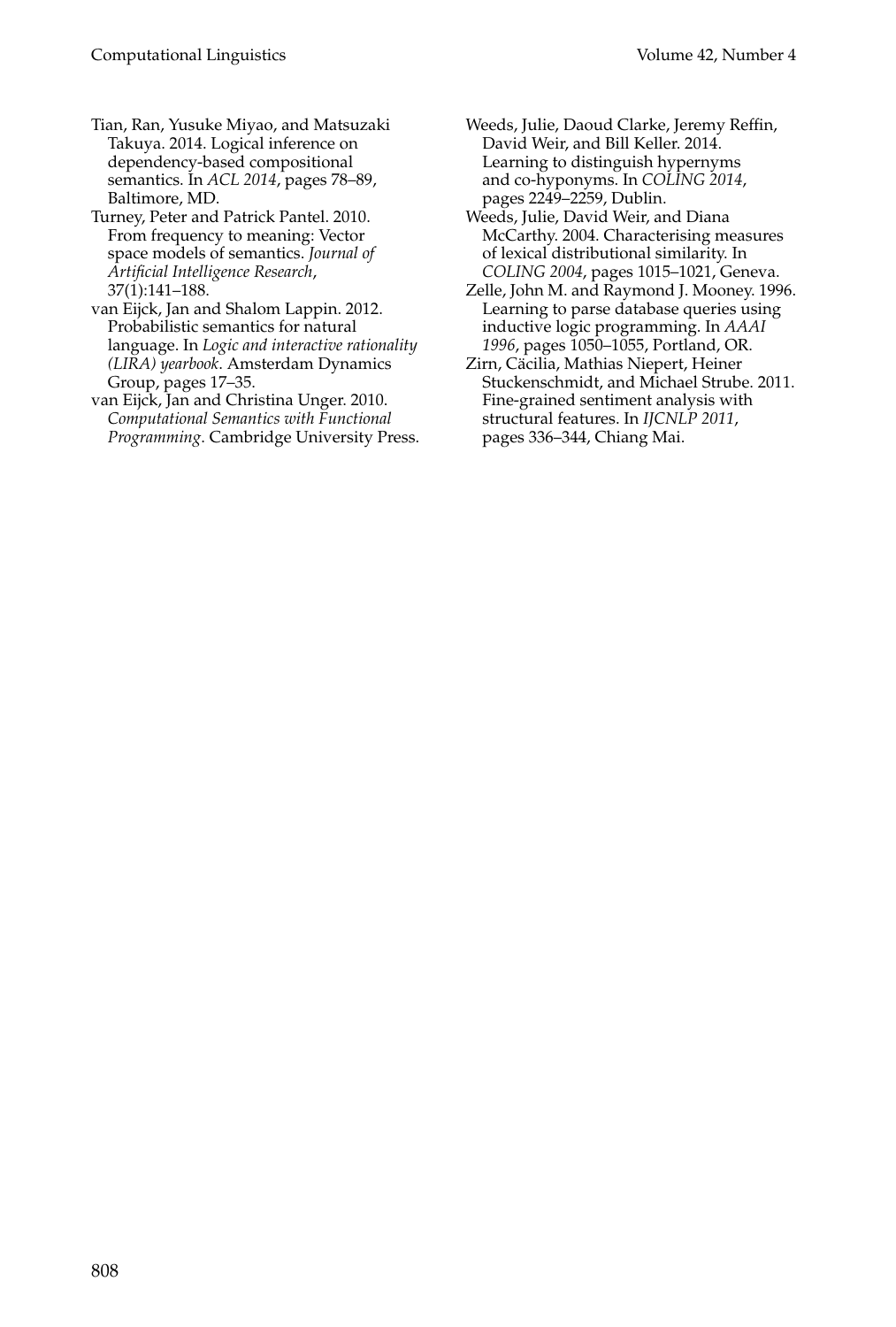Tian, Ran, Yusuke Miyao, and Matsuzaki Takuya. 2014. Logical inference on dependency-based compositional semantics. In *ACL 2014*, pages 78–89, Baltimore, MD.

Turney, Peter and Patrick Pantel. 2010. From frequency to meaning: Vector space models of semantics. *Journal of Artificial Intelligence Research*, 37(1):141–188.

van Eijck, Jan and Shalom Lappin. 2012. Probabilistic semantics for natural language. In *Logic and interactive rationality (LIRA) yearbook*. Amsterdam Dynamics Group, pages 17–35.

van Eijck, Jan and Christina Unger. 2010. *Computational Semantics with Functional Programming*. Cambridge University Press.

Weeds, Julie, Daoud Clarke, Jeremy Reffin, David Weir, and Bill Keller. 2014. Learning to distinguish hypernyms and co-hyponyms. In *COLING 2014*, pages 2249–2259, Dublin.

Weeds, Julie, David Weir, and Diana McCarthy. 2004. Characterising measures of lexical distributional similarity. In *COLING 2004*, pages 1015–1021, Geneva.

Zelle, John M. and Raymond J. Mooney. 1996. Learning to parse database queries using inductive logic programming. In *AAAI 1996*, pages 1050–1055, Portland, OR.

Zirn, Cäcilia, Mathias Niepert, Heiner Stuckenschmidt, and Michael Strube. 2011. Fine-grained sentiment analysis with structural features. In *IJCNLP 2011*, pages 336–344, Chiang Mai.